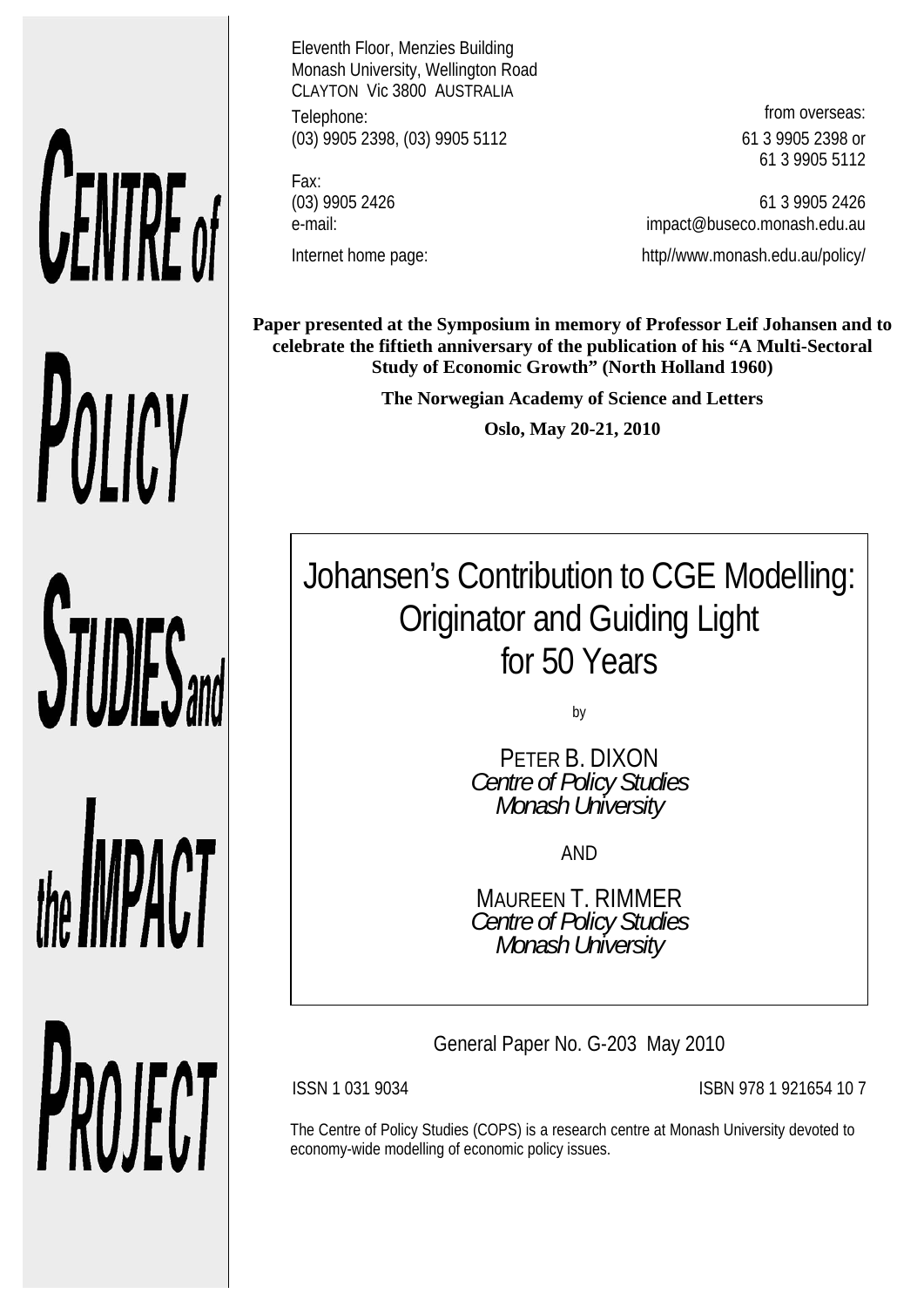CENTRE of POLICY STUDIES and the IMPACT PROJECT

Eleventh Floor, Menzies Building
Monash University, Wellington Road
CLAYTON Vic 3800 AUSTRALIA

| | |
|---|---|
| Telephone: | from overseas: |
| (03) 9905 2398, (03) 9905 5112 | 61 3 9905 2398 or 61 3 9905 5112 |
| Fax: | |
| (03) 9905 2426 | 61 3 9905 2426 |
| e-mail: | impact@buseco.monash.edu.au |
| Internet home page: | http//www.monash.edu.au/policy/ |

**Paper presented at the Symposium in memory of Professor Leif Johansen and to celebrate the fiftieth anniversary of the publication of his "A Multi-Sectoral Study of Economic Growth" (North Holland 1960)**

**The Norwegian Academy of Science and Letters**

**Oslo, May 20-21, 2010**

# Johansen's Contribution to CGE Modelling: Originator and Guiding Light for 50 Years

by

PETER B. DIXON
*Centre of Policy Studies*
*Monash University*

AND

MAUREEN T. RIMMER
*Centre of Policy Studies*
*Monash University*

General Paper No. G-203 May 2010

ISSN 1 031 9034 ISBN 978 1 921654 10 7

The Centre of Policy Studies (COPS) is a research centre at Monash University devoted to economy-wide modelling of economic policy issues.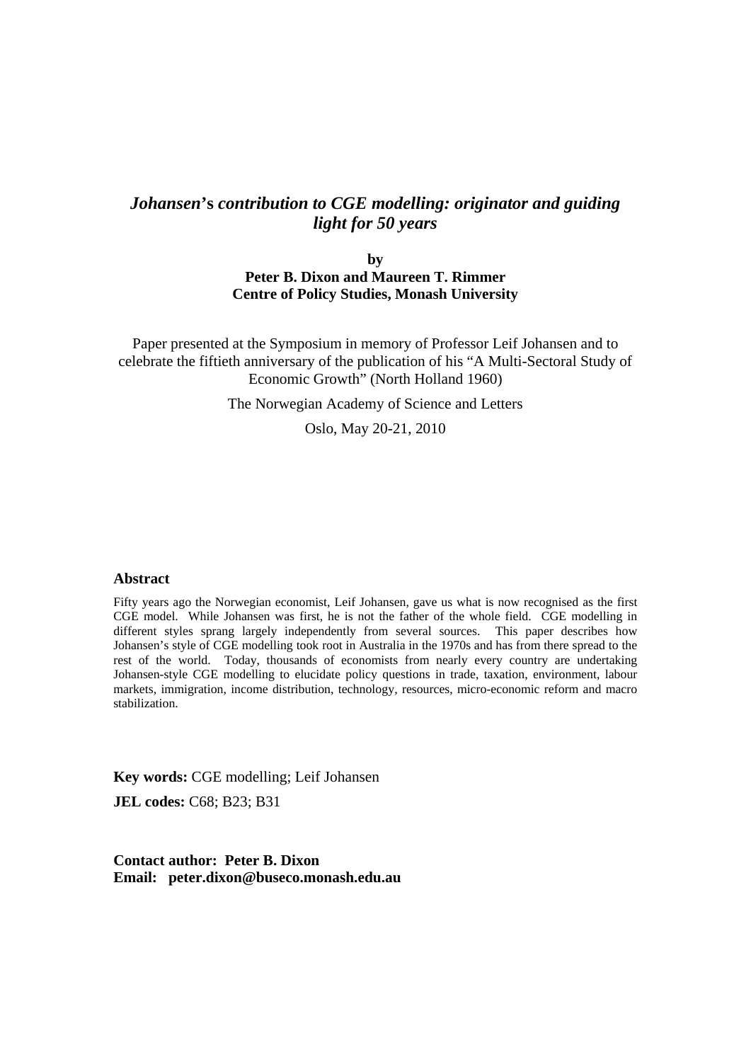# *Johansen's contribution to CGE modelling: originator and guiding light for 50 years*

**by**
**Peter B. Dixon and Maureen T. Rimmer**
**Centre of Policy Studies, Monash University**

Paper presented at the Symposium in memory of Professor Leif Johansen and to celebrate the fiftieth anniversary of the publication of his "A Multi-Sectoral Study of Economic Growth" (North Holland 1960)

The Norwegian Academy of Science and Letters

Oslo, May 20-21, 2010

**Abstract**

Fifty years ago the Norwegian economist, Leif Johansen, gave us what is now recognised as the first CGE model. While Johansen was first, he is not the father of the whole field. CGE modelling in different styles sprang largely independently from several sources. This paper describes how Johansen's style of CGE modelling took root in Australia in the 1970s and has from there spread to the rest of the world. Today, thousands of economists from nearly every country are undertaking Johansen-style CGE modelling to elucidate policy questions in trade, taxation, environment, labour markets, immigration, income distribution, technology, resources, micro-economic reform and macro stabilization.

**Key words:** CGE modelling; Leif Johansen

**JEL codes:** C68; B23; B31

**Contact author: Peter B. Dixon**
**Email: peter.dixon@buseco.monash.edu.au**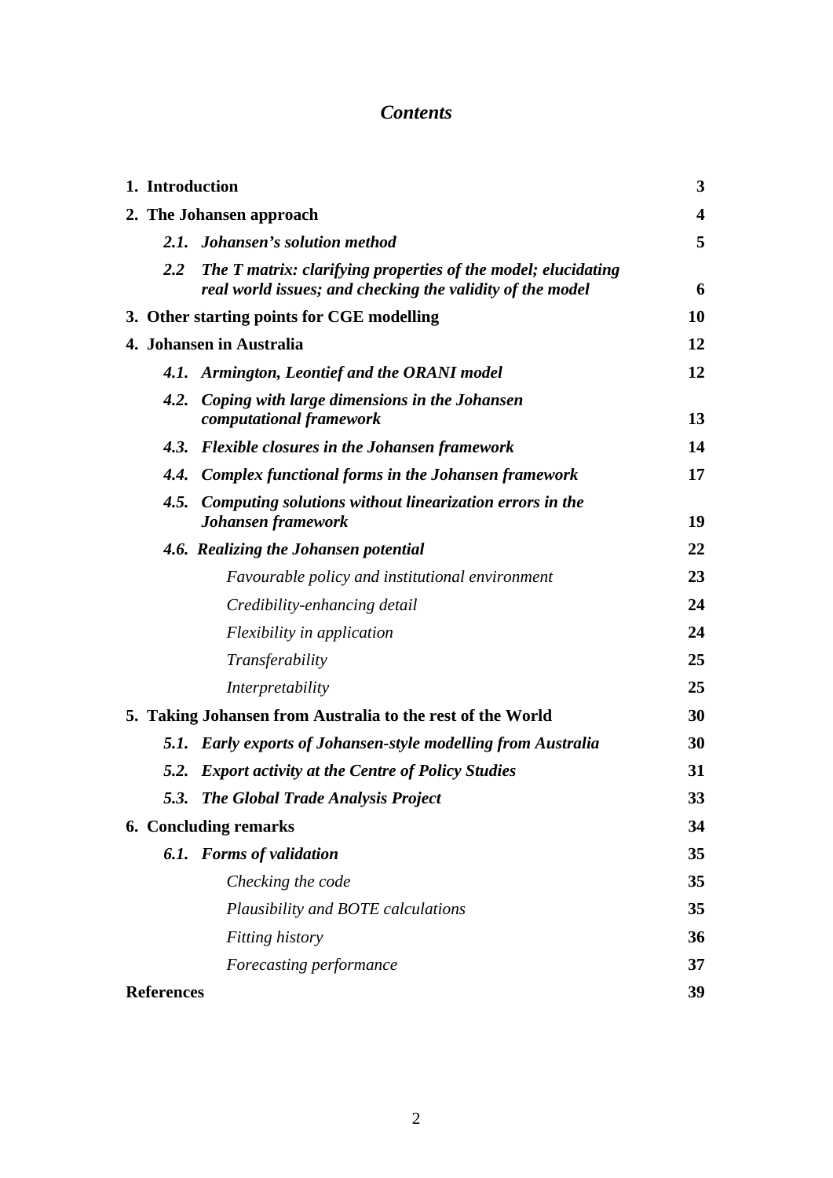## *Contents*

| | |
|---|---|
| **1. Introduction** | **3** |
| **2. The Johansen approach** | **4** |
| ***2.1. Johansen's solution method*** | **5** |
| ***2.2 The T matrix: clarifying properties of the model; elucidating real world issues; and checking the validity of the model*** | **6** |
| **3. Other starting points for CGE modelling** | **10** |
| **4. Johansen in Australia** | **12** |
| ***4.1. Armington, Leontief and the ORANI model*** | **12** |
| ***4.2. Coping with large dimensions in the Johansen computational framework*** | **13** |
| ***4.3. Flexible closures in the Johansen framework*** | **14** |
| ***4.4. Complex functional forms in the Johansen framework*** | **17** |
| ***4.5. Computing solutions without linearization errors in the Johansen framework*** | **19** |
| ***4.6. Realizing the Johansen potential*** | **22** |
| *Favourable policy and institutional environment* | **23** |
| *Credibility-enhancing detail* | **24** |
| *Flexibility in application* | **24** |
| *Transferability* | **25** |
| *Interpretability* | **25** |
| **5. Taking Johansen from Australia to the rest of the World** | **30** |
| ***5.1. Early exports of Johansen-style modelling from Australia*** | **30** |
| ***5.2. Export activity at the Centre of Policy Studies*** | **31** |
| ***5.3. The Global Trade Analysis Project*** | **33** |
| **6. Concluding remarks** | **34** |
| ***6.1. Forms of validation*** | **35** |
| *Checking the code* | **35** |
| *Plausibility and BOTE calculations* | **35** |
| *Fitting history* | **36** |
| *Forecasting performance* | **37** |
| **References** | **39** |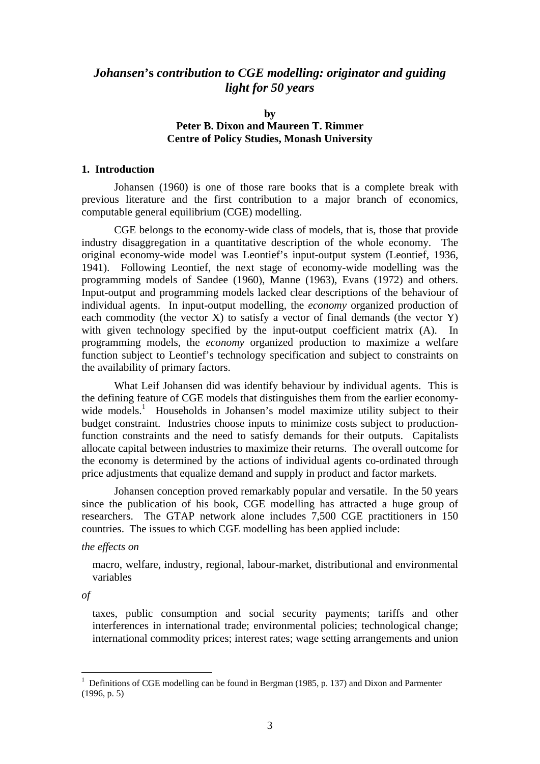# *Johansen*'s *contribution to CGE modelling: originator and guiding light for 50 years*

**by**
**Peter B. Dixon and Maureen T. Rimmer**
**Centre of Policy Studies, Monash University**

## 1. Introduction

Johansen (1960) is one of those rare books that is a complete break with previous literature and the first contribution to a major branch of economics, computable general equilibrium (CGE) modelling.

CGE belongs to the economy-wide class of models, that is, those that provide industry disaggregation in a quantitative description of the whole economy. The original economy-wide model was Leontief's input-output system (Leontief, 1936, 1941). Following Leontief, the next stage of economy-wide modelling was the programming models of Sandee (1960), Manne (1963), Evans (1972) and others. Input-output and programming models lacked clear descriptions of the behaviour of individual agents. In input-output modelling, the *economy* organized production of each commodity (the vector X) to satisfy a vector of final demands (the vector Y) with given technology specified by the input-output coefficient matrix (A). In programming models, the *economy* organized production to maximize a welfare function subject to Leontief's technology specification and subject to constraints on the availability of primary factors.

What Leif Johansen did was identify behaviour by individual agents. This is the defining feature of CGE models that distinguishes them from the earlier economy-wide models.[1] Households in Johansen's model maximize utility subject to their budget constraint. Industries choose inputs to minimize costs subject to production-function constraints and the need to satisfy demands for their outputs. Capitalists allocate capital between industries to maximize their returns. The overall outcome for the economy is determined by the actions of individual agents co-ordinated through price adjustments that equalize demand and supply in product and factor markets.

Johansen conception proved remarkably popular and versatile. In the 50 years since the publication of his book, CGE modelling has attracted a huge group of researchers. The GTAP network alone includes 7,500 CGE practitioners in 150 countries. The issues to which CGE modelling has been applied include:

*the effects on*

macro, welfare, industry, regional, labour-market, distributional and environmental variables

*of*

taxes, public consumption and social security payments; tariffs and other interferences in international trade; environmental policies; technological change; international commodity prices; interest rates; wage setting arrangements and union

---

[1] Definitions of CGE modelling can be found in Bergman (1985, p. 137) and Dixon and Parmenter (1996, p. 5)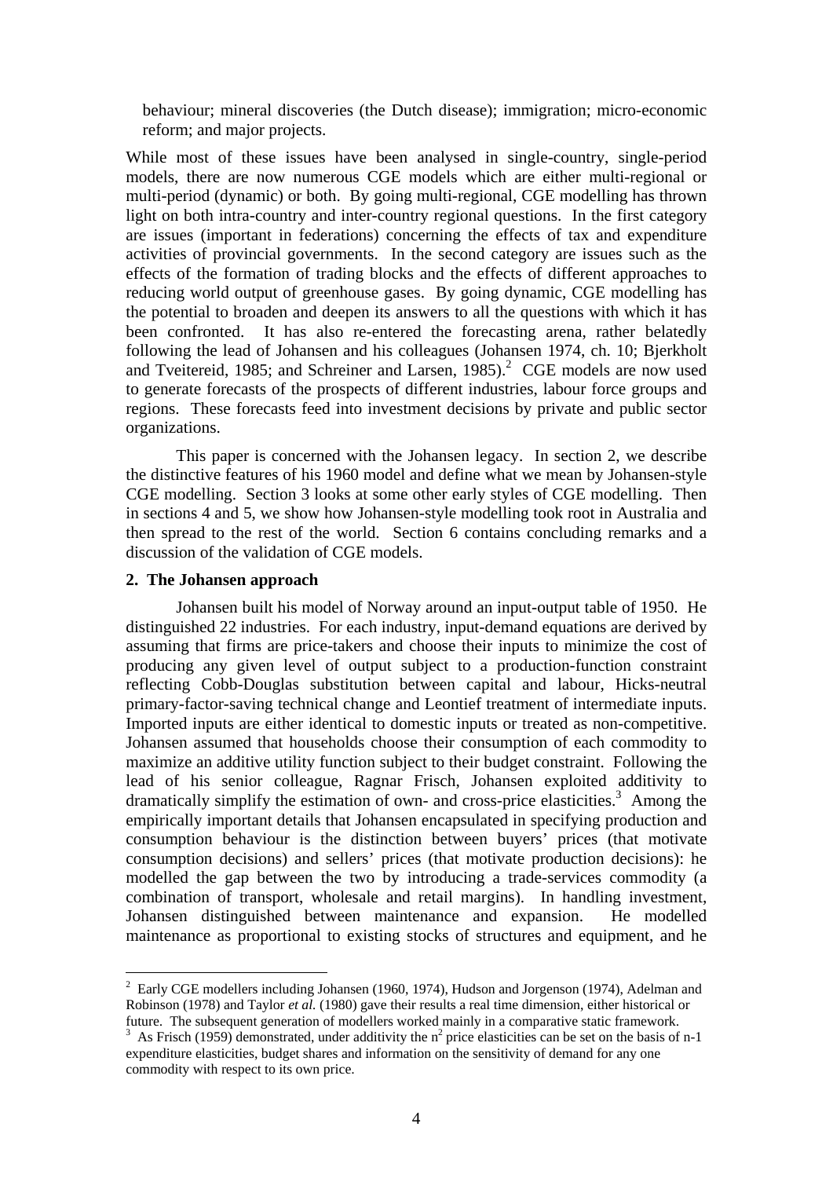behaviour; mineral discoveries (the Dutch disease); immigration; micro-economic reform; and major projects.

While most of these issues have been analysed in single-country, single-period models, there are now numerous CGE models which are either multi-regional or multi-period (dynamic) or both. By going multi-regional, CGE modelling has thrown light on both intra-country and inter-country regional questions. In the first category are issues (important in federations) concerning the effects of tax and expenditure activities of provincial governments. In the second category are issues such as the effects of the formation of trading blocks and the effects of different approaches to reducing world output of greenhouse gases. By going dynamic, CGE modelling has the potential to broaden and deepen its answers to all the questions with which it has been confronted. It has also re-entered the forecasting arena, rather belatedly following the lead of Johansen and his colleagues (Johansen 1974, ch. 10; Bjerkholt and Tveitereid, 1985; and Schreiner and Larsen, 1985).[2] CGE models are now used to generate forecasts of the prospects of different industries, labour force groups and regions. These forecasts feed into investment decisions by private and public sector organizations.

This paper is concerned with the Johansen legacy. In section 2, we describe the distinctive features of his 1960 model and define what we mean by Johansen-style CGE modelling. Section 3 looks at some other early styles of CGE modelling. Then in sections 4 and 5, we show how Johansen-style modelling took root in Australia and then spread to the rest of the world. Section 6 contains concluding remarks and a discussion of the validation of CGE models.

## 2. The Johansen approach

Johansen built his model of Norway around an input-output table of 1950. He distinguished 22 industries. For each industry, input-demand equations are derived by assuming that firms are price-takers and choose their inputs to minimize the cost of producing any given level of output subject to a production-function constraint reflecting Cobb-Douglas substitution between capital and labour, Hicks-neutral primary-factor-saving technical change and Leontief treatment of intermediate inputs. Imported inputs are either identical to domestic inputs or treated as non-competitive. Johansen assumed that households choose their consumption of each commodity to maximize an additive utility function subject to their budget constraint. Following the lead of his senior colleague, Ragnar Frisch, Johansen exploited additivity to dramatically simplify the estimation of own- and cross-price elasticities.[3] Among the empirically important details that Johansen encapsulated in specifying production and consumption behaviour is the distinction between buyers' prices (that motivate consumption decisions) and sellers' prices (that motivate production decisions): he modelled the gap between the two by introducing a trade-services commodity (a combination of transport, wholesale and retail margins). In handling investment, Johansen distinguished between maintenance and expansion. He modelled maintenance as proportional to existing stocks of structures and equipment, and he

---

[2] Early CGE modellers including Johansen (1960, 1974), Hudson and Jorgenson (1974), Adelman and Robinson (1978) and Taylor *et al.* (1980) gave their results a real time dimension, either historical or future. The subsequent generation of modellers worked mainly in a comparative static framework.

[3] As Frisch (1959) demonstrated, under additivity the $n^2$ price elasticities can be set on the basis of n-1 expenditure elasticities, budget shares and information on the sensitivity of demand for any one commodity with respect to its own price.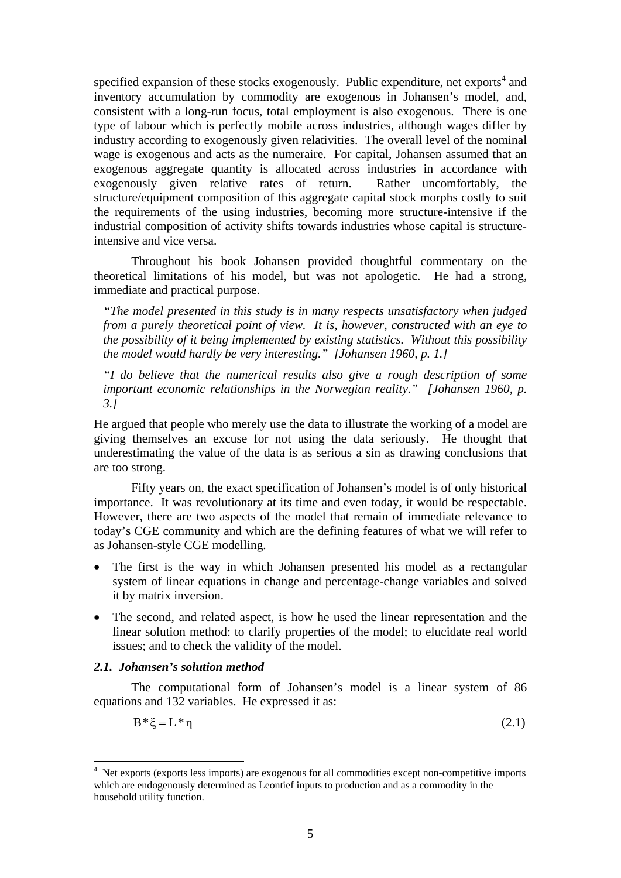specified expansion of these stocks exogenously. Public expenditure, net exports[4] and inventory accumulation by commodity are exogenous in Johansen's model, and, consistent with a long-run focus, total employment is also exogenous. There is one type of labour which is perfectly mobile across industries, although wages differ by industry according to exogenously given relativities. The overall level of the nominal wage is exogenous and acts as the numeraire. For capital, Johansen assumed that an exogenous aggregate quantity is allocated across industries in accordance with exogenously given relative rates of return. Rather uncomfortably, the structure/equipment composition of this aggregate capital stock morphs costly to suit the requirements of the using industries, becoming more structure-intensive if the industrial composition of activity shifts towards industries whose capital is structure-intensive and vice versa.

Throughout his book Johansen provided thoughtful commentary on the theoretical limitations of his model, but was not apologetic. He had a strong, immediate and practical purpose.

> *"The model presented in this study is in many respects unsatisfactory when judged from a purely theoretical point of view. It is, however, constructed with an eye to the possibility of it being implemented by existing statistics. Without this possibility the model would hardly be very interesting." [Johansen 1960, p. 1.]*

> *"I do believe that the numerical results also give a rough description of some important economic relationships in the Norwegian reality." [Johansen 1960, p. 3.]*

He argued that people who merely use the data to illustrate the working of a model are giving themselves an excuse for not using the data seriously. He thought that underestimating the value of the data is as serious a sin as drawing conclusions that are too strong.

Fifty years on, the exact specification of Johansen's model is of only historical importance. It was revolutionary at its time and even today, it would be respectable. However, there are two aspects of the model that remain of immediate relevance to today's CGE community and which are the defining features of what we will refer to as Johansen-style CGE modelling.

- The first is the way in which Johansen presented his model as a rectangular system of linear equations in change and percentage-change variables and solved it by matrix inversion.
- The second, and related aspect, is how he used the linear representation and the linear solution method: to clarify properties of the model; to elucidate real world issues; and to check the validity of the model.

### *2.1. Johansen's solution method*

The computational form of Johansen's model is a linear system of 86 equations and 132 variables. He expressed it as:

$$B * \xi = L * \eta \tag{2.1}$$

[4] Net exports (exports less imports) are exogenous for all commodities except non-competitive imports which are endogenously determined as Leontief inputs to production and as a commodity in the household utility function.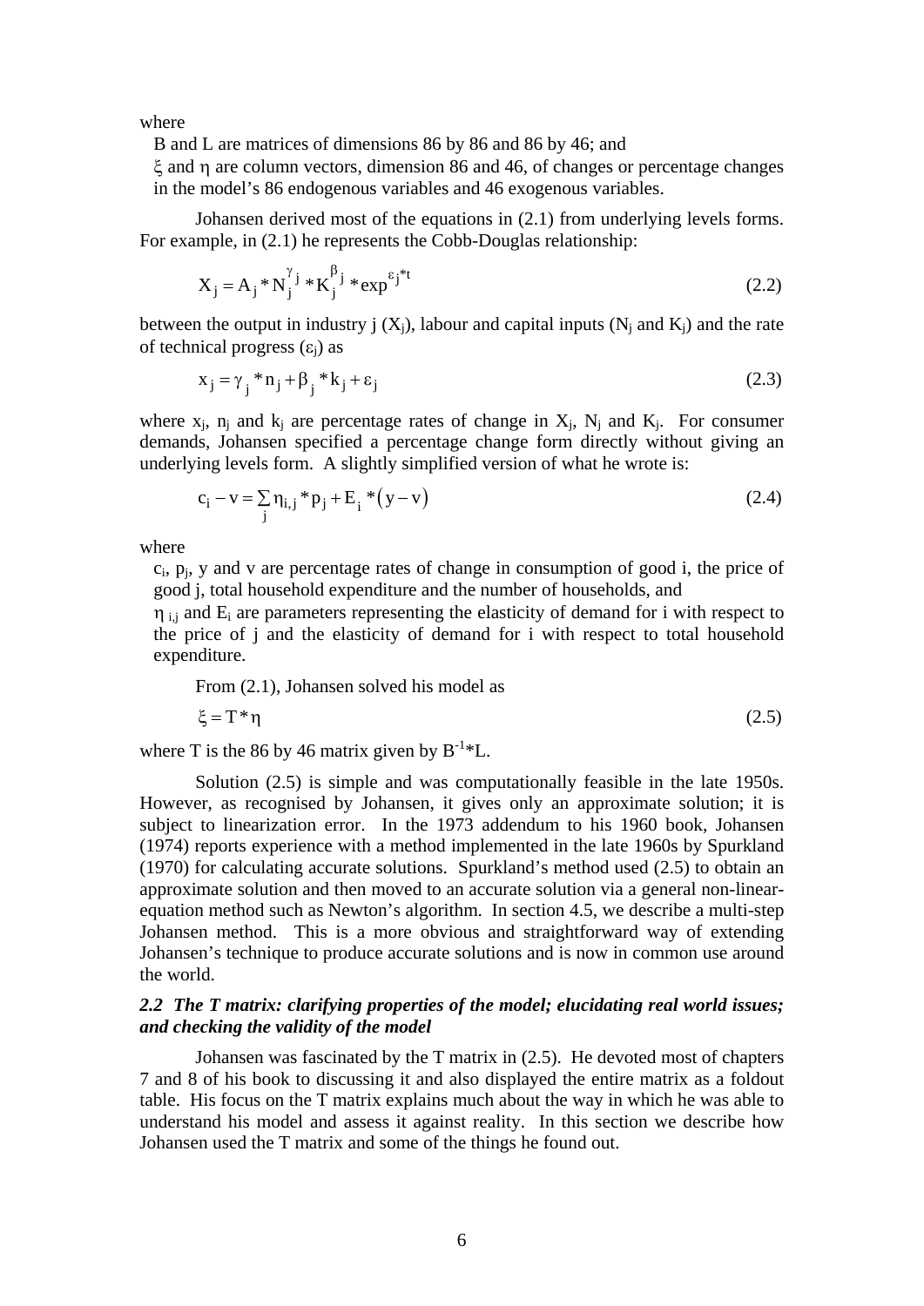where

B and L are matrices of dimensions 86 by 86 and 86 by 46; and

$\xi$ and $\eta$ are column vectors, dimension 86 and 46, of changes or percentage changes in the model's 86 endogenous variables and 46 exogenous variables.

Johansen derived most of the equations in (2.1) from underlying levels forms. For example, in (2.1) he represents the Cobb-Douglas relationship:

$$X_j = A_j * N_j^{\gamma_j} * K_j^{\beta_j} * \exp^{\varepsilon_j * t} \tag{2.2}$$

between the output in industry j ($X_j$), labour and capital inputs ($N_j$ and $K_j$) and the rate of technical progress ($\varepsilon_j$) as

$$x_j = \gamma_j * n_j + \beta_j * k_j + \varepsilon_j \tag{2.3}$$

where $x_j$, $n_j$ and $k_j$ are percentage rates of change in $X_j$, $N_j$ and $K_j$. For consumer demands, Johansen specified a percentage change form directly without giving an underlying levels form. A slightly simplified version of what he wrote is:

$$c_i - v = \sum_j \eta_{i,j} * p_j + E_i * (y - v) \tag{2.4}$$

where

$c_i$, $p_j$, y and v are percentage rates of change in consumption of good i, the price of good j, total household expenditure and the number of households, and

$\eta_{i,j}$ and $E_i$ are parameters representing the elasticity of demand for i with respect to the price of j and the elasticity of demand for i with respect to total household expenditure.

From (2.1), Johansen solved his model as

$$\xi = T * \eta \tag{2.5}$$

where T is the 86 by 46 matrix given by $B^{-1}$*L.

Solution (2.5) is simple and was computationally feasible in the late 1950s. However, as recognised by Johansen, it gives only an approximate solution; it is subject to linearization error. In the 1973 addendum to his 1960 book, Johansen (1974) reports experience with a method implemented in the late 1960s by Spurkland (1970) for calculating accurate solutions. Spurkland's method used (2.5) to obtain an approximate solution and then moved to an accurate solution via a general non-linear-equation method such as Newton's algorithm. In section 4.5, we describe a multi-step Johansen method. This is a more obvious and straightforward way of extending Johansen's technique to produce accurate solutions and is now in common use around the world.

### *2.2 The T matrix: clarifying properties of the model; elucidating real world issues; and checking the validity of the model*

Johansen was fascinated by the T matrix in (2.5). He devoted most of chapters 7 and 8 of his book to discussing it and also displayed the entire matrix as a foldout table. His focus on the T matrix explains much about the way in which he was able to understand his model and assess it against reality. In this section we describe how Johansen used the T matrix and some of the things he found out.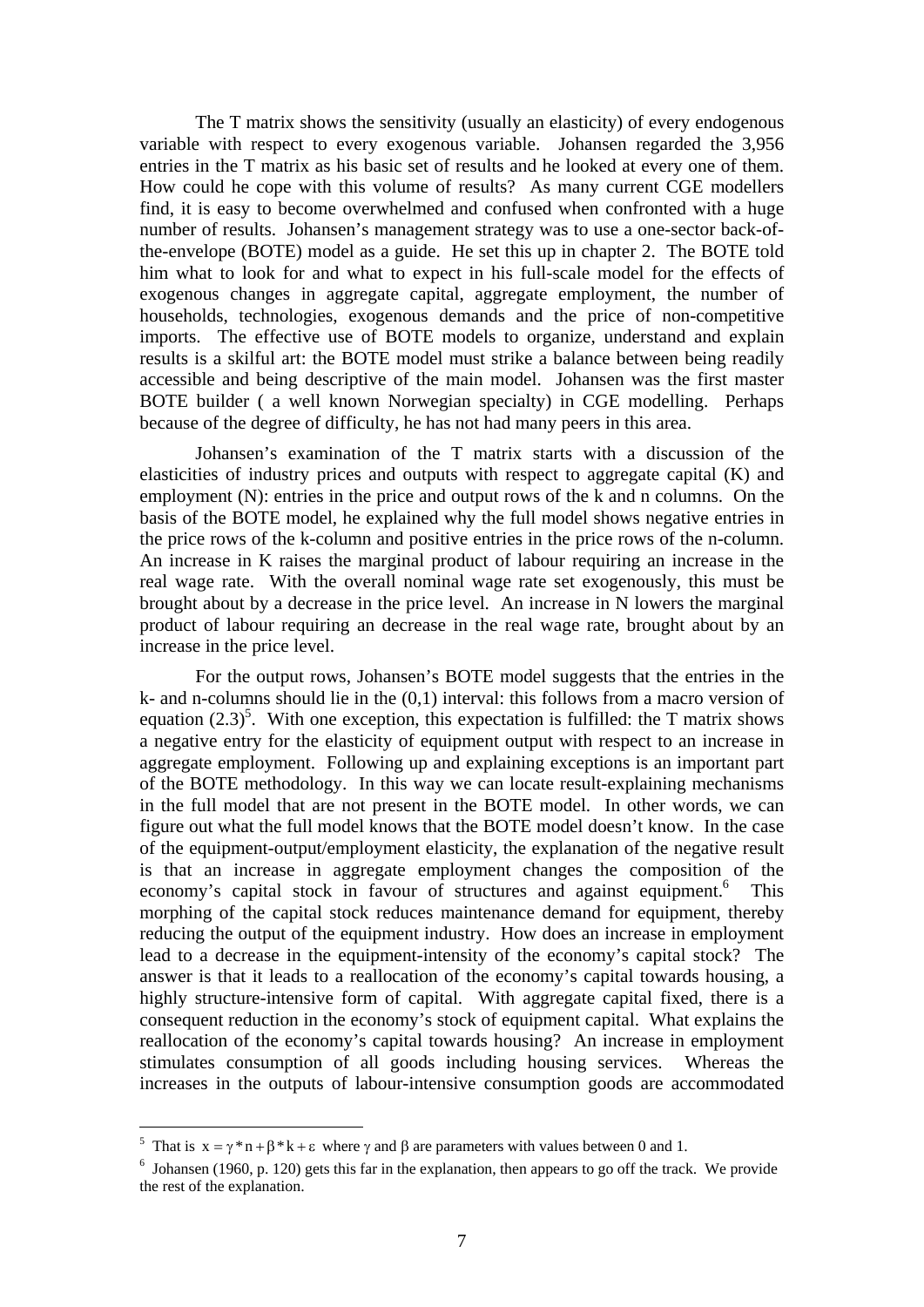The T matrix shows the sensitivity (usually an elasticity) of every endogenous variable with respect to every exogenous variable. Johansen regarded the 3,956 entries in the T matrix as his basic set of results and he looked at every one of them. How could he cope with this volume of results? As many current CGE modellers find, it is easy to become overwhelmed and confused when confronted with a huge number of results. Johansen's management strategy was to use a one-sector back-of-the-envelope (BOTE) model as a guide. He set this up in chapter 2. The BOTE told him what to look for and what to expect in his full-scale model for the effects of exogenous changes in aggregate capital, aggregate employment, the number of households, technologies, exogenous demands and the price of non-competitive imports. The effective use of BOTE models to organize, understand and explain results is a skilful art: the BOTE model must strike a balance between being readily accessible and being descriptive of the main model. Johansen was the first master BOTE builder ( a well known Norwegian specialty) in CGE modelling. Perhaps because of the degree of difficulty, he has not had many peers in this area.

Johansen's examination of the T matrix starts with a discussion of the elasticities of industry prices and outputs with respect to aggregate capital (K) and employment (N): entries in the price and output rows of the k and n columns. On the basis of the BOTE model, he explained why the full model shows negative entries in the price rows of the k-column and positive entries in the price rows of the n-column. An increase in K raises the marginal product of labour requiring an increase in the real wage rate. With the overall nominal wage rate set exogenously, this must be brought about by a decrease in the price level. An increase in N lowers the marginal product of labour requiring an decrease in the real wage rate, brought about by an increase in the price level.

For the output rows, Johansen's BOTE model suggests that the entries in the k- and n-columns should lie in the (0,1) interval: this follows from a macro version of equation (2.3)[5]. With one exception, this expectation is fulfilled: the T matrix shows a negative entry for the elasticity of equipment output with respect to an increase in aggregate employment. Following up and explaining exceptions is an important part of the BOTE methodology. In this way we can locate result-explaining mechanisms in the full model that are not present in the BOTE model. In other words, we can figure out what the full model knows that the BOTE model doesn't know. In the case of the equipment-output/employment elasticity, the explanation of the negative result is that an increase in aggregate employment changes the composition of the economy's capital stock in favour of structures and against equipment.[6] This morphing of the capital stock reduces maintenance demand for equipment, thereby reducing the output of the equipment industry. How does an increase in employment lead to a decrease in the equipment-intensity of the economy's capital stock? The answer is that it leads to a reallocation of the economy's capital towards housing, a highly structure-intensive form of capital. With aggregate capital fixed, there is a consequent reduction in the economy's stock of equipment capital. What explains the reallocation of the economy's capital towards housing? An increase in employment stimulates consumption of all goods including housing services. Whereas the increases in the outputs of labour-intensive consumption goods are accommodated

---

[5] That is $x = \gamma * n + \beta * k + \varepsilon$ where $\gamma$ and $\beta$ are parameters with values between 0 and 1.

[6] Johansen (1960, p. 120) gets this far in the explanation, then appears to go off the track. We provide the rest of the explanation.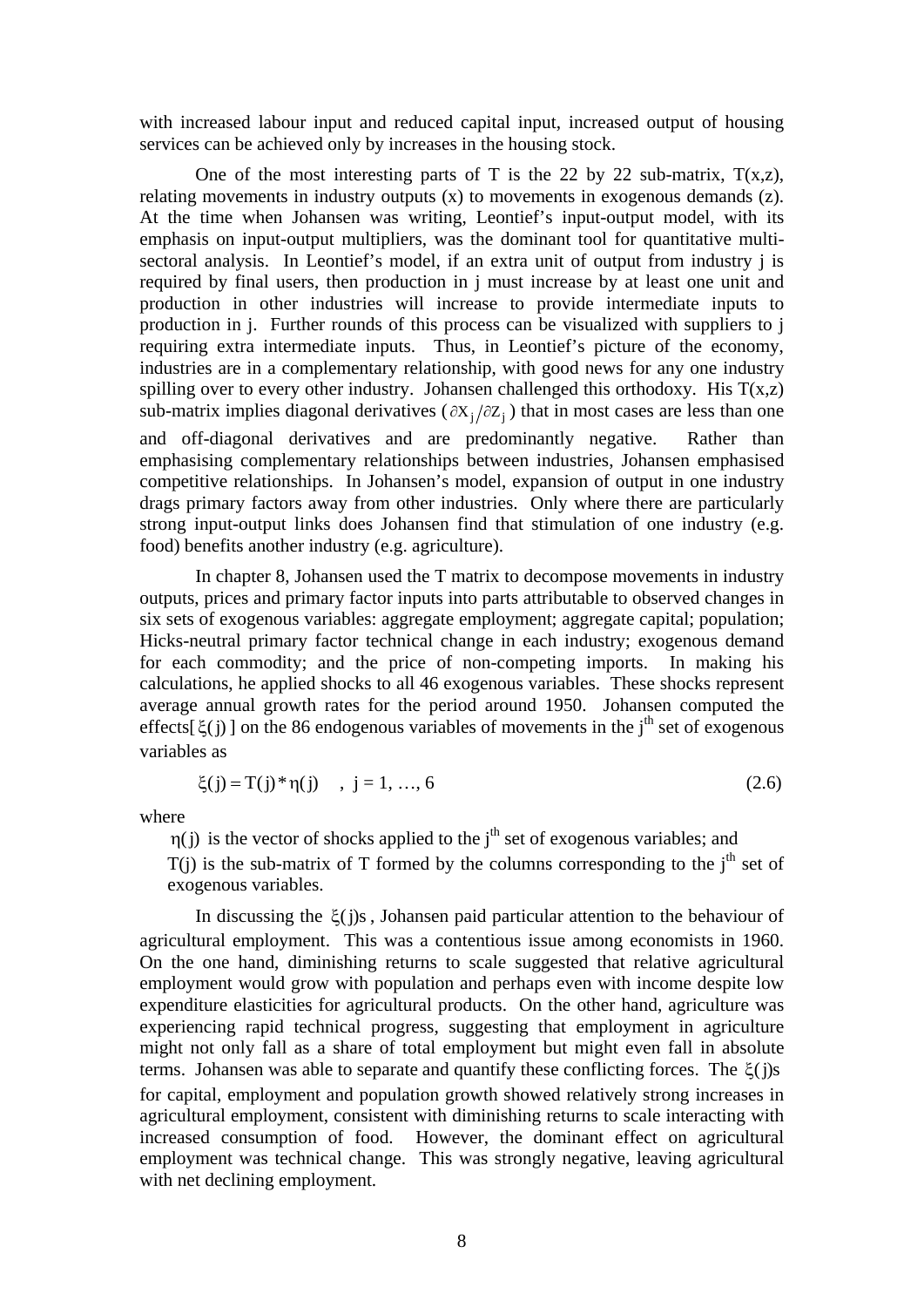with increased labour input and reduced capital input, increased output of housing services can be achieved only by increases in the housing stock.

One of the most interesting parts of T is the 22 by 22 sub-matrix, T(x,z), relating movements in industry outputs (x) to movements in exogenous demands (z). At the time when Johansen was writing, Leontief's input-output model, with its emphasis on input-output multipliers, was the dominant tool for quantitative multi-sectoral analysis. In Leontief's model, if an extra unit of output from industry j is required by final users, then production in j must increase by at least one unit and production in other industries will increase to provide intermediate inputs to production in j. Further rounds of this process can be visualized with suppliers to j requiring extra intermediate inputs. Thus, in Leontief's picture of the economy, industries are in a complementary relationship, with good news for any one industry spilling over to every other industry. Johansen challenged this orthodoxy. His T(x,z) sub-matrix implies diagonal derivatives ($\partial x_j / \partial z_j$) that in most cases are less than one and off-diagonal derivatives and are predominantly negative. Rather than emphasising complementary relationships between industries, Johansen emphasised competitive relationships. In Johansen's model, expansion of output in one industry drags primary factors away from other industries. Only where there are particularly strong input-output links does Johansen find that stimulation of one industry (e.g. food) benefits another industry (e.g. agriculture).

In chapter 8, Johansen used the T matrix to decompose movements in industry outputs, prices and primary factor inputs into parts attributable to observed changes in six sets of exogenous variables: aggregate employment; aggregate capital; population; Hicks-neutral primary factor technical change in each industry; exogenous demand for each commodity; and the price of non-competing imports. In making his calculations, he applied shocks to all 46 exogenous variables. These shocks represent average annual growth rates for the period around 1950. Johansen computed the effects[$\xi(j)$] on the 86 endogenous variables of movements in the j$^{th}$ set of exogenous variables as

$$\xi(j) = T(j) * \eta(j) \quad , \; j = 1, \ldots, 6 \tag{2.6}$$

where

$\eta(j)$ is the vector of shocks applied to the j$^{th}$ set of exogenous variables; and

T(j) is the sub-matrix of T formed by the columns corresponding to the j$^{th}$ set of exogenous variables.

In discussing the $\xi(j)$s, Johansen paid particular attention to the behaviour of agricultural employment. This was a contentious issue among economists in 1960. On the one hand, diminishing returns to scale suggested that relative agricultural employment would grow with population and perhaps even with income despite low expenditure elasticities for agricultural products. On the other hand, agriculture was experiencing rapid technical progress, suggesting that employment in agriculture might not only fall as a share of total employment but might even fall in absolute terms. Johansen was able to separate and quantify these conflicting forces. The $\xi(j)$s for capital, employment and population growth showed relatively strong increases in agricultural employment, consistent with diminishing returns to scale interacting with increased consumption of food. However, the dominant effect on agricultural employment was technical change. This was strongly negative, leaving agricultural with net declining employment.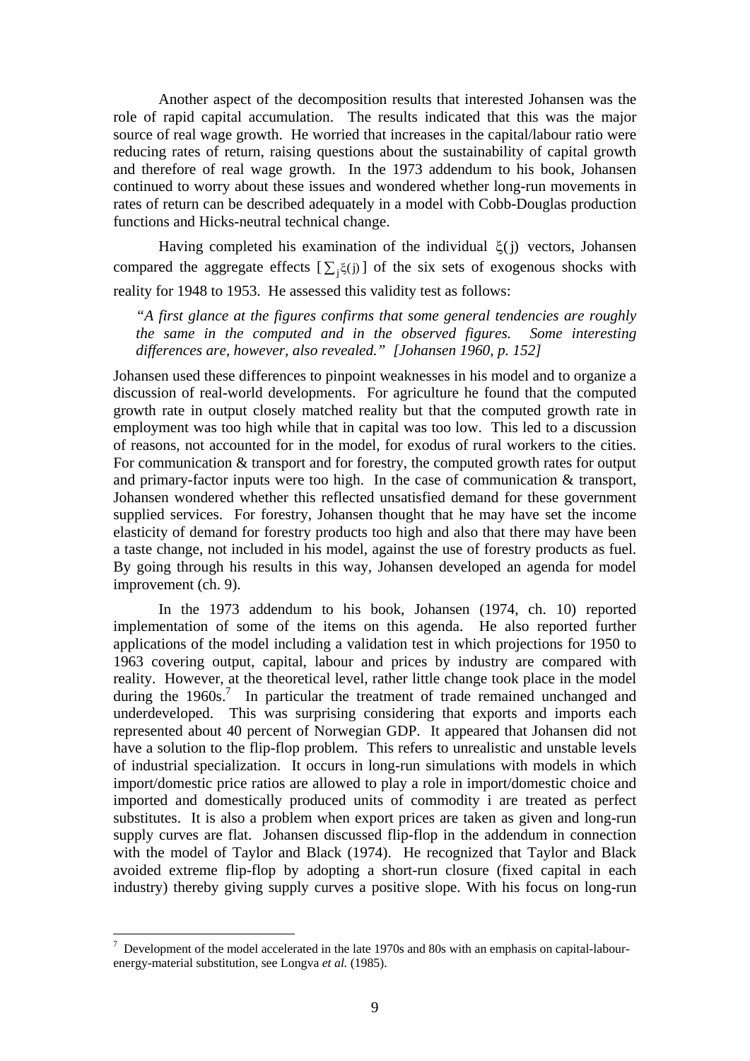Another aspect of the decomposition results that interested Johansen was the role of rapid capital accumulation. The results indicated that this was the major source of real wage growth. He worried that increases in the capital/labour ratio were reducing rates of return, raising questions about the sustainability of capital growth and therefore of real wage growth. In the 1973 addendum to his book, Johansen continued to worry about these issues and wondered whether long-run movements in rates of return can be described adequately in a model with Cobb-Douglas production functions and Hicks-neutral technical change.

Having completed his examination of the individual $\xi(j)$ vectors, Johansen compared the aggregate effects $[\sum_j \xi(j)]$ of the six sets of exogenous shocks with reality for 1948 to 1953. He assessed this validity test as follows:

*"A first glance at the figures confirms that some general tendencies are roughly the same in the computed and in the observed figures. Some interesting differences are, however, also revealed." [Johansen 1960, p. 152]*

Johansen used these differences to pinpoint weaknesses in his model and to organize a discussion of real-world developments. For agriculture he found that the computed growth rate in output closely matched reality but that the computed growth rate in employment was too high while that in capital was too low. This led to a discussion of reasons, not accounted for in the model, for exodus of rural workers to the cities. For communication & transport and for forestry, the computed growth rates for output and primary-factor inputs were too high. In the case of communication & transport, Johansen wondered whether this reflected unsatisfied demand for these government supplied services. For forestry, Johansen thought that he may have set the income elasticity of demand for forestry products too high and also that there may have been a taste change, not included in his model, against the use of forestry products as fuel. By going through his results in this way, Johansen developed an agenda for model improvement (ch. 9).

In the 1973 addendum to his book, Johansen (1974, ch. 10) reported implementation of some of the items on this agenda. He also reported further applications of the model including a validation test in which projections for 1950 to 1963 covering output, capital, labour and prices by industry are compared with reality. However, at the theoretical level, rather little change took place in the model during the 1960s.[7] In particular the treatment of trade remained unchanged and underdeveloped. This was surprising considering that exports and imports each represented about 40 percent of Norwegian GDP. It appeared that Johansen did not have a solution to the flip-flop problem. This refers to unrealistic and unstable levels of industrial specialization. It occurs in long-run simulations with models in which import/domestic price ratios are allowed to play a role in import/domestic choice and imported and domestically produced units of commodity i are treated as perfect substitutes. It is also a problem when export prices are taken as given and long-run supply curves are flat. Johansen discussed flip-flop in the addendum in connection with the model of Taylor and Black (1974). He recognized that Taylor and Black avoided extreme flip-flop by adopting a short-run closure (fixed capital in each industry) thereby giving supply curves a positive slope. With his focus on long-run

[7] Development of the model accelerated in the late 1970s and 80s with an emphasis on capital-labour-energy-material substitution, see Longva *et al.* (1985).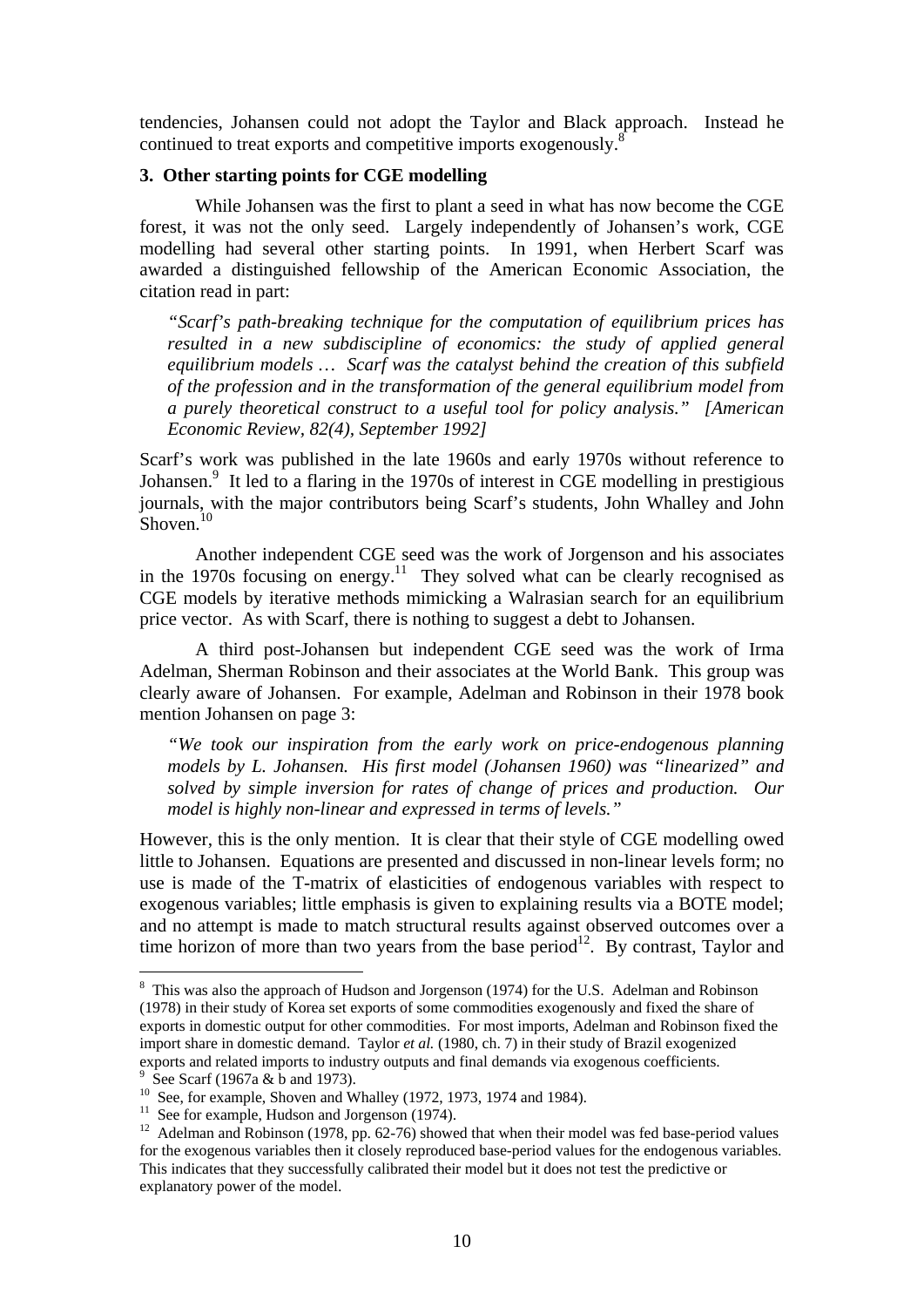tendencies, Johansen could not adopt the Taylor and Black approach. Instead he continued to treat exports and competitive imports exogenously.[8]

### 3. Other starting points for CGE modelling

While Johansen was the first to plant a seed in what has now become the CGE forest, it was not the only seed. Largely independently of Johansen's work, CGE modelling had several other starting points. In 1991, when Herbert Scarf was awarded a distinguished fellowship of the American Economic Association, the citation read in part:

> *"Scarf's path-breaking technique for the computation of equilibrium prices has resulted in a new subdiscipline of economics: the study of applied general equilibrium models … Scarf was the catalyst behind the creation of this subfield of the profession and in the transformation of the general equilibrium model from a purely theoretical construct to a useful tool for policy analysis." [American Economic Review, 82(4), September 1992]*

Scarf's work was published in the late 1960s and early 1970s without reference to Johansen.[9] It led to a flaring in the 1970s of interest in CGE modelling in prestigious journals, with the major contributors being Scarf's students, John Whalley and John Shoven.[10]

Another independent CGE seed was the work of Jorgenson and his associates in the 1970s focusing on energy.[11] They solved what can be clearly recognised as CGE models by iterative methods mimicking a Walrasian search for an equilibrium price vector. As with Scarf, there is nothing to suggest a debt to Johansen.

A third post-Johansen but independent CGE seed was the work of Irma Adelman, Sherman Robinson and their associates at the World Bank. This group was clearly aware of Johansen. For example, Adelman and Robinson in their 1978 book mention Johansen on page 3:

> *"We took our inspiration from the early work on price-endogenous planning models by L. Johansen. His first model (Johansen 1960) was "linearized" and solved by simple inversion for rates of change of prices and production. Our model is highly non-linear and expressed in terms of levels."*

However, this is the only mention. It is clear that their style of CGE modelling owed little to Johansen. Equations are presented and discussed in non-linear levels form; no use is made of the T-matrix of elasticities of endogenous variables with respect to exogenous variables; little emphasis is given to explaining results via a BOTE model; and no attempt is made to match structural results against observed outcomes over a time horizon of more than two years from the base period[12]. By contrast, Taylor and

---

[8] This was also the approach of Hudson and Jorgenson (1974) for the U.S. Adelman and Robinson (1978) in their study of Korea set exports of some commodities exogenously and fixed the share of exports in domestic output for other commodities. For most imports, Adelman and Robinson fixed the import share in domestic demand. Taylor *et al.* (1980, ch. 7) in their study of Brazil exogenized exports and related imports to industry outputs and final demands via exogenous coefficients.

[9] See Scarf (1967a & b and 1973).

[10] See, for example, Shoven and Whalley (1972, 1973, 1974 and 1984).

[11] See for example, Hudson and Jorgenson (1974).

[12] Adelman and Robinson (1978, pp. 62-76) showed that when their model was fed base-period values for the exogenous variables then it closely reproduced base-period values for the endogenous variables. This indicates that they successfully calibrated their model but it does not test the predictive or explanatory power of the model.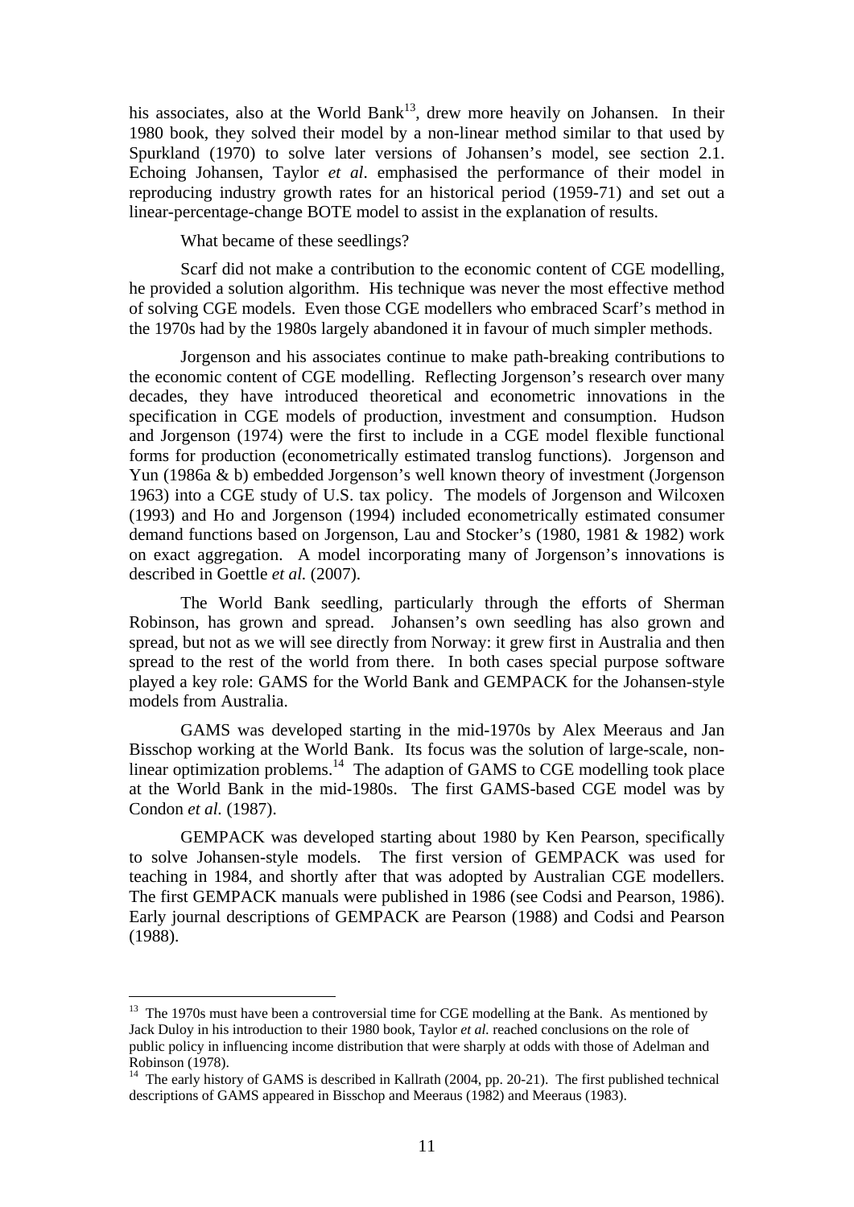his associates, also at the World Bank[13], drew more heavily on Johansen. In their 1980 book, they solved their model by a non-linear method similar to that used by Spurkland (1970) to solve later versions of Johansen's model, see section 2.1. Echoing Johansen, Taylor *et al*. emphasised the performance of their model in reproducing industry growth rates for an historical period (1959-71) and set out a linear-percentage-change BOTE model to assist in the explanation of results.

What became of these seedlings?

Scarf did not make a contribution to the economic content of CGE modelling, he provided a solution algorithm. His technique was never the most effective method of solving CGE models. Even those CGE modellers who embraced Scarf's method in the 1970s had by the 1980s largely abandoned it in favour of much simpler methods.

Jorgenson and his associates continue to make path-breaking contributions to the economic content of CGE modelling. Reflecting Jorgenson's research over many decades, they have introduced theoretical and econometric innovations in the specification in CGE models of production, investment and consumption. Hudson and Jorgenson (1974) were the first to include in a CGE model flexible functional forms for production (econometrically estimated translog functions). Jorgenson and Yun (1986a & b) embedded Jorgenson's well known theory of investment (Jorgenson 1963) into a CGE study of U.S. tax policy. The models of Jorgenson and Wilcoxen (1993) and Ho and Jorgenson (1994) included econometrically estimated consumer demand functions based on Jorgenson, Lau and Stocker's (1980, 1981 & 1982) work on exact aggregation. A model incorporating many of Jorgenson's innovations is described in Goettle *et al.* (2007).

The World Bank seedling, particularly through the efforts of Sherman Robinson, has grown and spread. Johansen's own seedling has also grown and spread, but not as we will see directly from Norway: it grew first in Australia and then spread to the rest of the world from there. In both cases special purpose software played a key role: GAMS for the World Bank and GEMPACK for the Johansen-style models from Australia.

GAMS was developed starting in the mid-1970s by Alex Meeraus and Jan Bisschop working at the World Bank. Its focus was the solution of large-scale, non-linear optimization problems.[14] The adaption of GAMS to CGE modelling took place at the World Bank in the mid-1980s. The first GAMS-based CGE model was by Condon *et al.* (1987).

GEMPACK was developed starting about 1980 by Ken Pearson, specifically to solve Johansen-style models. The first version of GEMPACK was used for teaching in 1984, and shortly after that was adopted by Australian CGE modellers. The first GEMPACK manuals were published in 1986 (see Codsi and Pearson, 1986). Early journal descriptions of GEMPACK are Pearson (1988) and Codsi and Pearson (1988).

---

[13] The 1970s must have been a controversial time for CGE modelling at the Bank. As mentioned by Jack Duloy in his introduction to their 1980 book, Taylor *et al.* reached conclusions on the role of public policy in influencing income distribution that were sharply at odds with those of Adelman and Robinson (1978).

[14] The early history of GAMS is described in Kallrath (2004, pp. 20-21). The first published technical descriptions of GAMS appeared in Bisschop and Meeraus (1982) and Meeraus (1983).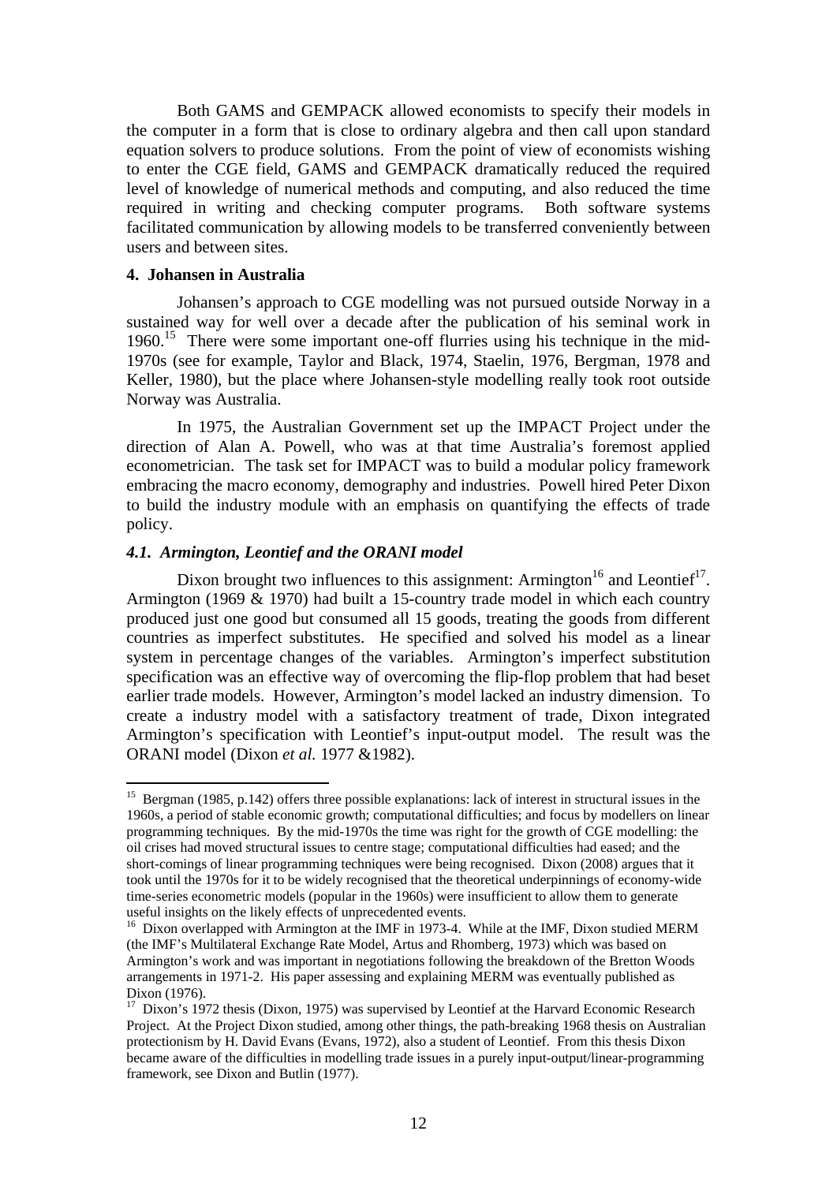Both GAMS and GEMPACK allowed economists to specify their models in the computer in a form that is close to ordinary algebra and then call upon standard equation solvers to produce solutions. From the point of view of economists wishing to enter the CGE field, GAMS and GEMPACK dramatically reduced the required level of knowledge of numerical methods and computing, and also reduced the time required in writing and checking computer programs. Both software systems facilitated communication by allowing models to be transferred conveniently between users and between sites.

## 4. Johansen in Australia

Johansen's approach to CGE modelling was not pursued outside Norway in a sustained way for well over a decade after the publication of his seminal work in 1960.[15] There were some important one-off flurries using his technique in the mid-1970s (see for example, Taylor and Black, 1974, Staelin, 1976, Bergman, 1978 and Keller, 1980), but the place where Johansen-style modelling really took root outside Norway was Australia.

In 1975, the Australian Government set up the IMPACT Project under the direction of Alan A. Powell, who was at that time Australia's foremost applied econometrician. The task set for IMPACT was to build a modular policy framework embracing the macro economy, demography and industries. Powell hired Peter Dixon to build the industry module with an emphasis on quantifying the effects of trade policy.

### *4.1. Armington, Leontief and the ORANI model*

Dixon brought two influences to this assignment: Armington[16] and Leontief[17]. Armington (1969 & 1970) had built a 15-country trade model in which each country produced just one good but consumed all 15 goods, treating the goods from different countries as imperfect substitutes. He specified and solved his model as a linear system in percentage changes of the variables. Armington's imperfect substitution specification was an effective way of overcoming the flip-flop problem that had beset earlier trade models. However, Armington's model lacked an industry dimension. To create a industry model with a satisfactory treatment of trade, Dixon integrated Armington's specification with Leontief's input-output model. The result was the ORANI model (Dixon *et al.* 1977 &1982).

---

[15] Bergman (1985, p.142) offers three possible explanations: lack of interest in structural issues in the 1960s, a period of stable economic growth; computational difficulties; and focus by modellers on linear programming techniques. By the mid-1970s the time was right for the growth of CGE modelling: the oil crises had moved structural issues to centre stage; computational difficulties had eased; and the short-comings of linear programming techniques were being recognised. Dixon (2008) argues that it took until the 1970s for it to be widely recognised that the theoretical underpinnings of economy-wide time-series econometric models (popular in the 1960s) were insufficient to allow them to generate useful insights on the likely effects of unprecedented events.

[16] Dixon overlapped with Armington at the IMF in 1973-4. While at the IMF, Dixon studied MERM (the IMF's Multilateral Exchange Rate Model, Artus and Rhomberg, 1973) which was based on Armington's work and was important in negotiations following the breakdown of the Bretton Woods arrangements in 1971-2. His paper assessing and explaining MERM was eventually published as Dixon (1976).

[17] Dixon's 1972 thesis (Dixon, 1975) was supervised by Leontief at the Harvard Economic Research Project. At the Project Dixon studied, among other things, the path-breaking 1968 thesis on Australian protectionism by H. David Evans (Evans, 1972), also a student of Leontief. From this thesis Dixon became aware of the difficulties in modelling trade issues in a purely input-output/linear-programming framework, see Dixon and Butlin (1977).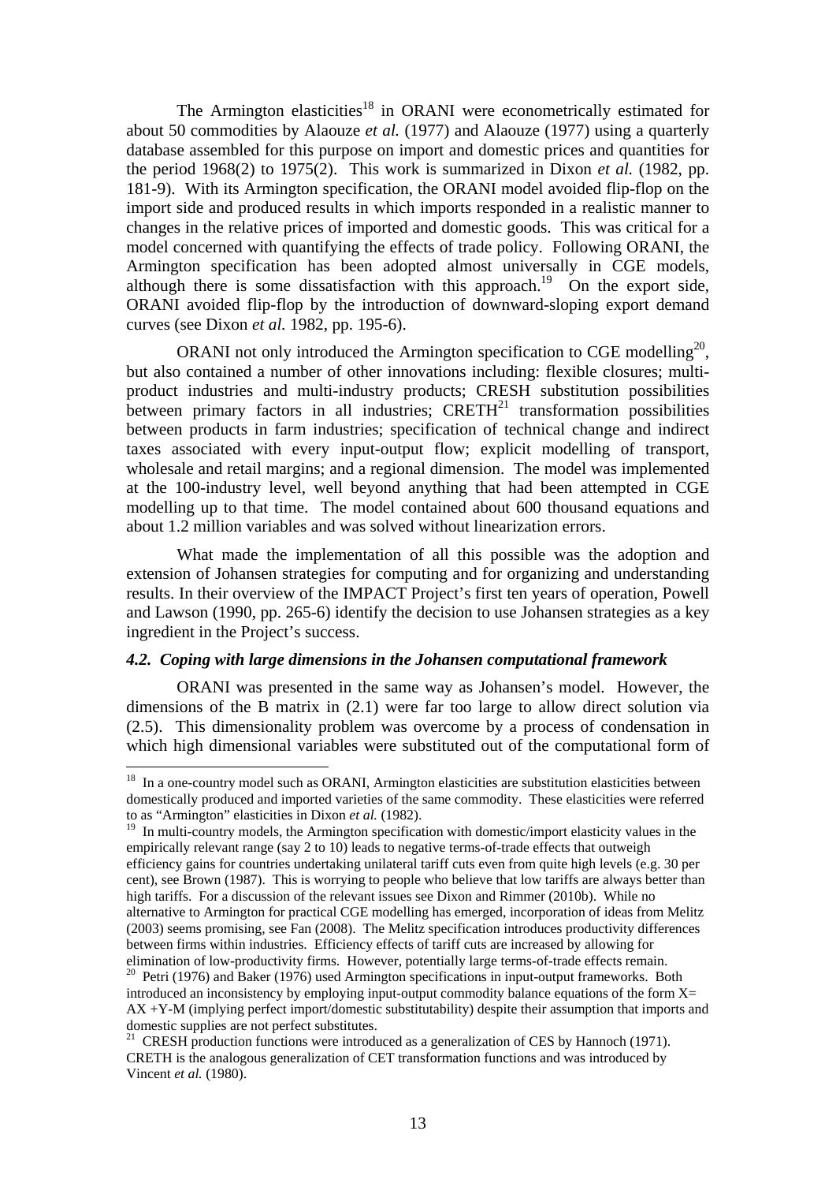The Armington elasticities[18] in ORANI were econometrically estimated for about 50 commodities by Alaouze *et al.* (1977) and Alaouze (1977) using a quarterly database assembled for this purpose on import and domestic prices and quantities for the period 1968(2) to 1975(2). This work is summarized in Dixon *et al.* (1982, pp. 181-9). With its Armington specification, the ORANI model avoided flip-flop on the import side and produced results in which imports responded in a realistic manner to changes in the relative prices of imported and domestic goods. This was critical for a model concerned with quantifying the effects of trade policy. Following ORANI, the Armington specification has been adopted almost universally in CGE models, although there is some dissatisfaction with this approach.[19] On the export side, ORANI avoided flip-flop by the introduction of downward-sloping export demand curves (see Dixon *et al.* 1982, pp. 195-6).

ORANI not only introduced the Armington specification to CGE modelling[20], but also contained a number of other innovations including: flexible closures; multi-product industries and multi-industry products; CRESH substitution possibilities between primary factors in all industries; CRETH[21] transformation possibilities between products in farm industries; specification of technical change and indirect taxes associated with every input-output flow; explicit modelling of transport, wholesale and retail margins; and a regional dimension. The model was implemented at the 100-industry level, well beyond anything that had been attempted in CGE modelling up to that time. The model contained about 600 thousand equations and about 1.2 million variables and was solved without linearization errors.

What made the implementation of all this possible was the adoption and extension of Johansen strategies for computing and for organizing and understanding results. In their overview of the IMPACT Project's first ten years of operation, Powell and Lawson (1990, pp. 265-6) identify the decision to use Johansen strategies as a key ingredient in the Project's success.

### *4.2. Coping with large dimensions in the Johansen computational framework*

ORANI was presented in the same way as Johansen's model. However, the dimensions of the B matrix in (2.1) were far too large to allow direct solution via (2.5). This dimensionality problem was overcome by a process of condensation in which high dimensional variables were substituted out of the computational form of

---

[18] In a one-country model such as ORANI, Armington elasticities are substitution elasticities between domestically produced and imported varieties of the same commodity. These elasticities were referred to as "Armington" elasticities in Dixon *et al.* (1982).

[19] In multi-country models, the Armington specification with domestic/import elasticity values in the empirically relevant range (say 2 to 10) leads to negative terms-of-trade effects that outweigh efficiency gains for countries undertaking unilateral tariff cuts even from quite high levels (e.g. 30 per cent), see Brown (1987). This is worrying to people who believe that low tariffs are always better than high tariffs. For a discussion of the relevant issues see Dixon and Rimmer (2010b). While no alternative to Armington for practical CGE modelling has emerged, incorporation of ideas from Melitz (2003) seems promising, see Fan (2008). The Melitz specification introduces productivity differences between firms within industries. Efficiency effects of tariff cuts are increased by allowing for elimination of low-productivity firms. However, potentially large terms-of-trade effects remain.

[20] Petri (1976) and Baker (1976) used Armington specifications in input-output frameworks. Both introduced an inconsistency by employing input-output commodity balance equations of the form $X = AX + Y - M$ (implying perfect import/domestic substitutability) despite their assumption that imports and domestic supplies are not perfect substitutes.

[21] CRESH production functions were introduced as a generalization of CES by Hannoch (1971). CRETH is the analogous generalization of CET transformation functions and was introduced by Vincent *et al.* (1980).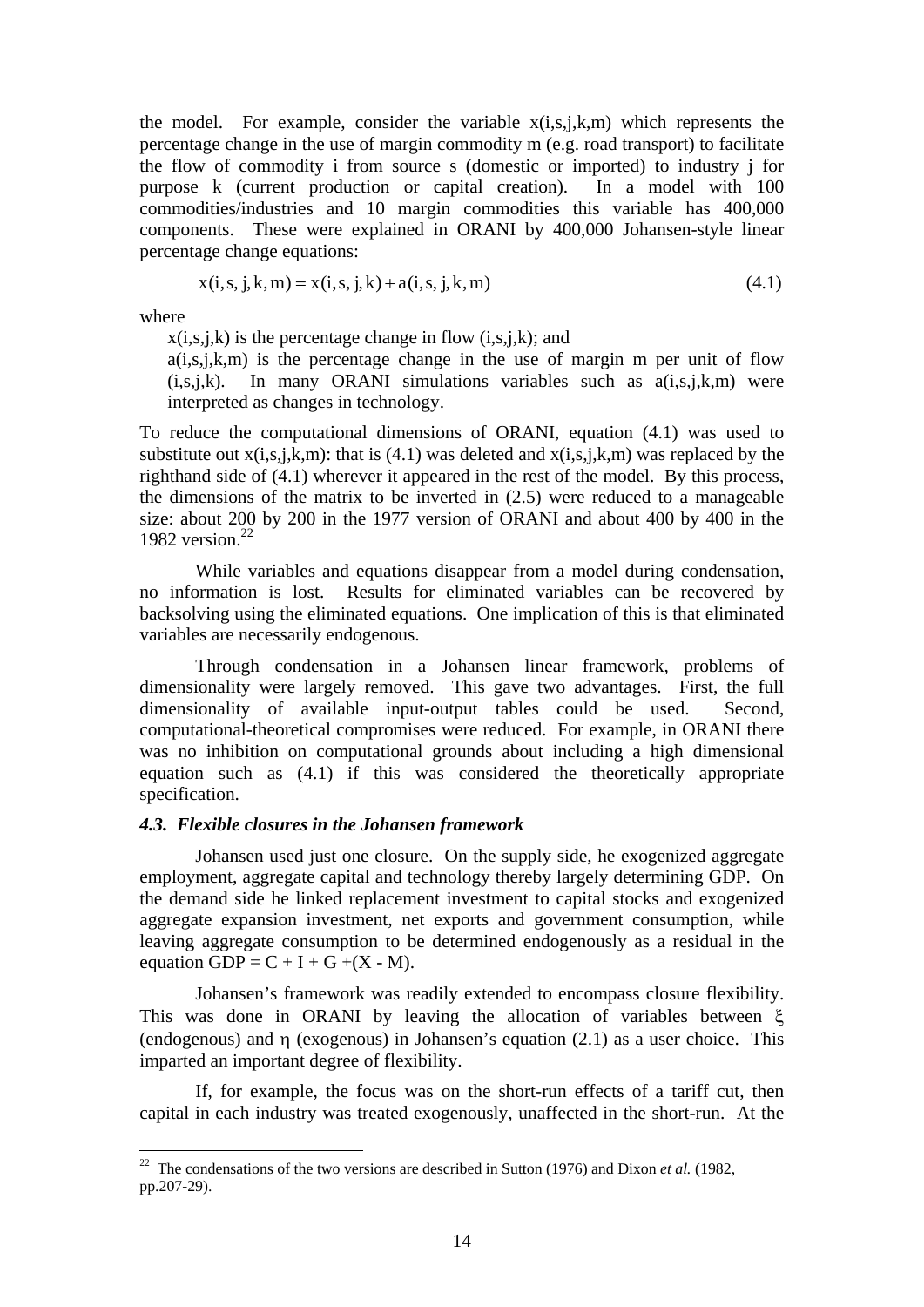the model. For example, consider the variable x(i,s,j,k,m) which represents the percentage change in the use of margin commodity m (e.g. road transport) to facilitate the flow of commodity i from source s (domestic or imported) to industry j for purpose k (current production or capital creation). In a model with 100 commodities/industries and 10 margin commodities this variable has 400,000 components. These were explained in ORANI by 400,000 Johansen-style linear percentage change equations:

$$x(i,s,j,k,m) = x(i,s,j,k) + a(i,s,j,k,m) \tag{4.1}$$

where

x(i,s,j,k) is the percentage change in flow (i,s,j,k); and

a(i,s,j,k,m) is the percentage change in the use of margin m per unit of flow (i,s,j,k). In many ORANI simulations variables such as a(i,s,j,k,m) were interpreted as changes in technology.

To reduce the computational dimensions of ORANI, equation (4.1) was used to substitute out x(i,s,j,k,m): that is (4.1) was deleted and x(i,s,j,k,m) was replaced by the righthand side of (4.1) wherever it appeared in the rest of the model. By this process, the dimensions of the matrix to be inverted in (2.5) were reduced to a manageable size: about 200 by 200 in the 1977 version of ORANI and about 400 by 400 in the 1982 version.[22]

While variables and equations disappear from a model during condensation, no information is lost. Results for eliminated variables can be recovered by backsolving using the eliminated equations. One implication of this is that eliminated variables are necessarily endogenous.

Through condensation in a Johansen linear framework, problems of dimensionality were largely removed. This gave two advantages. First, the full dimensionality of available input-output tables could be used. Second, computational-theoretical compromises were reduced. For example, in ORANI there was no inhibition on computational grounds about including a high dimensional equation such as (4.1) if this was considered the theoretically appropriate specification.

### *4.3. Flexible closures in the Johansen framework*

Johansen used just one closure. On the supply side, he exogenized aggregate employment, aggregate capital and technology thereby largely determining GDP. On the demand side he linked replacement investment to capital stocks and exogenized aggregate expansion investment, net exports and government consumption, while leaving aggregate consumption to be determined endogenously as a residual in the equation GDP = C + I + G +(X - M).

Johansen's framework was readily extended to encompass closure flexibility. This was done in ORANI by leaving the allocation of variables between $\xi$ (endogenous) and $\eta$ (exogenous) in Johansen's equation (2.1) as a user choice. This imparted an important degree of flexibility.

If, for example, the focus was on the short-run effects of a tariff cut, then capital in each industry was treated exogenously, unaffected in the short-run. At the

[22] The condensations of the two versions are described in Sutton (1976) and Dixon *et al.* (1982, pp.207-29).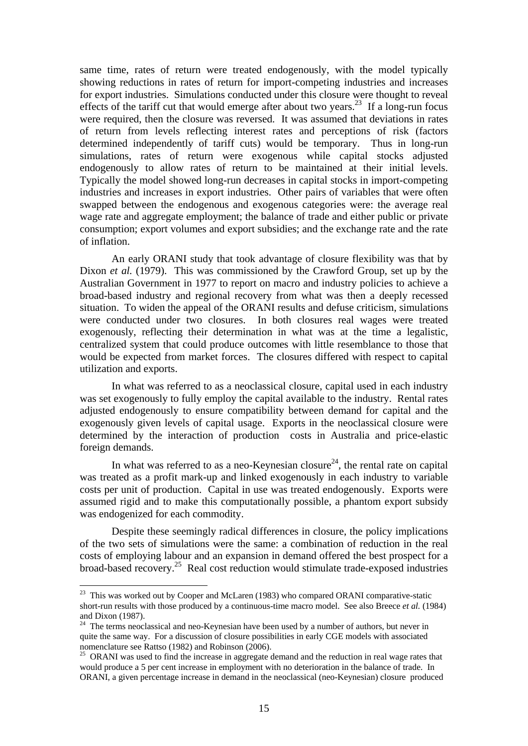same time, rates of return were treated endogenously, with the model typically showing reductions in rates of return for import-competing industries and increases for export industries. Simulations conducted under this closure were thought to reveal effects of the tariff cut that would emerge after about two years.[23] If a long-run focus were required, then the closure was reversed. It was assumed that deviations in rates of return from levels reflecting interest rates and perceptions of risk (factors determined independently of tariff cuts) would be temporary. Thus in long-run simulations, rates of return were exogenous while capital stocks adjusted endogenously to allow rates of return to be maintained at their initial levels. Typically the model showed long-run decreases in capital stocks in import-competing industries and increases in export industries. Other pairs of variables that were often swapped between the endogenous and exogenous categories were: the average real wage rate and aggregate employment; the balance of trade and either public or private consumption; export volumes and export subsidies; and the exchange rate and the rate of inflation.

An early ORANI study that took advantage of closure flexibility was that by Dixon *et al.* (1979). This was commissioned by the Crawford Group, set up by the Australian Government in 1977 to report on macro and industry policies to achieve a broad-based industry and regional recovery from what was then a deeply recessed situation. To widen the appeal of the ORANI results and defuse criticism, simulations were conducted under two closures. In both closures real wages were treated exogenously, reflecting their determination in what was at the time a legalistic, centralized system that could produce outcomes with little resemblance to those that would be expected from market forces. The closures differed with respect to capital utilization and exports.

In what was referred to as a neoclassical closure, capital used in each industry was set exogenously to fully employ the capital available to the industry. Rental rates adjusted endogenously to ensure compatibility between demand for capital and the exogenously given levels of capital usage. Exports in the neoclassical closure were determined by the interaction of production costs in Australia and price-elastic foreign demands.

In what was referred to as a neo-Keynesian closure[24], the rental rate on capital was treated as a profit mark-up and linked exogenously in each industry to variable costs per unit of production. Capital in use was treated endogenously. Exports were assumed rigid and to make this computationally possible, a phantom export subsidy was endogenized for each commodity.

Despite these seemingly radical differences in closure, the policy implications of the two sets of simulations were the same: a combination of reduction in the real costs of employing labour and an expansion in demand offered the best prospect for a broad-based recovery.[25] Real cost reduction would stimulate trade-exposed industries

---

[23] This was worked out by Cooper and McLaren (1983) who compared ORANI comparative-static short-run results with those produced by a continuous-time macro model. See also Breece *et al.* (1984) and Dixon (1987).

[24] The terms neoclassical and neo-Keynesian have been used by a number of authors, but never in quite the same way. For a discussion of closure possibilities in early CGE models with associated nomenclature see Rattso (1982) and Robinson (2006).

[25] ORANI was used to find the increase in aggregate demand and the reduction in real wage rates that would produce a 5 per cent increase in employment with no deterioration in the balance of trade. In ORANI, a given percentage increase in demand in the neoclassical (neo-Keynesian) closure produced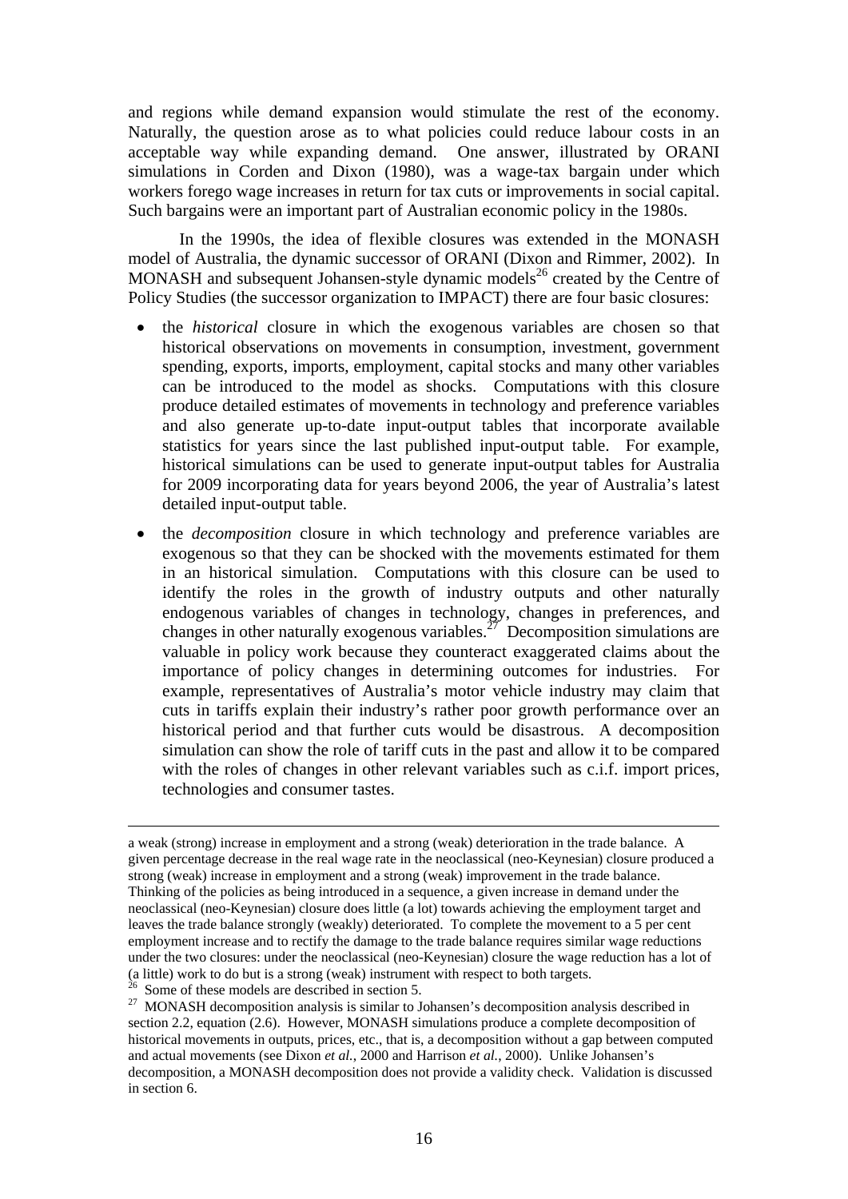and regions while demand expansion would stimulate the rest of the economy. Naturally, the question arose as to what policies could reduce labour costs in an acceptable way while expanding demand. One answer, illustrated by ORANI simulations in Corden and Dixon (1980), was a wage-tax bargain under which workers forego wage increases in return for tax cuts or improvements in social capital. Such bargains were an important part of Australian economic policy in the 1980s.

In the 1990s, the idea of flexible closures was extended in the MONASH model of Australia, the dynamic successor of ORANI (Dixon and Rimmer, 2002). In MONASH and subsequent Johansen-style dynamic models[26] created by the Centre of Policy Studies (the successor organization to IMPACT) there are four basic closures:

- the *historical* closure in which the exogenous variables are chosen so that historical observations on movements in consumption, investment, government spending, exports, imports, employment, capital stocks and many other variables can be introduced to the model as shocks. Computations with this closure produce detailed estimates of movements in technology and preference variables and also generate up-to-date input-output tables that incorporate available statistics for years since the last published input-output table. For example, historical simulations can be used to generate input-output tables for Australia for 2009 incorporating data for years beyond 2006, the year of Australia's latest detailed input-output table.
- the *decomposition* closure in which technology and preference variables are exogenous so that they can be shocked with the movements estimated for them in an historical simulation. Computations with this closure can be used to identify the roles in the growth of industry outputs and other naturally endogenous variables of changes in technology, changes in preferences, and changes in other naturally exogenous variables.[27] Decomposition simulations are valuable in policy work because they counteract exaggerated claims about the importance of policy changes in determining outcomes for industries. For example, representatives of Australia's motor vehicle industry may claim that cuts in tariffs explain their industry's rather poor growth performance over an historical period and that further cuts would be disastrous. A decomposition simulation can show the role of tariff cuts in the past and allow it to be compared with the roles of changes in other relevant variables such as c.i.f. import prices, technologies and consumer tastes.

---

a weak (strong) increase in employment and a strong (weak) deterioration in the trade balance. A given percentage decrease in the real wage rate in the neoclassical (neo-Keynesian) closure produced a strong (weak) increase in employment and a strong (weak) improvement in the trade balance. Thinking of the policies as being introduced in a sequence, a given increase in demand under the neoclassical (neo-Keynesian) closure does little (a lot) towards achieving the employment target and leaves the trade balance strongly (weakly) deteriorated. To complete the movement to a 5 per cent employment increase and to rectify the damage to the trade balance requires similar wage reductions under the two closures: under the neoclassical (neo-Keynesian) closure the wage reduction has a lot of (a little) work to do but is a strong (weak) instrument with respect to both targets.

[26] Some of these models are described in section 5.

[27] MONASH decomposition analysis is similar to Johansen's decomposition analysis described in section 2.2, equation (2.6). However, MONASH simulations produce a complete decomposition of historical movements in outputs, prices, etc., that is, a decomposition without a gap between computed and actual movements (see Dixon *et al.*, 2000 and Harrison *et al.*, 2000). Unlike Johansen's decomposition, a MONASH decomposition does not provide a validity check. Validation is discussed in section 6.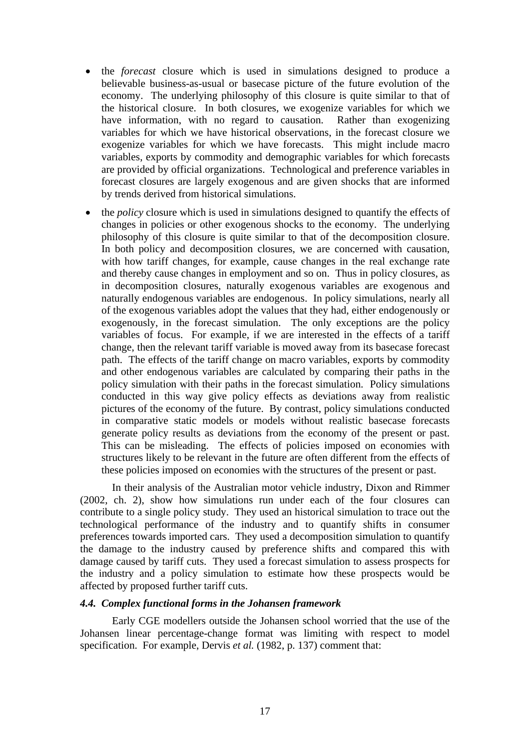- the *forecast* closure which is used in simulations designed to produce a believable business-as-usual or basecase picture of the future evolution of the economy. The underlying philosophy of this closure is quite similar to that of the historical closure. In both closures, we exogenize variables for which we have information, with no regard to causation. Rather than exogenizing variables for which we have historical observations, in the forecast closure we exogenize variables for which we have forecasts. This might include macro variables, exports by commodity and demographic variables for which forecasts are provided by official organizations. Technological and preference variables in forecast closures are largely exogenous and are given shocks that are informed by trends derived from historical simulations.

- the *policy* closure which is used in simulations designed to quantify the effects of changes in policies or other exogenous shocks to the economy. The underlying philosophy of this closure is quite similar to that of the decomposition closure. In both policy and decomposition closures, we are concerned with causation, with how tariff changes, for example, cause changes in the real exchange rate and thereby cause changes in employment and so on. Thus in policy closures, as in decomposition closures, naturally exogenous variables are exogenous and naturally endogenous variables are endogenous. In policy simulations, nearly all of the exogenous variables adopt the values that they had, either endogenously or exogenously, in the forecast simulation. The only exceptions are the policy variables of focus. For example, if we are interested in the effects of a tariff change, then the relevant tariff variable is moved away from its basecase forecast path. The effects of the tariff change on macro variables, exports by commodity and other endogenous variables are calculated by comparing their paths in the policy simulation with their paths in the forecast simulation. Policy simulations conducted in this way give policy effects as deviations away from realistic pictures of the economy of the future. By contrast, policy simulations conducted in comparative static models or models without realistic basecase forecasts generate policy results as deviations from the economy of the present or past. This can be misleading. The effects of policies imposed on economies with structures likely to be relevant in the future are often different from the effects of these policies imposed on economies with the structures of the present or past.

In their analysis of the Australian motor vehicle industry, Dixon and Rimmer (2002, ch. 2), show how simulations run under each of the four closures can contribute to a single policy study. They used an historical simulation to trace out the technological performance of the industry and to quantify shifts in consumer preferences towards imported cars. They used a decomposition simulation to quantify the damage to the industry caused by preference shifts and compared this with damage caused by tariff cuts. They used a forecast simulation to assess prospects for the industry and a policy simulation to estimate how these prospects would be affected by proposed further tariff cuts.

### *4.4. Complex functional forms in the Johansen framework*

Early CGE modellers outside the Johansen school worried that the use of the Johansen linear percentage-change format was limiting with respect to model specification. For example, Dervis *et al.* (1982, p. 137) comment that: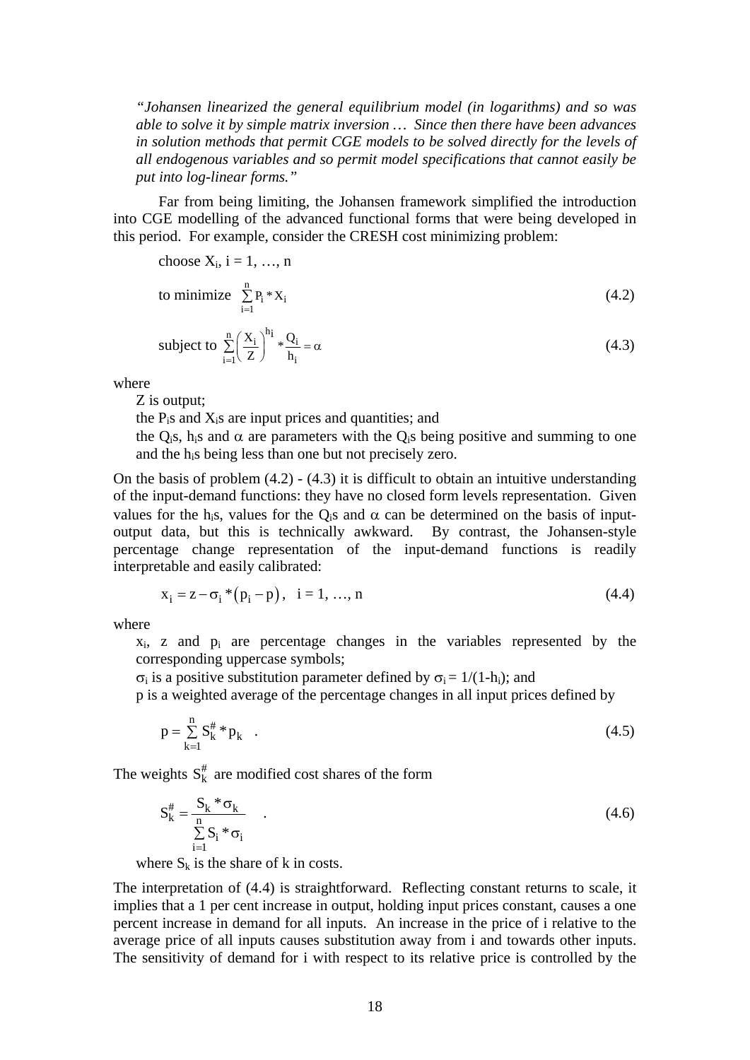*"Johansen linearized the general equilibrium model (in logarithms) and so was able to solve it by simple matrix inversion … Since then there have been advances in solution methods that permit CGE models to be solved directly for the levels of all endogenous variables and so permit model specifications that cannot easily be put into log-linear forms."*

Far from being limiting, the Johansen framework simplified the introduction into CGE modelling of the advanced functional forms that were being developed in this period. For example, consider the CRESH cost minimizing problem:

choose $X_i$, i = 1, …, n

$$\text{to minimize} \quad \sum_{i=1}^{n} P_i * X_i \tag{4.2}$$

$$\text{subject to} \quad \sum_{i=1}^{n} \left(\frac{X_i}{Z}\right)^{h_i} * \frac{Q_i}{h_i} = \alpha \tag{4.3}$$

where

Z is output;

the $P_i$s and $X_i$s are input prices and quantities; and

the $Q_i$s, $h_i$s and $\alpha$ are parameters with the $Q_i$s being positive and summing to one and the $h_i$s being less than one but not precisely zero.

On the basis of problem (4.2) - (4.3) it is difficult to obtain an intuitive understanding of the input-demand functions: they have no closed form levels representation. Given values for the $h_i$s, values for the $Q_i$s and $\alpha$ can be determined on the basis of input-output data, but this is technically awkward. By contrast, the Johansen-style percentage change representation of the input-demand functions is readily interpretable and easily calibrated:

$$x_i = z - \sigma_i * (p_i - p), \quad i = 1, \ldots, n \tag{4.4}$$

where

$x_i$, z and $p_i$ are percentage changes in the variables represented by the corresponding uppercase symbols;

$\sigma_i$ is a positive substitution parameter defined by $\sigma_i = 1/(1-h_i)$; and

p is a weighted average of the percentage changes in all input prices defined by

$$p = \sum_{k=1}^{n} S_k^{\#} * p_k \quad . \tag{4.5}$$

The weights $S_k^{\#}$ are modified cost shares of the form

$$S_k^{\#} = \frac{S_k * \sigma_k}{\sum_{i=1}^{n} S_i * \sigma_i} \quad . \tag{4.6}$$

where $S_k$ is the share of k in costs.

The interpretation of (4.4) is straightforward. Reflecting constant returns to scale, it implies that a 1 per cent increase in output, holding input prices constant, causes a one percent increase in demand for all inputs. An increase in the price of i relative to the average price of all inputs causes substitution away from i and towards other inputs. The sensitivity of demand for i with respect to its relative price is controlled by the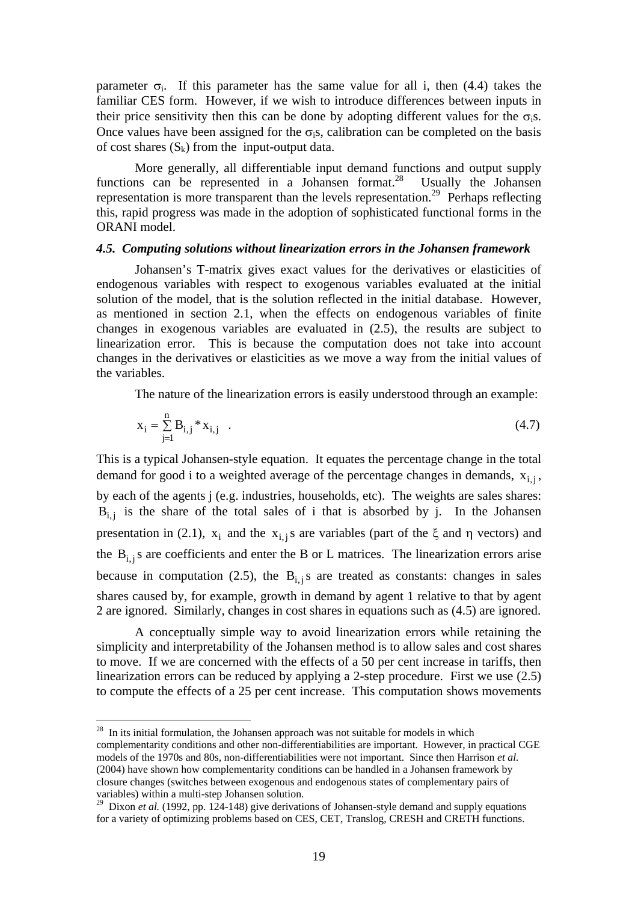parameter $\sigma_i$. If this parameter has the same value for all i, then (4.4) takes the familiar CES form. However, if we wish to introduce differences between inputs in their price sensitivity then this can be done by adopting different values for the $\sigma_i$s. Once values have been assigned for the $\sigma_i$s, calibration can be completed on the basis of cost shares ($S_k$) from the input-output data.

More generally, all differentiable input demand functions and output supply functions can be represented in a Johansen format.[28] Usually the Johansen representation is more transparent than the levels representation.[29] Perhaps reflecting this, rapid progress was made in the adoption of sophisticated functional forms in the ORANI model.

### *4.5. Computing solutions without linearization errors in the Johansen framework*

Johansen's T-matrix gives exact values for the derivatives or elasticities of endogenous variables with respect to exogenous variables evaluated at the initial solution of the model, that is the solution reflected in the initial database. However, as mentioned in section 2.1, when the effects on endogenous variables of finite changes in exogenous variables are evaluated in (2.5), the results are subject to linearization error. This is because the computation does not take into account changes in the derivatives or elasticities as we move a way from the initial values of the variables.

The nature of the linearization errors is easily understood through an example:

$$x_i = \sum_{j=1}^{n} B_{i,j} * x_{i,j} \quad . \tag{4.7}$$

This is a typical Johansen-style equation. It equates the percentage change in the total demand for good i to a weighted average of the percentage changes in demands, $x_{i,j}$, by each of the agents j (e.g. industries, households, etc). The weights are sales shares: $B_{i,j}$ is the share of the total sales of i that is absorbed by j. In the Johansen presentation in (2.1), $x_i$ and the $x_{i,j}$s are variables (part of the $\xi$ and $\eta$ vectors) and the $B_{i,j}$s are coefficients and enter the B or L matrices. The linearization errors arise because in computation (2.5), the $B_{i,j}$s are treated as constants: changes in sales shares caused by, for example, growth in demand by agent 1 relative to that by agent 2 are ignored. Similarly, changes in cost shares in equations such as (4.5) are ignored.

A conceptually simple way to avoid linearization errors while retaining the simplicity and interpretability of the Johansen method is to allow sales and cost shares to move. If we are concerned with the effects of a 50 per cent increase in tariffs, then linearization errors can be reduced by applying a 2-step procedure. First we use (2.5) to compute the effects of a 25 per cent increase. This computation shows movements

---

[28] In its initial formulation, the Johansen approach was not suitable for models in which complementarity conditions and other non-differentiabilities are important. However, in practical CGE models of the 1970s and 80s, non-differentiabilities were not important. Since then Harrison *et al.* (2004) have shown how complementarity conditions can be handled in a Johansen framework by closure changes (switches between exogenous and endogenous states of complementary pairs of variables) within a multi-step Johansen solution.

[29] Dixon *et al.* (1992, pp. 124-148) give derivations of Johansen-style demand and supply equations for a variety of optimizing problems based on CES, CET, Translog, CRESH and CRETH functions.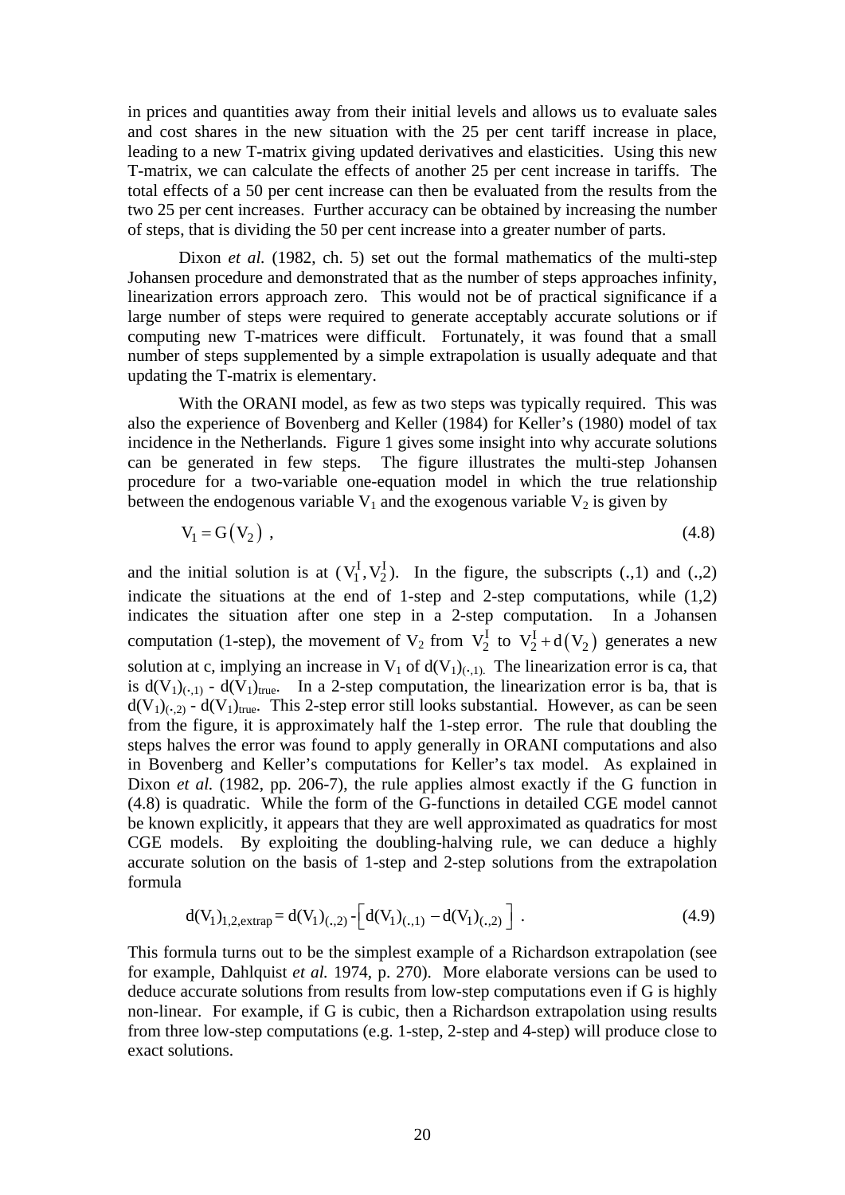in prices and quantities away from their initial levels and allows us to evaluate sales and cost shares in the new situation with the 25 per cent tariff increase in place, leading to a new T-matrix giving updated derivatives and elasticities. Using this new T-matrix, we can calculate the effects of another 25 per cent increase in tariffs. The total effects of a 50 per cent increase can then be evaluated from the results from the two 25 per cent increases. Further accuracy can be obtained by increasing the number of steps, that is dividing the 50 per cent increase into a greater number of parts.

Dixon *et al.* (1982, ch. 5) set out the formal mathematics of the multi-step Johansen procedure and demonstrated that as the number of steps approaches infinity, linearization errors approach zero. This would not be of practical significance if a large number of steps were required to generate acceptably accurate solutions or if computing new T-matrices were difficult. Fortunately, it was found that a small number of steps supplemented by a simple extrapolation is usually adequate and that updating the T-matrix is elementary.

With the ORANI model, as few as two steps was typically required. This was also the experience of Bovenberg and Keller (1984) for Keller's (1980) model of tax incidence in the Netherlands. Figure 1 gives some insight into why accurate solutions can be generated in few steps. The figure illustrates the multi-step Johansen procedure for a two-variable one-equation model in which the true relationship between the endogenous variable $V_1$ and the exogenous variable $V_2$ is given by

$$V_1 = G\left(V_2\right) \ , \tag{4.8}$$

and the initial solution is at $(V_1^I, V_2^I)$. In the figure, the subscripts (.,1) and (.,2) indicate the situations at the end of 1-step and 2-step computations, while (1,2) indicates the situation after one step in a 2-step computation. In a Johansen computation (1-step), the movement of $V_2$ from $V_2^I$ to $V_2^I + d\left(V_2\right)$ generates a new solution at c, implying an increase in $V_1$ of $d(V_1)_{(\cdot,1)}$. The linearization error is ca, that is $d(V_1)_{(\cdot,1)}$ - $d(V_1)_{true}$. In a 2-step computation, the linearization error is ba, that is $d(V_1)_{(\cdot,2)}$ - $d(V_1)_{true}$. This 2-step error still looks substantial. However, as can be seen from the figure, it is approximately half the 1-step error. The rule that doubling the steps halves the error was found to apply generally in ORANI computations and also in Bovenberg and Keller's computations for Keller's tax model. As explained in Dixon *et al.* (1982, pp. 206-7), the rule applies almost exactly if the G function in (4.8) is quadratic. While the form of the G-functions in detailed CGE model cannot be known explicitly, it appears that they are well approximated as quadratics for most CGE models. By exploiting the doubling-halving rule, we can deduce a highly accurate solution on the basis of 1-step and 2-step solutions from the extrapolation formula

$$d(V_1)_{1,2,\text{extrap}} = d(V_1)_{(.,2)} - \left[ d(V_1)_{(.,1)} - d(V_1)_{(.,2)} \right] \ . \tag{4.9}$$

This formula turns out to be the simplest example of a Richardson extrapolation (see for example, Dahlquist *et al.* 1974, p. 270). More elaborate versions can be used to deduce accurate solutions from results from low-step computations even if G is highly non-linear. For example, if G is cubic, then a Richardson extrapolation using results from three low-step computations (e.g. 1-step, 2-step and 4-step) will produce close to exact solutions.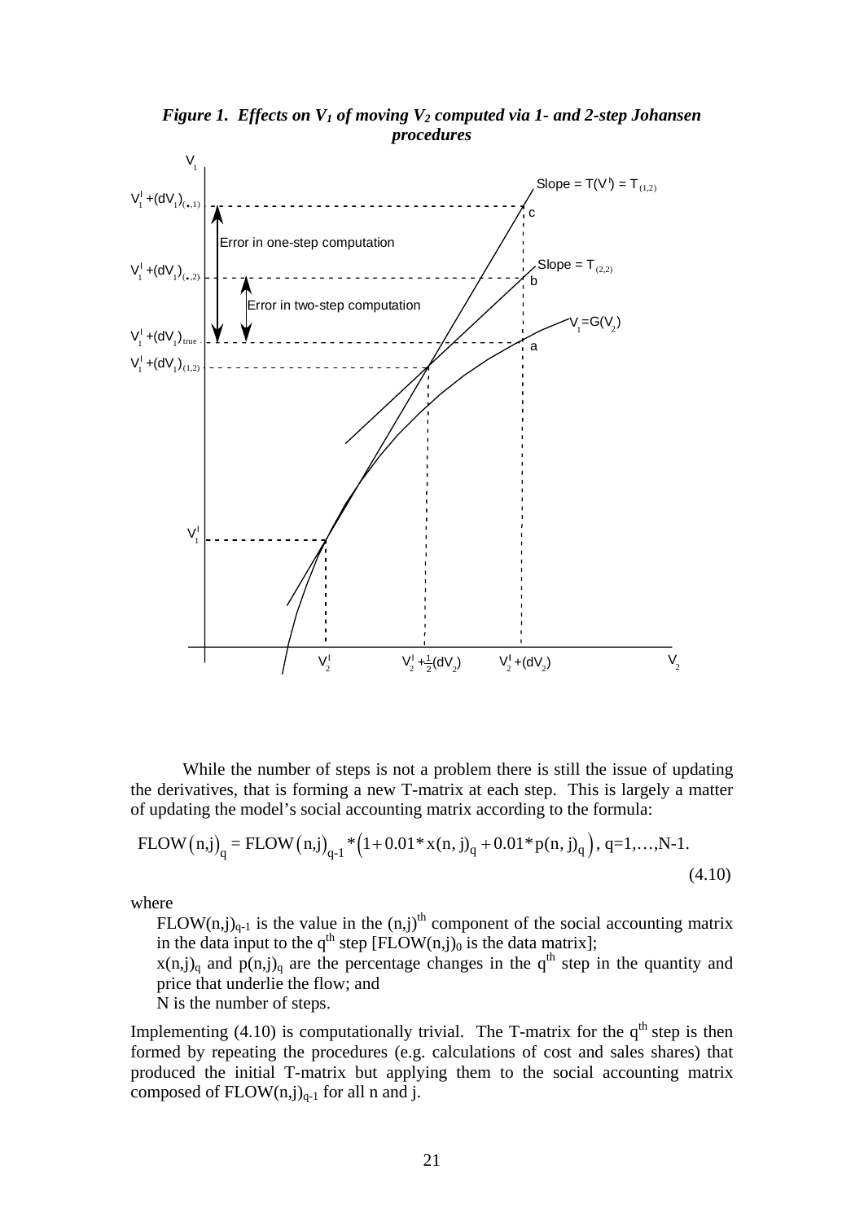*Figure 1. Effects on $V_1$ of moving $V_2$ computed via 1- and 2-step Johansen procedures*

$V_1$

Slope = $T(V^I) = T_{(1,2)}$

$V_1^I + (dV_1)_{(\bullet,1)}$

c

Error in one-step computation

Slope = $T_{(2,2)}$

$V_1^I + (dV_1)_{(\bullet,2)}$

b

Error in two-step computation

$V_1 = G(V_2)$

$V_1^I + (dV_1)_{true}$

a

$V_1^I + (dV_1)_{(1,2)}$

$V_1^I$

$V_2^I$

$V_2^I + \frac{1}{2}(dV_2)$

$V_2^I + (dV_2)$

$V_2$

While the number of steps is not a problem there is still the issue of updating the derivatives, that is forming a new T-matrix at each step. This is largely a matter of updating the model's social accounting matrix according to the formula:

$$\text{FLOW}(n,j)_q = \text{FLOW}(n,j)_{q-1} * \left(1 + 0.01 * x(n,j)_q + 0.01 * p(n,j)_q\right), \; q=1,\ldots,N-1. \tag{4.10}$$

where

$\text{FLOW}(n,j)_{q-1}$ is the value in the $(n,j)^{th}$ component of the social accounting matrix in the data input to the $q^{th}$ step [$\text{FLOW}(n,j)_0$ is the data matrix];

$x(n,j)_q$ and $p(n,j)_q$ are the percentage changes in the $q^{th}$ step in the quantity and price that underlie the flow; and

N is the number of steps.

Implementing (4.10) is computationally trivial. The T-matrix for the $q^{th}$ step is then formed by repeating the procedures (e.g. calculations of cost and sales shares) that produced the initial T-matrix but applying them to the social accounting matrix composed of $\text{FLOW}(n,j)_{q-1}$ for all n and j.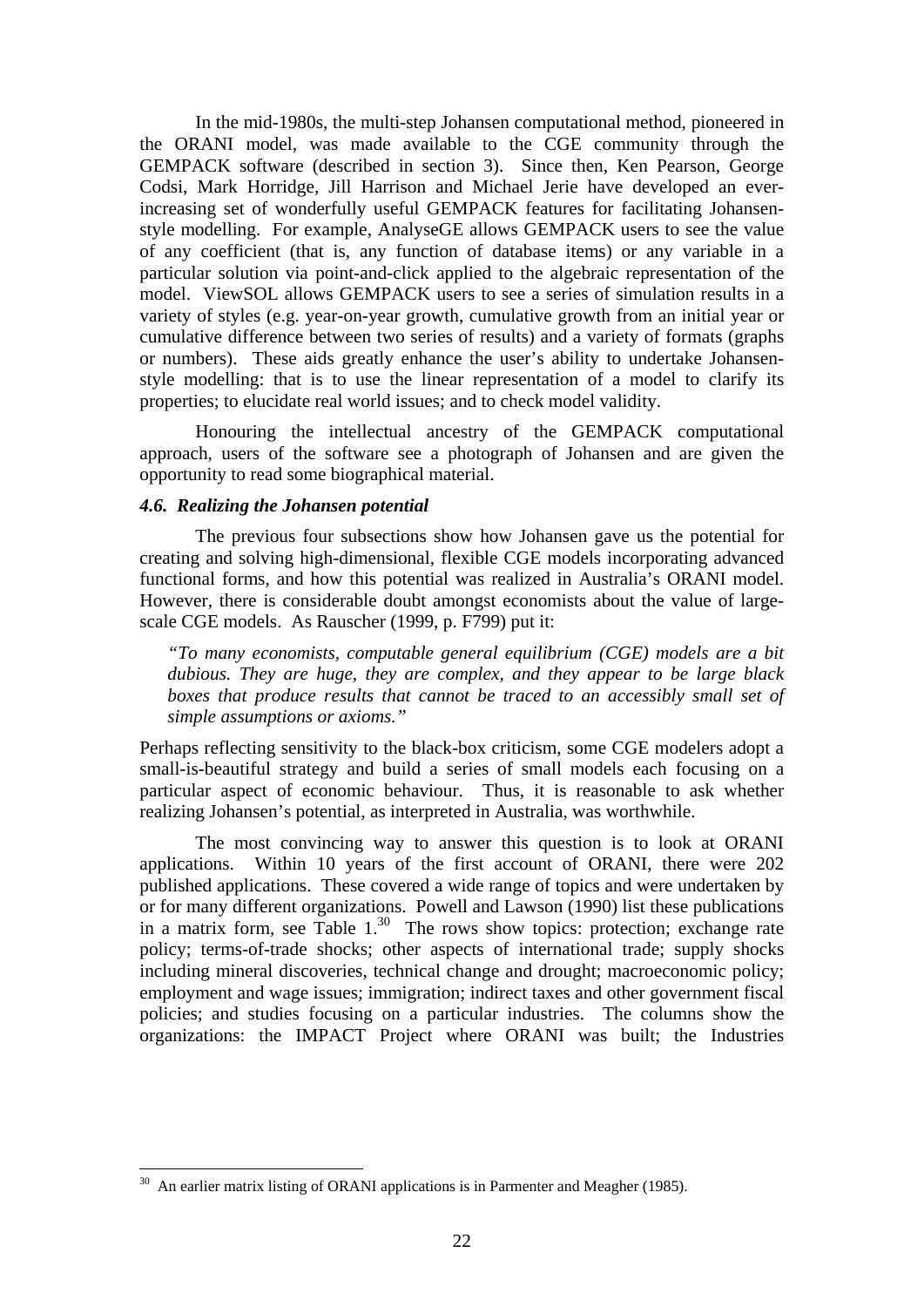In the mid-1980s, the multi-step Johansen computational method, pioneered in the ORANI model, was made available to the CGE community through the GEMPACK software (described in section 3). Since then, Ken Pearson, George Codsi, Mark Horridge, Jill Harrison and Michael Jerie have developed an ever-increasing set of wonderfully useful GEMPACK features for facilitating Johansen-style modelling. For example, AnalyseGE allows GEMPACK users to see the value of any coefficient (that is, any function of database items) or any variable in a particular solution via point-and-click applied to the algebraic representation of the model. ViewSOL allows GEMPACK users to see a series of simulation results in a variety of styles (e.g. year-on-year growth, cumulative growth from an initial year or cumulative difference between two series of results) and a variety of formats (graphs or numbers). These aids greatly enhance the user's ability to undertake Johansen-style modelling: that is to use the linear representation of a model to clarify its properties; to elucidate real world issues; and to check model validity.

Honouring the intellectual ancestry of the GEMPACK computational approach, users of the software see a photograph of Johansen and are given the opportunity to read some biographical material.

### *4.6. Realizing the Johansen potential*

The previous four subsections show how Johansen gave us the potential for creating and solving high-dimensional, flexible CGE models incorporating advanced functional forms, and how this potential was realized in Australia's ORANI model. However, there is considerable doubt amongst economists about the value of large-scale CGE models. As Rauscher (1999, p. F799) put it:

> *"To many economists, computable general equilibrium (CGE) models are a bit dubious. They are huge, they are complex, and they appear to be large black boxes that produce results that cannot be traced to an accessibly small set of simple assumptions or axioms."*

Perhaps reflecting sensitivity to the black-box criticism, some CGE modelers adopt a small-is-beautiful strategy and build a series of small models each focusing on a particular aspect of economic behaviour. Thus, it is reasonable to ask whether realizing Johansen's potential, as interpreted in Australia, was worthwhile.

The most convincing way to answer this question is to look at ORANI applications. Within 10 years of the first account of ORANI, there were 202 published applications. These covered a wide range of topics and were undertaken by or for many different organizations. Powell and Lawson (1990) list these publications in a matrix form, see Table 1.[30] The rows show topics: protection; exchange rate policy; terms-of-trade shocks; other aspects of international trade; supply shocks including mineral discoveries, technical change and drought; macroeconomic policy; employment and wage issues; immigration; indirect taxes and other government fiscal policies; and studies focusing on a particular industries. The columns show the organizations: the IMPACT Project where ORANI was built; the Industries

---

[30] An earlier matrix listing of ORANI applications is in Parmenter and Meagher (1985).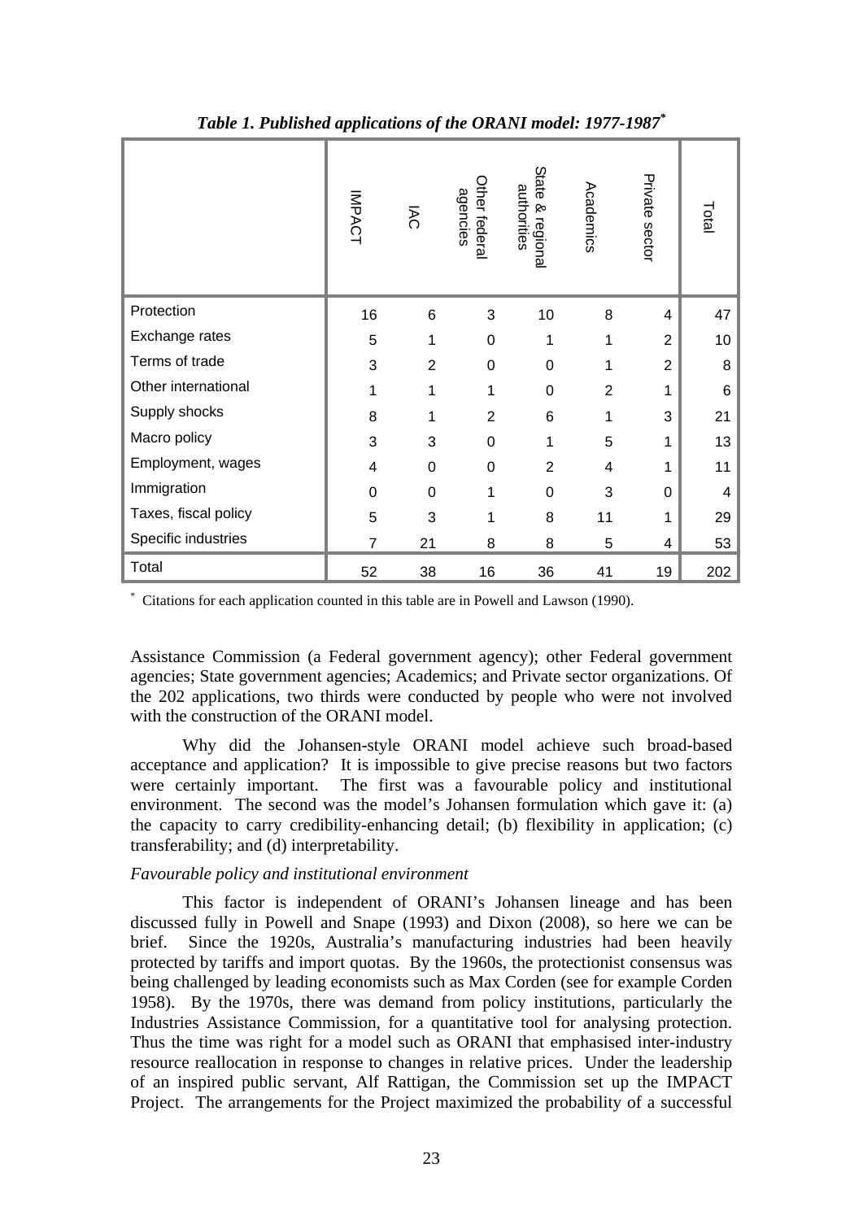*Table 1. Published applications of the ORANI model: 1977-1987**

| | IMPACT | IAC | Other federal agencies | State & regional authorities | Academics | Private sector | Total |
|---|---|---|---|---|---|---|---|
| Protection | 16 | 6 | 3 | 10 | 8 | 4 | 47 |
| Exchange rates | 5 | 1 | 0 | 1 | 1 | 2 | 10 |
| Terms of trade | 3 | 2 | 0 | 0 | 1 | 2 | 8 |
| Other international | 1 | 1 | 1 | 0 | 2 | 1 | 6 |
| Supply shocks | 8 | 1 | 2 | 6 | 1 | 3 | 21 |
| Macro policy | 3 | 3 | 0 | 1 | 5 | 1 | 13 |
| Employment, wages | 4 | 0 | 0 | 2 | 4 | 1 | 11 |
| Immigration | 0 | 0 | 1 | 0 | 3 | 0 | 4 |
| Taxes, fiscal policy | 5 | 3 | 1 | 8 | 11 | 1 | 29 |
| Specific industries | 7 | 21 | 8 | 8 | 5 | 4 | 53 |
| Total | 52 | 38 | 16 | 36 | 41 | 19 | 202 |

* Citations for each application counted in this table are in Powell and Lawson (1990).

Assistance Commission (a Federal government agency); other Federal government agencies; State government agencies; Academics; and Private sector organizations. Of the 202 applications, two thirds were conducted by people who were not involved with the construction of the ORANI model.

Why did the Johansen-style ORANI model achieve such broad-based acceptance and application? It is impossible to give precise reasons but two factors were certainly important. The first was a favourable policy and institutional environment. The second was the model's Johansen formulation which gave it: (a) the capacity to carry credibility-enhancing detail; (b) flexibility in application; (c) transferability; and (d) interpretability.

*Favourable policy and institutional environment*

This factor is independent of ORANI's Johansen lineage and has been discussed fully in Powell and Snape (1993) and Dixon (2008), so here we can be brief. Since the 1920s, Australia's manufacturing industries had been heavily protected by tariffs and import quotas. By the 1960s, the protectionist consensus was being challenged by leading economists such as Max Corden (see for example Corden 1958). By the 1970s, there was demand from policy institutions, particularly the Industries Assistance Commission, for a quantitative tool for analysing protection. Thus the time was right for a model such as ORANI that emphasised inter-industry resource reallocation in response to changes in relative prices. Under the leadership of an inspired public servant, Alf Rattigan, the Commission set up the IMPACT Project. The arrangements for the Project maximized the probability of a successful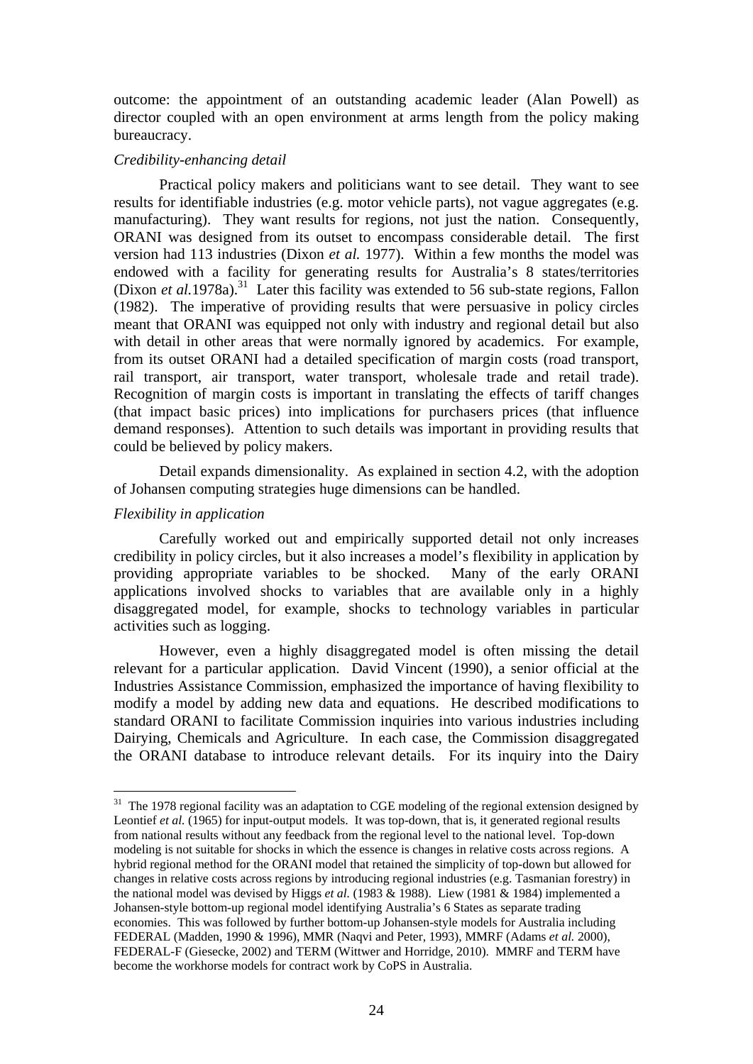outcome: the appointment of an outstanding academic leader (Alan Powell) as director coupled with an open environment at arms length from the policy making bureaucracy.

*Credibility-enhancing detail*

Practical policy makers and politicians want to see detail. They want to see results for identifiable industries (e.g. motor vehicle parts), not vague aggregates (e.g. manufacturing). They want results for regions, not just the nation. Consequently, ORANI was designed from its outset to encompass considerable detail. The first version had 113 industries (Dixon *et al.* 1977). Within a few months the model was endowed with a facility for generating results for Australia's 8 states/territories (Dixon *et al.*1978a).[31] Later this facility was extended to 56 sub-state regions, Fallon (1982). The imperative of providing results that were persuasive in policy circles meant that ORANI was equipped not only with industry and regional detail but also with detail in other areas that were normally ignored by academics. For example, from its outset ORANI had a detailed specification of margin costs (road transport, rail transport, air transport, water transport, wholesale trade and retail trade). Recognition of margin costs is important in translating the effects of tariff changes (that impact basic prices) into implications for purchasers prices (that influence demand responses). Attention to such details was important in providing results that could be believed by policy makers.

Detail expands dimensionality. As explained in section 4.2, with the adoption of Johansen computing strategies huge dimensions can be handled.

*Flexibility in application*

Carefully worked out and empirically supported detail not only increases credibility in policy circles, but it also increases a model's flexibility in application by providing appropriate variables to be shocked. Many of the early ORANI applications involved shocks to variables that are available only in a highly disaggregated model, for example, shocks to technology variables in particular activities such as logging.

However, even a highly disaggregated model is often missing the detail relevant for a particular application. David Vincent (1990), a senior official at the Industries Assistance Commission, emphasized the importance of having flexibility to modify a model by adding new data and equations. He described modifications to standard ORANI to facilitate Commission inquiries into various industries including Dairying, Chemicals and Agriculture. In each case, the Commission disaggregated the ORANI database to introduce relevant details. For its inquiry into the Dairy

---

[31] The 1978 regional facility was an adaptation to CGE modeling of the regional extension designed by Leontief *et al.* (1965) for input-output models. It was top-down, that is, it generated regional results from national results without any feedback from the regional level to the national level. Top-down modeling is not suitable for shocks in which the essence is changes in relative costs across regions. A hybrid regional method for the ORANI model that retained the simplicity of top-down but allowed for changes in relative costs across regions by introducing regional industries (e.g. Tasmanian forestry) in the national model was devised by Higgs *et al.* (1983 & 1988). Liew (1981 & 1984) implemented a Johansen-style bottom-up regional model identifying Australia's 6 States as separate trading economies. This was followed by further bottom-up Johansen-style models for Australia including FEDERAL (Madden, 1990 & 1996), MMR (Naqvi and Peter, 1993), MMRF (Adams *et al.* 2000), FEDERAL-F (Giesecke, 2002) and TERM (Wittwer and Horridge, 2010). MMRF and TERM have become the workhorse models for contract work by CoPS in Australia.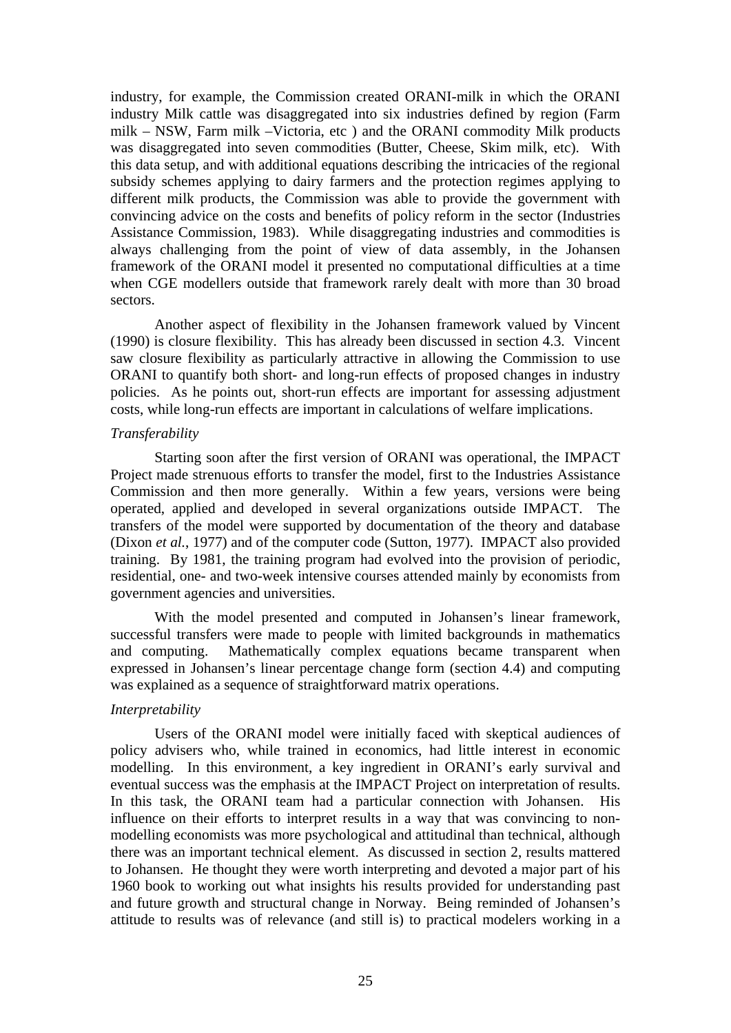industry, for example, the Commission created ORANI-milk in which the ORANI industry Milk cattle was disaggregated into six industries defined by region (Farm milk – NSW, Farm milk –Victoria, etc ) and the ORANI commodity Milk products was disaggregated into seven commodities (Butter, Cheese, Skim milk, etc). With this data setup, and with additional equations describing the intricacies of the regional subsidy schemes applying to dairy farmers and the protection regimes applying to different milk products, the Commission was able to provide the government with convincing advice on the costs and benefits of policy reform in the sector (Industries Assistance Commission, 1983). While disaggregating industries and commodities is always challenging from the point of view of data assembly, in the Johansen framework of the ORANI model it presented no computational difficulties at a time when CGE modellers outside that framework rarely dealt with more than 30 broad sectors.

Another aspect of flexibility in the Johansen framework valued by Vincent (1990) is closure flexibility. This has already been discussed in section 4.3. Vincent saw closure flexibility as particularly attractive in allowing the Commission to use ORANI to quantify both short- and long-run effects of proposed changes in industry policies. As he points out, short-run effects are important for assessing adjustment costs, while long-run effects are important in calculations of welfare implications.

*Transferability*

Starting soon after the first version of ORANI was operational, the IMPACT Project made strenuous efforts to transfer the model, first to the Industries Assistance Commission and then more generally. Within a few years, versions were being operated, applied and developed in several organizations outside IMPACT. The transfers of the model were supported by documentation of the theory and database (Dixon *et al.*, 1977) and of the computer code (Sutton, 1977). IMPACT also provided training. By 1981, the training program had evolved into the provision of periodic, residential, one- and two-week intensive courses attended mainly by economists from government agencies and universities.

With the model presented and computed in Johansen's linear framework, successful transfers were made to people with limited backgrounds in mathematics and computing. Mathematically complex equations became transparent when expressed in Johansen's linear percentage change form (section 4.4) and computing was explained as a sequence of straightforward matrix operations.

*Interpretability*

Users of the ORANI model were initially faced with skeptical audiences of policy advisers who, while trained in economics, had little interest in economic modelling. In this environment, a key ingredient in ORANI's early survival and eventual success was the emphasis at the IMPACT Project on interpretation of results. In this task, the ORANI team had a particular connection with Johansen. His influence on their efforts to interpret results in a way that was convincing to non-modelling economists was more psychological and attitudinal than technical, although there was an important technical element. As discussed in section 2, results mattered to Johansen. He thought they were worth interpreting and devoted a major part of his 1960 book to working out what insights his results provided for understanding past and future growth and structural change in Norway. Being reminded of Johansen's attitude to results was of relevance (and still is) to practical modelers working in a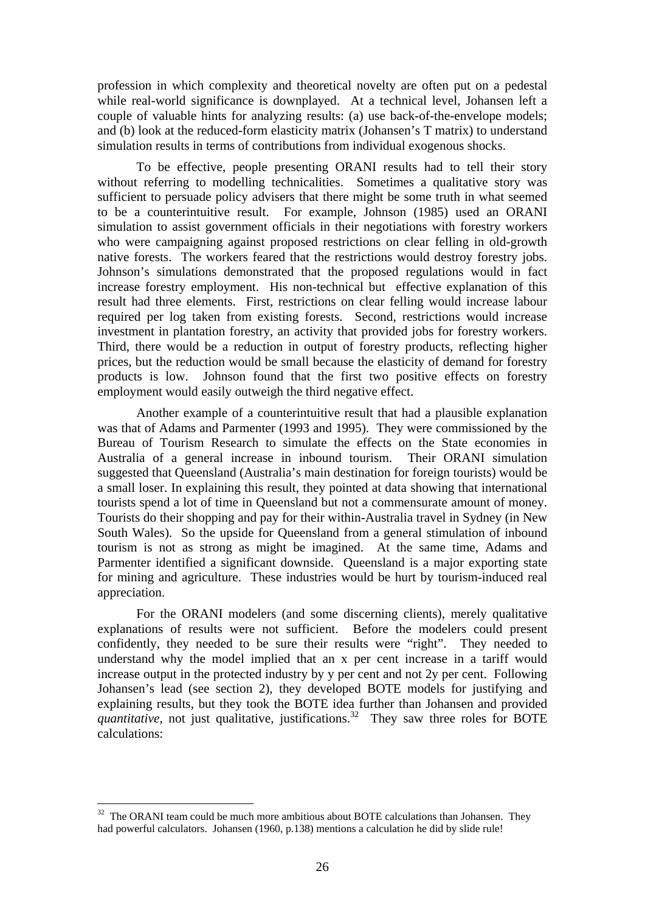profession in which complexity and theoretical novelty are often put on a pedestal while real-world significance is downplayed. At a technical level, Johansen left a couple of valuable hints for analyzing results: (a) use back-of-the-envelope models; and (b) look at the reduced-form elasticity matrix (Johansen's T matrix) to understand simulation results in terms of contributions from individual exogenous shocks.

To be effective, people presenting ORANI results had to tell their story without referring to modelling technicalities. Sometimes a qualitative story was sufficient to persuade policy advisers that there might be some truth in what seemed to be a counterintuitive result. For example, Johnson (1985) used an ORANI simulation to assist government officials in their negotiations with forestry workers who were campaigning against proposed restrictions on clear felling in old-growth native forests. The workers feared that the restrictions would destroy forestry jobs. Johnson's simulations demonstrated that the proposed regulations would in fact increase forestry employment. His non-technical but effective explanation of this result had three elements. First, restrictions on clear felling would increase labour required per log taken from existing forests. Second, restrictions would increase investment in plantation forestry, an activity that provided jobs for forestry workers. Third, there would be a reduction in output of forestry products, reflecting higher prices, but the reduction would be small because the elasticity of demand for forestry products is low. Johnson found that the first two positive effects on forestry employment would easily outweigh the third negative effect.

Another example of a counterintuitive result that had a plausible explanation was that of Adams and Parmenter (1993 and 1995). They were commissioned by the Bureau of Tourism Research to simulate the effects on the State economies in Australia of a general increase in inbound tourism. Their ORANI simulation suggested that Queensland (Australia's main destination for foreign tourists) would be a small loser. In explaining this result, they pointed at data showing that international tourists spend a lot of time in Queensland but not a commensurate amount of money. Tourists do their shopping and pay for their within-Australia travel in Sydney (in New South Wales). So the upside for Queensland from a general stimulation of inbound tourism is not as strong as might be imagined. At the same time, Adams and Parmenter identified a significant downside. Queensland is a major exporting state for mining and agriculture. These industries would be hurt by tourism-induced real appreciation.

For the ORANI modelers (and some discerning clients), merely qualitative explanations of results were not sufficient. Before the modelers could present confidently, they needed to be sure their results were "right". They needed to understand why the model implied that an x per cent increase in a tariff would increase output in the protected industry by y per cent and not 2y per cent. Following Johansen's lead (see section 2), they developed BOTE models for justifying and explaining results, but they took the BOTE idea further than Johansen and provided *quantitative*, not just qualitative, justifications.[32] They saw three roles for BOTE calculations:

[32] The ORANI team could be much more ambitious about BOTE calculations than Johansen. They had powerful calculators. Johansen (1960, p.138) mentions a calculation he did by slide rule!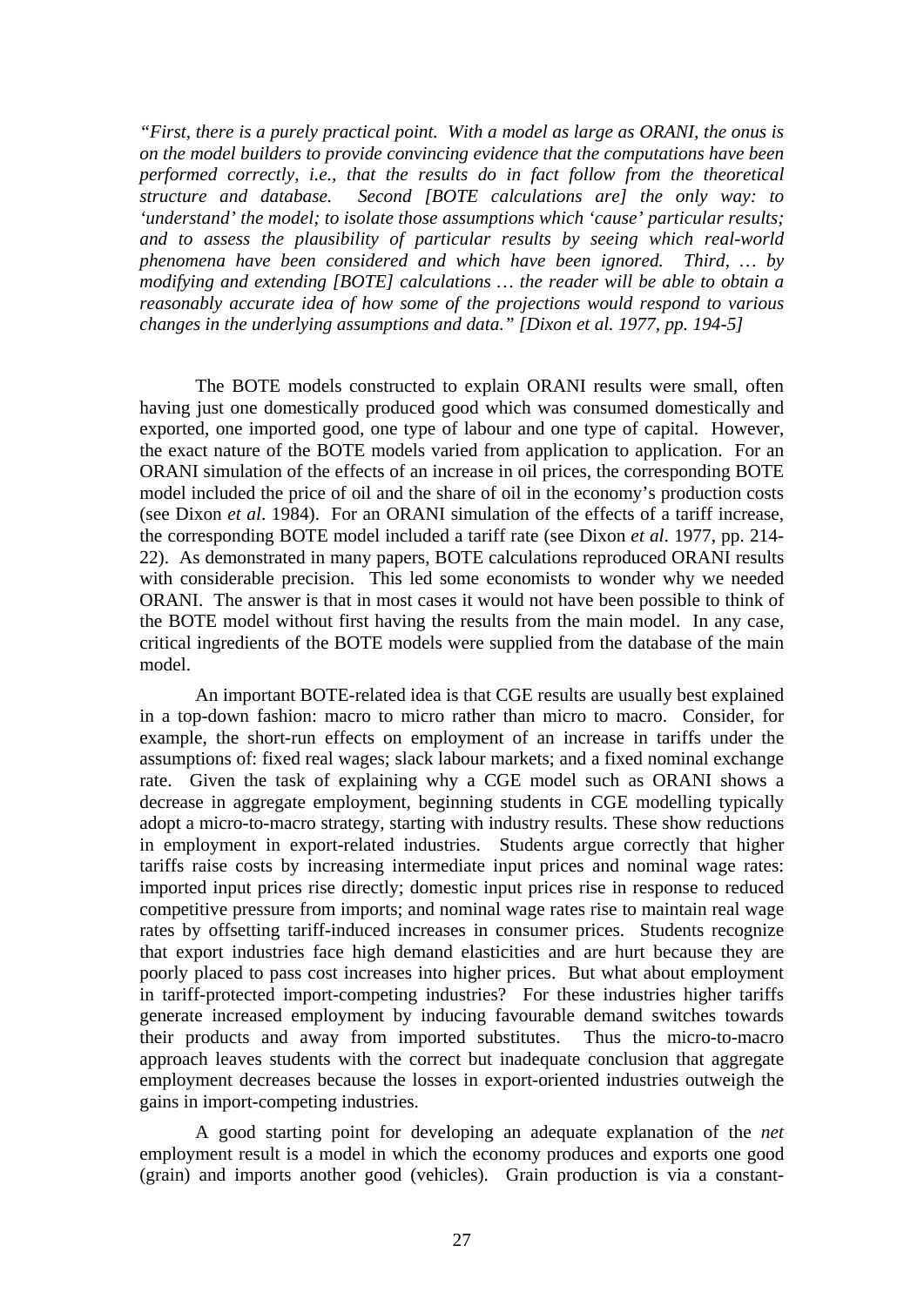*"First, there is a purely practical point. With a model as large as ORANI, the onus is on the model builders to provide convincing evidence that the computations have been performed correctly, i.e., that the results do in fact follow from the theoretical structure and database. Second [BOTE calculations are] the only way: to 'understand' the model; to isolate those assumptions which 'cause' particular results; and to assess the plausibility of particular results by seeing which real-world phenomena have been considered and which have been ignored. Third, … by modifying and extending [BOTE] calculations … the reader will be able to obtain a reasonably accurate idea of how some of the projections would respond to various changes in the underlying assumptions and data." [Dixon et al. 1977, pp. 194-5]*

The BOTE models constructed to explain ORANI results were small, often having just one domestically produced good which was consumed domestically and exported, one imported good, one type of labour and one type of capital. However, the exact nature of the BOTE models varied from application to application. For an ORANI simulation of the effects of an increase in oil prices, the corresponding BOTE model included the price of oil and the share of oil in the economy's production costs (see Dixon *et al*. 1984). For an ORANI simulation of the effects of a tariff increase, the corresponding BOTE model included a tariff rate (see Dixon *et al*. 1977, pp. 214-22). As demonstrated in many papers, BOTE calculations reproduced ORANI results with considerable precision. This led some economists to wonder why we needed ORANI. The answer is that in most cases it would not have been possible to think of the BOTE model without first having the results from the main model. In any case, critical ingredients of the BOTE models were supplied from the database of the main model.

An important BOTE-related idea is that CGE results are usually best explained in a top-down fashion: macro to micro rather than micro to macro. Consider, for example, the short-run effects on employment of an increase in tariffs under the assumptions of: fixed real wages; slack labour markets; and a fixed nominal exchange rate. Given the task of explaining why a CGE model such as ORANI shows a decrease in aggregate employment, beginning students in CGE modelling typically adopt a micro-to-macro strategy, starting with industry results. These show reductions in employment in export-related industries. Students argue correctly that higher tariffs raise costs by increasing intermediate input prices and nominal wage rates: imported input prices rise directly; domestic input prices rise in response to reduced competitive pressure from imports; and nominal wage rates rise to maintain real wage rates by offsetting tariff-induced increases in consumer prices. Students recognize that export industries face high demand elasticities and are hurt because they are poorly placed to pass cost increases into higher prices. But what about employment in tariff-protected import-competing industries? For these industries higher tariffs generate increased employment by inducing favourable demand switches towards their products and away from imported substitutes. Thus the micro-to-macro approach leaves students with the correct but inadequate conclusion that aggregate employment decreases because the losses in export-oriented industries outweigh the gains in import-competing industries.

A good starting point for developing an adequate explanation of the *net* employment result is a model in which the economy produces and exports one good (grain) and imports another good (vehicles). Grain production is via a constant-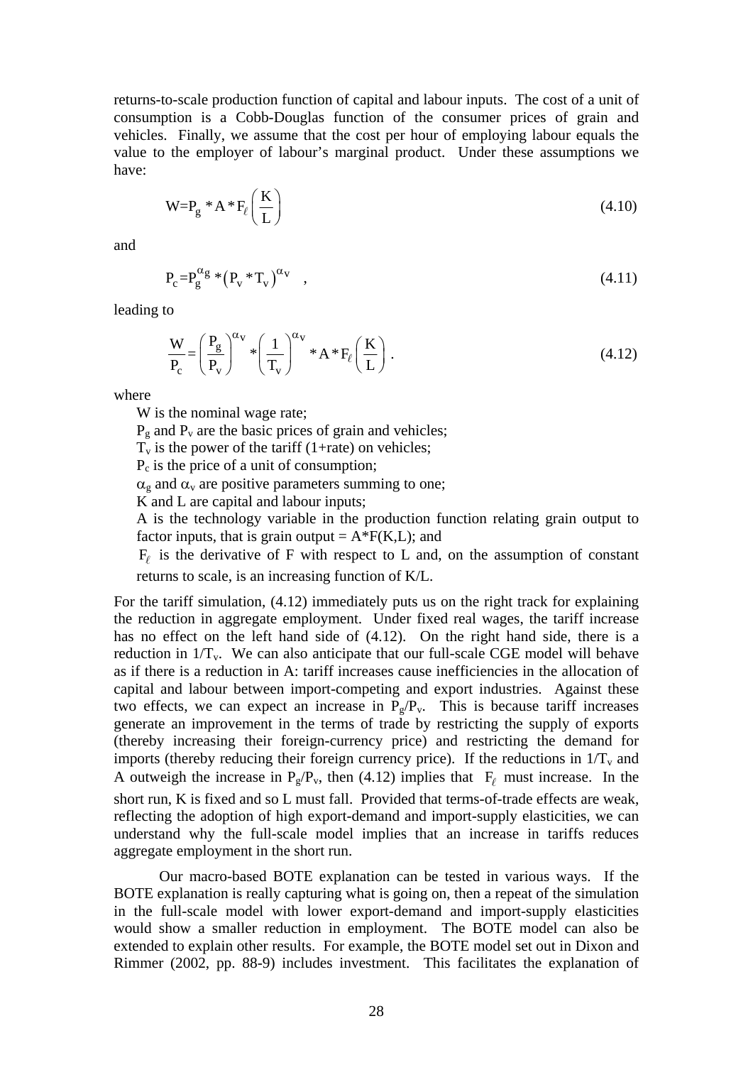returns-to-scale production function of capital and labour inputs. The cost of a unit of consumption is a Cobb-Douglas function of the consumer prices of grain and vehicles. Finally, we assume that the cost per hour of employing labour equals the value to the employer of labour's marginal product. Under these assumptions we have:

$$W = P_g * A * F_\ell\left(\frac{K}{L}\right) \tag{4.10}$$

and

$$P_c = P_g^{\alpha_g} * \left(P_v * T_v\right)^{\alpha_v} \quad , \tag{4.11}$$

leading to

$$\frac{W}{P_c} = \left(\frac{P_g}{P_v}\right)^{\alpha_v} * \left(\frac{1}{T_v}\right)^{\alpha_v} * A * F_\ell\left(\frac{K}{L}\right) \ . \tag{4.12}$$

where

- W is the nominal wage rate;
- $P_g$ and $P_v$ are the basic prices of grain and vehicles;
- $T_v$ is the power of the tariff (1+rate) on vehicles;
- $P_c$ is the price of a unit of consumption;
- $\alpha_g$ and $\alpha_v$ are positive parameters summing to one;
- K and L are capital and labour inputs;
- A is the technology variable in the production function relating grain output to factor inputs, that is grain output = A*F(K,L); and
- $F_\ell$ is the derivative of F with respect to L and, on the assumption of constant returns to scale, is an increasing function of K/L.

For the tariff simulation, (4.12) immediately puts us on the right track for explaining the reduction in aggregate employment. Under fixed real wages, the tariff increase has no effect on the left hand side of (4.12). On the right hand side, there is a reduction in $1/T_v$. We can also anticipate that our full-scale CGE model will behave as if there is a reduction in A: tariff increases cause inefficiencies in the allocation of capital and labour between import-competing and export industries. Against these two effects, we can expect an increase in $P_g/P_v$. This is because tariff increases generate an improvement in the terms of trade by restricting the supply of exports (thereby increasing their foreign-currency price) and restricting the demand for imports (thereby reducing their foreign currency price). If the reductions in $1/T_v$ and A outweigh the increase in $P_g/P_v$, then (4.12) implies that $F_\ell$ must increase. In the short run, K is fixed and so L must fall. Provided that terms-of-trade effects are weak, reflecting the adoption of high export-demand and import-supply elasticities, we can understand why the full-scale model implies that an increase in tariffs reduces aggregate employment in the short run.

Our macro-based BOTE explanation can be tested in various ways. If the BOTE explanation is really capturing what is going on, then a repeat of the simulation in the full-scale model with lower export-demand and import-supply elasticities would show a smaller reduction in employment. The BOTE model can also be extended to explain other results. For example, the BOTE model set out in Dixon and Rimmer (2002, pp. 88-9) includes investment. This facilitates the explanation of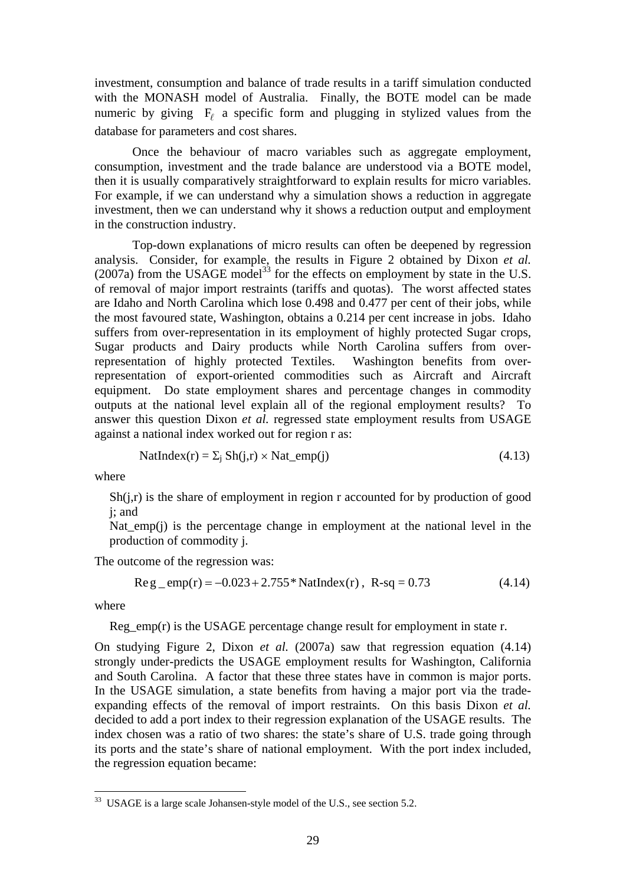investment, consumption and balance of trade results in a tariff simulation conducted with the MONASH model of Australia. Finally, the BOTE model can be made numeric by giving $F_{\ell}$ a specific form and plugging in stylized values from the database for parameters and cost shares.

Once the behaviour of macro variables such as aggregate employment, consumption, investment and the trade balance are understood via a BOTE model, then it is usually comparatively straightforward to explain results for micro variables. For example, if we can understand why a simulation shows a reduction in aggregate investment, then we can understand why it shows a reduction output and employment in the construction industry.

Top-down explanations of micro results can often be deepened by regression analysis. Consider, for example, the results in Figure 2 obtained by Dixon *et al.* (2007a) from the USAGE model[33] for the effects on employment by state in the U.S. of removal of major import restraints (tariffs and quotas). The worst affected states are Idaho and North Carolina which lose 0.498 and 0.477 per cent of their jobs, while the most favoured state, Washington, obtains a 0.214 per cent increase in jobs. Idaho suffers from over-representation in its employment of highly protected Sugar crops, Sugar products and Dairy products while North Carolina suffers from over-representation of highly protected Textiles. Washington benefits from over-representation of export-oriented commodities such as Aircraft and Aircraft equipment. Do state employment shares and percentage changes in commodity outputs at the national level explain all of the regional employment results? To answer this question Dixon *et al.* regressed state employment results from USAGE against a national index worked out for region r as:

$$\text{NatIndex}(r) = \Sigma_j \text{Sh}(j,r) \times \text{Nat\_emp}(j) \tag{4.13}$$

where

Sh(j,r) is the share of employment in region r accounted for by production of good j; and

Nat_emp(j) is the percentage change in employment at the national level in the production of commodity j.

The outcome of the regression was:

$$\text{Reg\_emp}(r) = -0.023 + 2.755 * \text{NatIndex}(r)\text{, R-sq} = 0.73 \tag{4.14}$$

where

Reg_emp(r) is the USAGE percentage change result for employment in state r.

On studying Figure 2, Dixon *et al.* (2007a) saw that regression equation (4.14) strongly under-predicts the USAGE employment results for Washington, California and South Carolina. A factor that these three states have in common is major ports. In the USAGE simulation, a state benefits from having a major port via the trade-expanding effects of the removal of import restraints. On this basis Dixon *et al.* decided to add a port index to their regression explanation of the USAGE results. The index chosen was a ratio of two shares: the state's share of U.S. trade going through its ports and the state's share of national employment. With the port index included, the regression equation became:

[33] USAGE is a large scale Johansen-style model of the U.S., see section 5.2.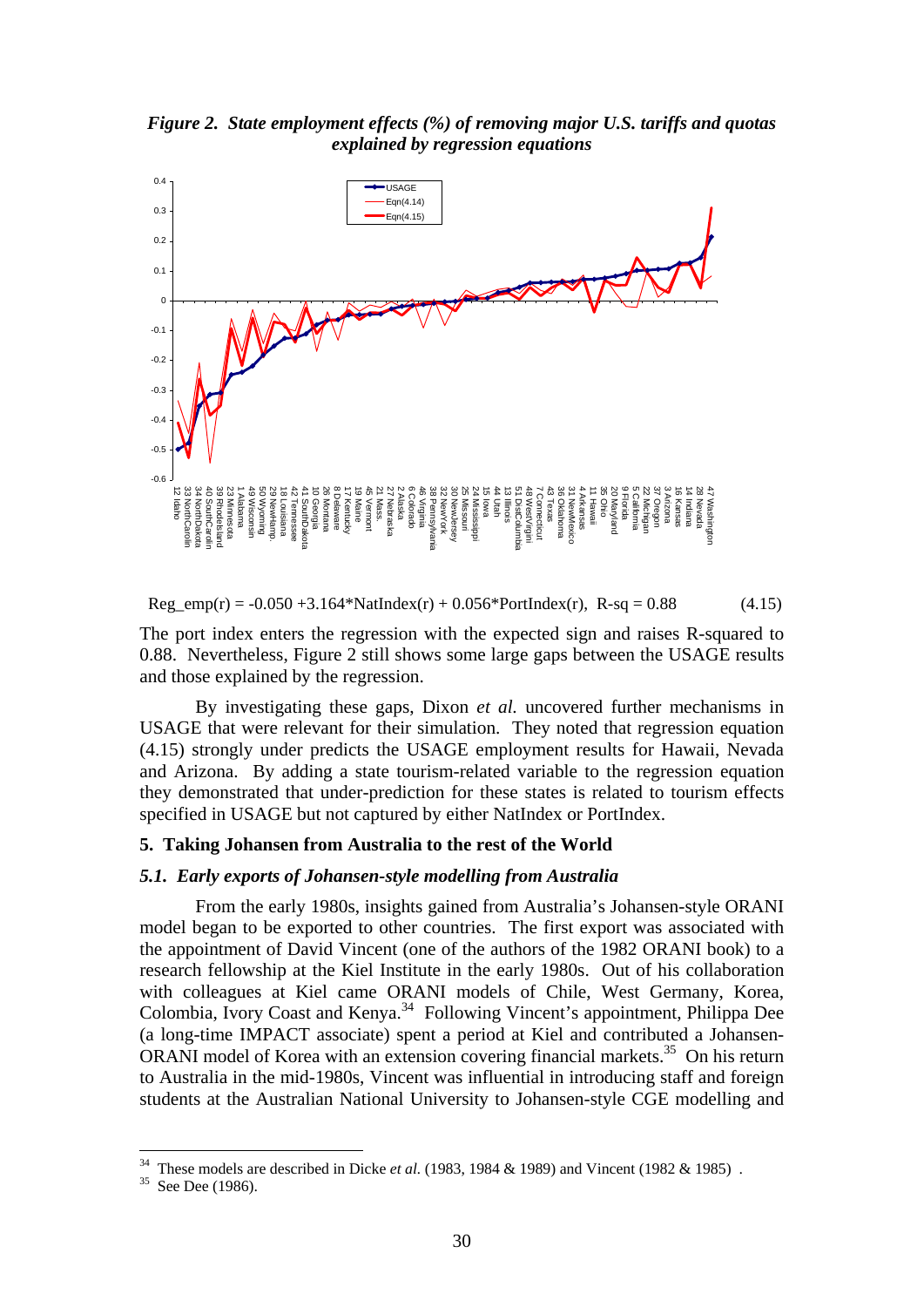*Figure 2. State employment effects (%) of removing major U.S. tariffs and quotas explained by regression equations*

$$\text{Reg\_emp}(r) = -0.050 + 3.164 * \text{NatIndex}(r) + 0.056 * \text{PortIndex}(r), \ \ \text{R-sq} = 0.88 \qquad (4.15)$$

The port index enters the regression with the expected sign and raises R-squared to 0.88. Nevertheless, Figure 2 still shows some large gaps between the USAGE results and those explained by the regression.

By investigating these gaps, Dixon *et al.* uncovered further mechanisms in USAGE that were relevant for their simulation. They noted that regression equation (4.15) strongly under predicts the USAGE employment results for Hawaii, Nevada and Arizona. By adding a state tourism-related variable to the regression equation they demonstrated that under-prediction for these states is related to tourism effects specified in USAGE but not captured by either NatIndex or PortIndex.

## 5. Taking Johansen from Australia to the rest of the World

### *5.1. Early exports of Johansen-style modelling from Australia*

From the early 1980s, insights gained from Australia's Johansen-style ORANI model began to be exported to other countries. The first export was associated with the appointment of David Vincent (one of the authors of the 1982 ORANI book) to a research fellowship at the Kiel Institute in the early 1980s. Out of his collaboration with colleagues at Kiel came ORANI models of Chile, West Germany, Korea, Colombia, Ivory Coast and Kenya.[34] Following Vincent's appointment, Philippa Dee (a long-time IMPACT associate) spent a period at Kiel and contributed a Johansen-ORANI model of Korea with an extension covering financial markets.[35] On his return to Australia in the mid-1980s, Vincent was influential in introducing staff and foreign students at the Australian National University to Johansen-style CGE modelling and

---

[34] These models are described in Dicke *et al.* (1983, 1984 & 1989) and Vincent (1982 & 1985) .

[35] See Dee (1986).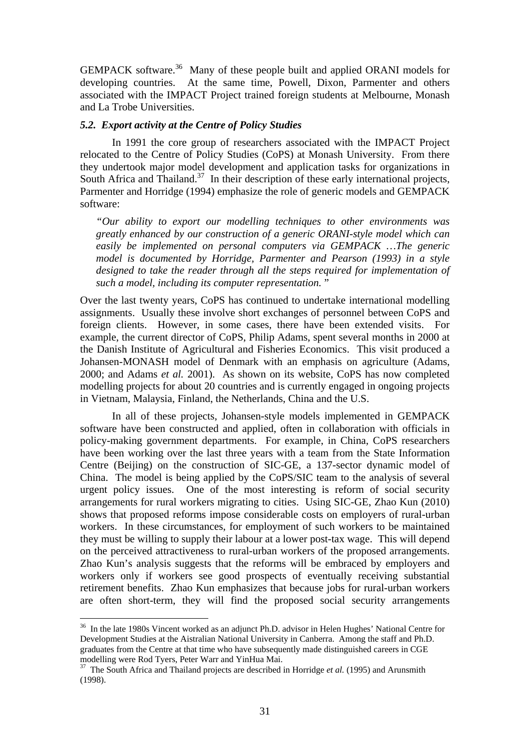GEMPACK software.[36] Many of these people built and applied ORANI models for developing countries. At the same time, Powell, Dixon, Parmenter and others associated with the IMPACT Project trained foreign students at Melbourne, Monash and La Trobe Universities.

### *5.2. Export activity at the Centre of Policy Studies*

In 1991 the core group of researchers associated with the IMPACT Project relocated to the Centre of Policy Studies (CoPS) at Monash University. From there they undertook major model development and application tasks for organizations in South Africa and Thailand.[37] In their description of these early international projects, Parmenter and Horridge (1994) emphasize the role of generic models and GEMPACK software:

> *"Our ability to export our modelling techniques to other environments was greatly enhanced by our construction of a generic ORANI-style model which can easily be implemented on personal computers via GEMPACK …The generic model is documented by Horridge, Parmenter and Pearson (1993) in a style designed to take the reader through all the steps required for implementation of such a model, including its computer representation."*

Over the last twenty years, CoPS has continued to undertake international modelling assignments. Usually these involve short exchanges of personnel between CoPS and foreign clients. However, in some cases, there have been extended visits. For example, the current director of CoPS, Philip Adams, spent several months in 2000 at the Danish Institute of Agricultural and Fisheries Economics. This visit produced a Johansen-MONASH model of Denmark with an emphasis on agriculture (Adams, 2000; and Adams *et al.* 2001). As shown on its website, CoPS has now completed modelling projects for about 20 countries and is currently engaged in ongoing projects in Vietnam, Malaysia, Finland, the Netherlands, China and the U.S.

In all of these projects, Johansen-style models implemented in GEMPACK software have been constructed and applied, often in collaboration with officials in policy-making government departments. For example, in China, CoPS researchers have been working over the last three years with a team from the State Information Centre (Beijing) on the construction of SIC-GE, a 137-sector dynamic model of China. The model is being applied by the CoPS/SIC team to the analysis of several urgent policy issues. One of the most interesting is reform of social security arrangements for rural workers migrating to cities. Using SIC-GE, Zhao Kun (2010) shows that proposed reforms impose considerable costs on employers of rural-urban workers. In these circumstances, for employment of such workers to be maintained they must be willing to supply their labour at a lower post-tax wage. This will depend on the perceived attractiveness to rural-urban workers of the proposed arrangements. Zhao Kun's analysis suggests that the reforms will be embraced by employers and workers only if workers see good prospects of eventually receiving substantial retirement benefits. Zhao Kun emphasizes that because jobs for rural-urban workers are often short-term, they will find the proposed social security arrangements

---

[36] In the late 1980s Vincent worked as an adjunct Ph.D. advisor in Helen Hughes' National Centre for Development Studies at the Aistralian National University in Canberra. Among the staff and Ph.D. graduates from the Centre at that time who have subsequently made distinguished careers in CGE modelling were Rod Tyers, Peter Warr and YinHua Mai.

[37] The South Africa and Thailand projects are described in Horridge *et al.* (1995) and Arunsmith (1998).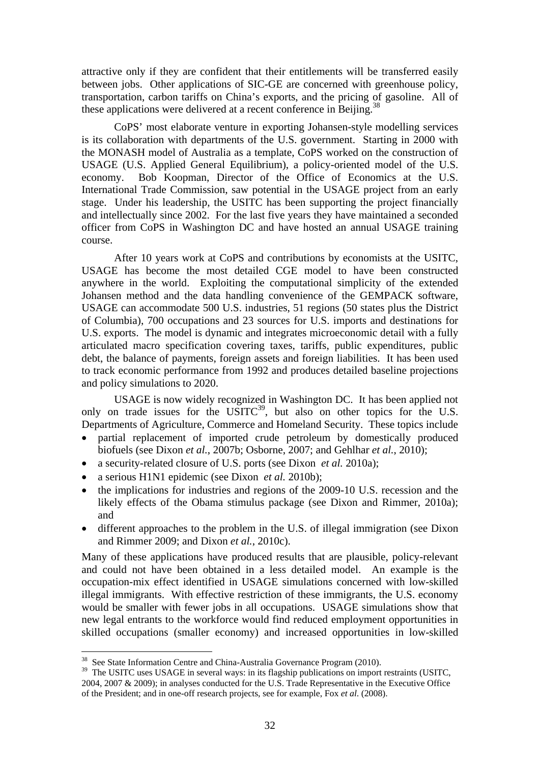attractive only if they are confident that their entitlements will be transferred easily between jobs. Other applications of SIC-GE are concerned with greenhouse policy, transportation, carbon tariffs on China's exports, and the pricing of gasoline. All of these applications were delivered at a recent conference in Beijing.[38]

CoPS' most elaborate venture in exporting Johansen-style modelling services is its collaboration with departments of the U.S. government. Starting in 2000 with the MONASH model of Australia as a template, CoPS worked on the construction of USAGE (U.S. Applied General Equilibrium), a policy-oriented model of the U.S. economy. Bob Koopman, Director of the Office of Economics at the U.S. International Trade Commission, saw potential in the USAGE project from an early stage. Under his leadership, the USITC has been supporting the project financially and intellectually since 2002. For the last five years they have maintained a seconded officer from CoPS in Washington DC and have hosted an annual USAGE training course.

After 10 years work at CoPS and contributions by economists at the USITC, USAGE has become the most detailed CGE model to have been constructed anywhere in the world. Exploiting the computational simplicity of the extended Johansen method and the data handling convenience of the GEMPACK software, USAGE can accommodate 500 U.S. industries, 51 regions (50 states plus the District of Columbia), 700 occupations and 23 sources for U.S. imports and destinations for U.S. exports. The model is dynamic and integrates microeconomic detail with a fully articulated macro specification covering taxes, tariffs, public expenditures, public debt, the balance of payments, foreign assets and foreign liabilities. It has been used to track economic performance from 1992 and produces detailed baseline projections and policy simulations to 2020.

USAGE is now widely recognized in Washington DC. It has been applied not only on trade issues for the USITC[39], but also on other topics for the U.S. Departments of Agriculture, Commerce and Homeland Security. These topics include

- partial replacement of imported crude petroleum by domestically produced biofuels (see Dixon *et al.*, 2007b; Osborne, 2007; and Gehlhar *et al.*, 2010);
- a security-related closure of U.S. ports (see Dixon *et al.* 2010a);
- a serious H1N1 epidemic (see Dixon *et al.* 2010b);
- the implications for industries and regions of the 2009-10 U.S. recession and the likely effects of the Obama stimulus package (see Dixon and Rimmer, 2010a); and
- different approaches to the problem in the U.S. of illegal immigration (see Dixon and Rimmer 2009; and Dixon *et al.*, 2010c).

Many of these applications have produced results that are plausible, policy-relevant and could not have been obtained in a less detailed model. An example is the occupation-mix effect identified in USAGE simulations concerned with low-skilled illegal immigrants. With effective restriction of these immigrants, the U.S. economy would be smaller with fewer jobs in all occupations. USAGE simulations show that new legal entrants to the workforce would find reduced employment opportunities in skilled occupations (smaller economy) and increased opportunities in low-skilled

---

[38] See State Information Centre and China-Australia Governance Program (2010).

[39] The USITC uses USAGE in several ways: in its flagship publications on import restraints (USITC, 2004, 2007 & 2009); in analyses conducted for the U.S. Trade Representative in the Executive Office of the President; and in one-off research projects, see for example, Fox *et al.* (2008).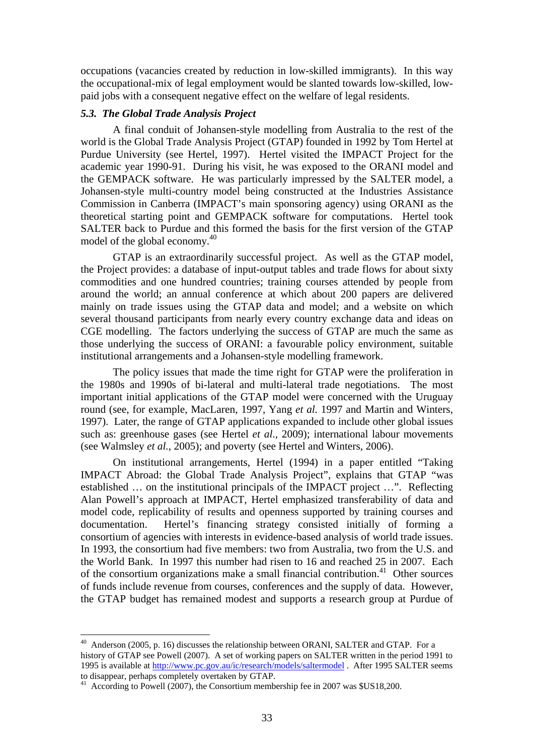occupations (vacancies created by reduction in low-skilled immigrants). In this way the occupational-mix of legal employment would be slanted towards low-skilled, low-paid jobs with a consequent negative effect on the welfare of legal residents.

### *5.3. The Global Trade Analysis Project*

A final conduit of Johansen-style modelling from Australia to the rest of the world is the Global Trade Analysis Project (GTAP) founded in 1992 by Tom Hertel at Purdue University (see Hertel, 1997). Hertel visited the IMPACT Project for the academic year 1990-91. During his visit, he was exposed to the ORANI model and the GEMPACK software. He was particularly impressed by the SALTER model, a Johansen-style multi-country model being constructed at the Industries Assistance Commission in Canberra (IMPACT's main sponsoring agency) using ORANI as the theoretical starting point and GEMPACK software for computations. Hertel took SALTER back to Purdue and this formed the basis for the first version of the GTAP model of the global economy.[40]

GTAP is an extraordinarily successful project. As well as the GTAP model, the Project provides: a database of input-output tables and trade flows for about sixty commodities and one hundred countries; training courses attended by people from around the world; an annual conference at which about 200 papers are delivered mainly on trade issues using the GTAP data and model; and a website on which several thousand participants from nearly every country exchange data and ideas on CGE modelling. The factors underlying the success of GTAP are much the same as those underlying the success of ORANI: a favourable policy environment, suitable institutional arrangements and a Johansen-style modelling framework.

The policy issues that made the time right for GTAP were the proliferation in the 1980s and 1990s of bi-lateral and multi-lateral trade negotiations. The most important initial applications of the GTAP model were concerned with the Uruguay round (see, for example, MacLaren, 1997, Yang *et al.* 1997 and Martin and Winters, 1997). Later, the range of GTAP applications expanded to include other global issues such as: greenhouse gases (see Hertel *et al*., 2009); international labour movements (see Walmsley *et al.*, 2005); and poverty (see Hertel and Winters, 2006).

On institutional arrangements, Hertel (1994) in a paper entitled "Taking IMPACT Abroad: the Global Trade Analysis Project", explains that GTAP "was established … on the institutional principals of the IMPACT project …". Reflecting Alan Powell's approach at IMPACT, Hertel emphasized transferability of data and model code, replicability of results and openness supported by training courses and documentation. Hertel's financing strategy consisted initially of forming a consortium of agencies with interests in evidence-based analysis of world trade issues. In 1993, the consortium had five members: two from Australia, two from the U.S. and the World Bank. In 1997 this number had risen to 16 and reached 25 in 2007. Each of the consortium organizations make a small financial contribution.[41] Other sources of funds include revenue from courses, conferences and the supply of data. However, the GTAP budget has remained modest and supports a research group at Purdue of

---

[40] Anderson (2005, p. 16) discusses the relationship between ORANI, SALTER and GTAP. For a history of GTAP see Powell (2007). A set of working papers on SALTER written in the period 1991 to 1995 is available at http://www.pc.gov.au/ic/research/models/saltermodel . After 1995 SALTER seems to disappear, perhaps completely overtaken by GTAP.

[41] According to Powell (2007), the Consortium membership fee in 2007 was $US18,200.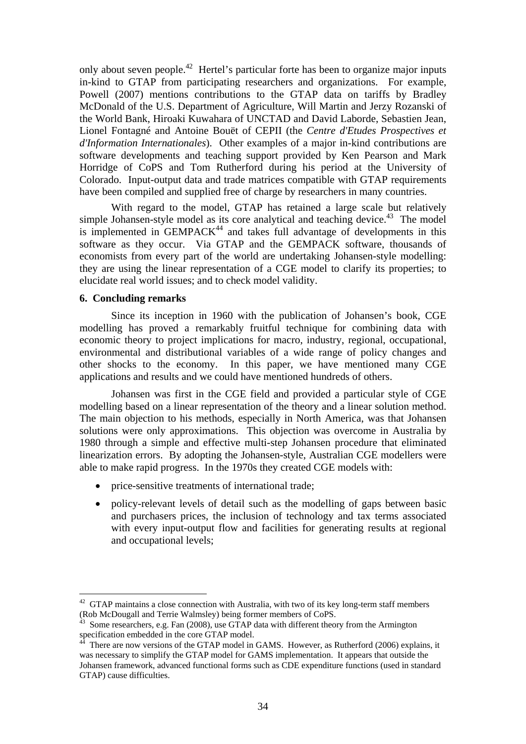only about seven people.[42] Hertel's particular forte has been to organize major inputs in-kind to GTAP from participating researchers and organizations. For example, Powell (2007) mentions contributions to the GTAP data on tariffs by Bradley McDonald of the U.S. Department of Agriculture, Will Martin and Jerzy Rozanski of the World Bank, Hiroaki Kuwahara of UNCTAD and David Laborde, Sebastien Jean, Lionel Fontagné and Antoine Bouët of CEPII (the *Centre d'Etudes Prospectives et d'Information Internationales*). Other examples of a major in-kind contributions are software developments and teaching support provided by Ken Pearson and Mark Horridge of CoPS and Tom Rutherford during his period at the University of Colorado. Input-output data and trade matrices compatible with GTAP requirements have been compiled and supplied free of charge by researchers in many countries.

With regard to the model, GTAP has retained a large scale but relatively simple Johansen-style model as its core analytical and teaching device.[43] The model is implemented in GEMPACK[44] and takes full advantage of developments in this software as they occur. Via GTAP and the GEMPACK software, thousands of economists from every part of the world are undertaking Johansen-style modelling: they are using the linear representation of a CGE model to clarify its properties; to elucidate real world issues; and to check model validity.

## 6. Concluding remarks

Since its inception in 1960 with the publication of Johansen's book, CGE modelling has proved a remarkably fruitful technique for combining data with economic theory to project implications for macro, industry, regional, occupational, environmental and distributional variables of a wide range of policy changes and other shocks to the economy. In this paper, we have mentioned many CGE applications and results and we could have mentioned hundreds of others.

Johansen was first in the CGE field and provided a particular style of CGE modelling based on a linear representation of the theory and a linear solution method. The main objection to his methods, especially in North America, was that Johansen solutions were only approximations. This objection was overcome in Australia by 1980 through a simple and effective multi-step Johansen procedure that eliminated linearization errors. By adopting the Johansen-style, Australian CGE modellers were able to make rapid progress. In the 1970s they created CGE models with:

- price-sensitive treatments of international trade;
- policy-relevant levels of detail such as the modelling of gaps between basic and purchasers prices, the inclusion of technology and tax terms associated with every input-output flow and facilities for generating results at regional and occupational levels;

---

[42] GTAP maintains a close connection with Australia, with two of its key long-term staff members (Rob McDougall and Terrie Walmsley) being former members of CoPS.

[43] Some researchers, e.g. Fan (2008), use GTAP data with different theory from the Armington specification embedded in the core GTAP model.

[44] There are now versions of the GTAP model in GAMS. However, as Rutherford (2006) explains, it was necessary to simplify the GTAP model for GAMS implementation. It appears that outside the Johansen framework, advanced functional forms such as CDE expenditure functions (used in standard GTAP) cause difficulties.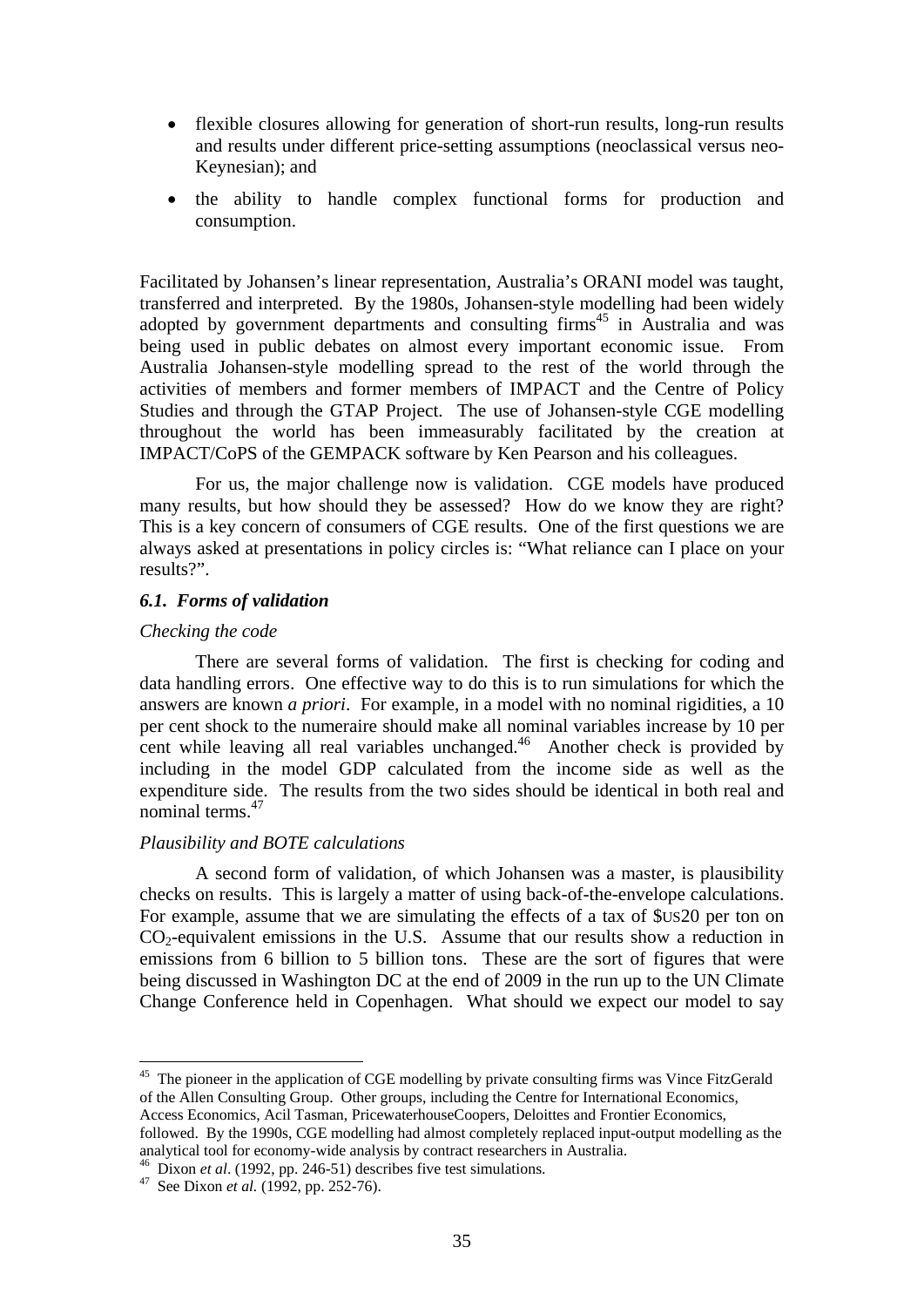- flexible closures allowing for generation of short-run results, long-run results and results under different price-setting assumptions (neoclassical versus neo-Keynesian); and
- the ability to handle complex functional forms for production and consumption.

Facilitated by Johansen's linear representation, Australia's ORANI model was taught, transferred and interpreted. By the 1980s, Johansen-style modelling had been widely adopted by government departments and consulting firms[45] in Australia and was being used in public debates on almost every important economic issue. From Australia Johansen-style modelling spread to the rest of the world through the activities of members and former members of IMPACT and the Centre of Policy Studies and through the GTAP Project. The use of Johansen-style CGE modelling throughout the world has been immeasurably facilitated by the creation at IMPACT/CoPS of the GEMPACK software by Ken Pearson and his colleagues.

For us, the major challenge now is validation. CGE models have produced many results, but how should they be assessed? How do we know they are right? This is a key concern of consumers of CGE results. One of the first questions we are always asked at presentations in policy circles is: "What reliance can I place on your results?".

### *6.1. Forms of validation*

*Checking the code*

There are several forms of validation. The first is checking for coding and data handling errors. One effective way to do this is to run simulations for which the answers are known *a priori*. For example, in a model with no nominal rigidities, a 10 per cent shock to the numeraire should make all nominal variables increase by 10 per cent while leaving all real variables unchanged.[46] Another check is provided by including in the model GDP calculated from the income side as well as the expenditure side. The results from the two sides should be identical in both real and nominal terms.[47]

*Plausibility and BOTE calculations*

A second form of validation, of which Johansen was a master, is plausibility checks on results. This is largely a matter of using back-of-the-envelope calculations. For example, assume that we are simulating the effects of a tax of $US20 per ton on $CO_2$-equivalent emissions in the U.S. Assume that our results show a reduction in emissions from 6 billion to 5 billion tons. These are the sort of figures that were being discussed in Washington DC at the end of 2009 in the run up to the UN Climate Change Conference held in Copenhagen. What should we expect our model to say

---

[45] The pioneer in the application of CGE modelling by private consulting firms was Vince FitzGerald of the Allen Consulting Group. Other groups, including the Centre for International Economics, Access Economics, Acil Tasman, PricewaterhouseCoopers, Deloittes and Frontier Economics, followed. By the 1990s, CGE modelling had almost completely replaced input-output modelling as the analytical tool for economy-wide analysis by contract researchers in Australia.

[46] Dixon *et al*. (1992, pp. 246-51) describes five test simulations.

[47] See Dixon *et al.* (1992, pp. 252-76).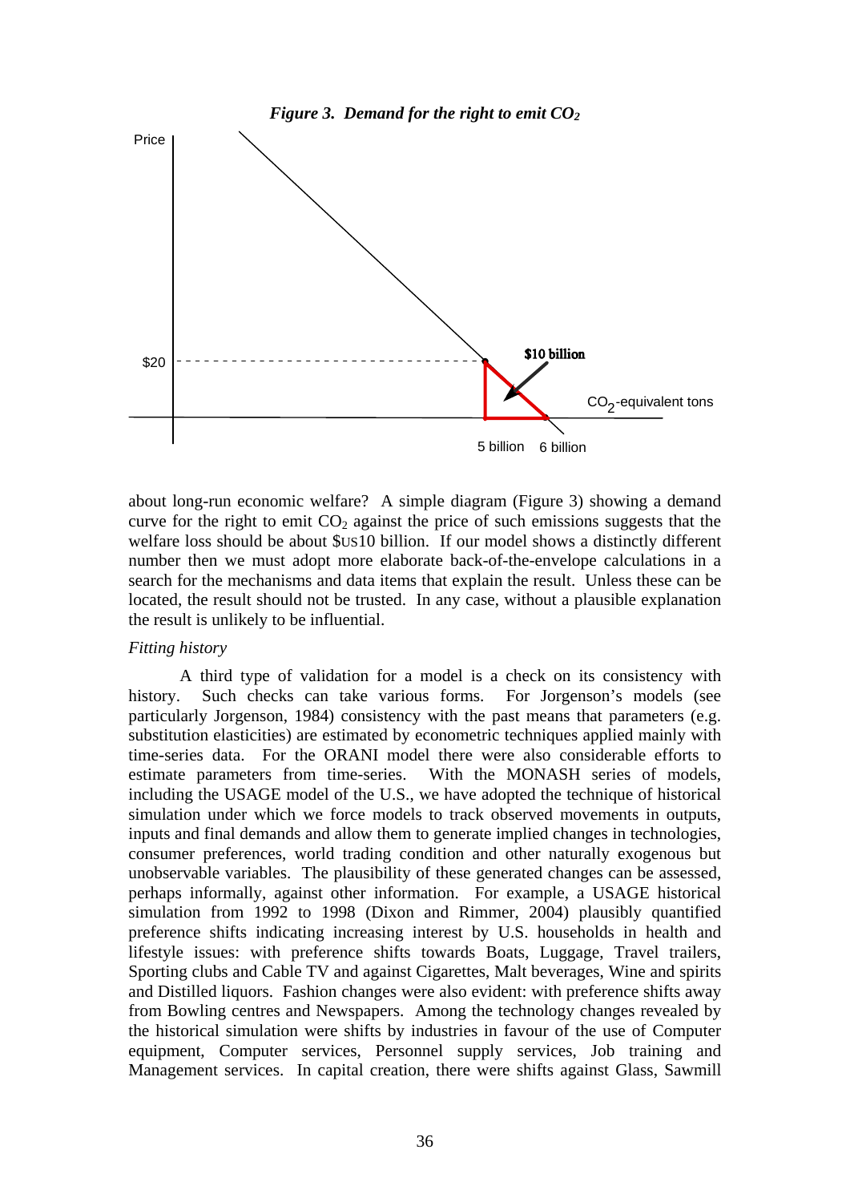*Figure 3. Demand for the right to emit $CO_2$*

Price

$20

$10 billion

$CO_2$-equivalent tons

5 billion

6 billion

about long-run economic welfare? A simple diagram (Figure 3) showing a demand curve for the right to emit $CO_2$ against the price of such emissions suggests that the welfare loss should be about $US10 billion. If our model shows a distinctly different number then we must adopt more elaborate back-of-the-envelope calculations in a search for the mechanisms and data items that explain the result. Unless these can be located, the result should not be trusted. In any case, without a plausible explanation the result is unlikely to be influential.

*Fitting history*

A third type of validation for a model is a check on its consistency with history. Such checks can take various forms. For Jorgenson's models (see particularly Jorgenson, 1984) consistency with the past means that parameters (e.g. substitution elasticities) are estimated by econometric techniques applied mainly with time-series data. For the ORANI model there were also considerable efforts to estimate parameters from time-series. With the MONASH series of models, including the USAGE model of the U.S., we have adopted the technique of historical simulation under which we force models to track observed movements in outputs, inputs and final demands and allow them to generate implied changes in technologies, consumer preferences, world trading condition and other naturally exogenous but unobservable variables. The plausibility of these generated changes can be assessed, perhaps informally, against other information. For example, a USAGE historical simulation from 1992 to 1998 (Dixon and Rimmer, 2004) plausibly quantified preference shifts indicating increasing interest by U.S. households in health and lifestyle issues: with preference shifts towards Boats, Luggage, Travel trailers, Sporting clubs and Cable TV and against Cigarettes, Malt beverages, Wine and spirits and Distilled liquors. Fashion changes were also evident: with preference shifts away from Bowling centres and Newspapers. Among the technology changes revealed by the historical simulation were shifts by industries in favour of the use of Computer equipment, Computer services, Personnel supply services, Job training and Management services. In capital creation, there were shifts against Glass, Sawmill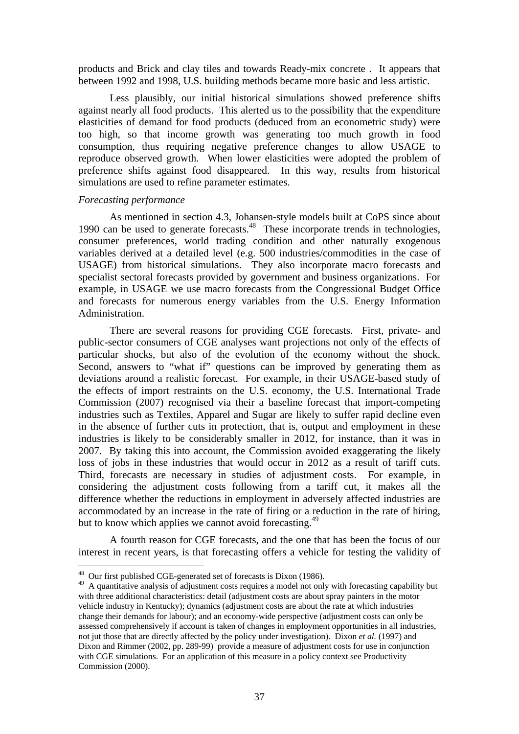products and Brick and clay tiles and towards Ready-mix concrete . It appears that between 1992 and 1998, U.S. building methods became more basic and less artistic.

Less plausibly, our initial historical simulations showed preference shifts against nearly all food products. This alerted us to the possibility that the expenditure elasticities of demand for food products (deduced from an econometric study) were too high, so that income growth was generating too much growth in food consumption, thus requiring negative preference changes to allow USAGE to reproduce observed growth. When lower elasticities were adopted the problem of preference shifts against food disappeared. In this way, results from historical simulations are used to refine parameter estimates.

*Forecasting performance*

As mentioned in section 4.3, Johansen-style models built at CoPS since about 1990 can be used to generate forecasts.[48] These incorporate trends in technologies, consumer preferences, world trading condition and other naturally exogenous variables derived at a detailed level (e.g. 500 industries/commodities in the case of USAGE) from historical simulations. They also incorporate macro forecasts and specialist sectoral forecasts provided by government and business organizations. For example, in USAGE we use macro forecasts from the Congressional Budget Office and forecasts for numerous energy variables from the U.S. Energy Information Administration.

There are several reasons for providing CGE forecasts. First, private- and public-sector consumers of CGE analyses want projections not only of the effects of particular shocks, but also of the evolution of the economy without the shock. Second, answers to "what if" questions can be improved by generating them as deviations around a realistic forecast. For example, in their USAGE-based study of the effects of import restraints on the U.S. economy, the U.S. International Trade Commission (2007) recognised via their a baseline forecast that import-competing industries such as Textiles, Apparel and Sugar are likely to suffer rapid decline even in the absence of further cuts in protection, that is, output and employment in these industries is likely to be considerably smaller in 2012, for instance, than it was in 2007. By taking this into account, the Commission avoided exaggerating the likely loss of jobs in these industries that would occur in 2012 as a result of tariff cuts. Third, forecasts are necessary in studies of adjustment costs. For example, in considering the adjustment costs following from a tariff cut, it makes all the difference whether the reductions in employment in adversely affected industries are accommodated by an increase in the rate of firing or a reduction in the rate of hiring, but to know which applies we cannot avoid forecasting.[49]

A fourth reason for CGE forecasts, and the one that has been the focus of our interest in recent years, is that forecasting offers a vehicle for testing the validity of

---

[48] Our first published CGE-generated set of forecasts is Dixon (1986).

[49] A quantitative analysis of adjustment costs requires a model not only with forecasting capability but with three additional characteristics: detail (adjustment costs are about spray painters in the motor vehicle industry in Kentucky); dynamics (adjustment costs are about the rate at which industries change their demands for labour); and an economy-wide perspective (adjustment costs can only be assessed comprehensively if account is taken of changes in employment opportunities in all industries, not jut those that are directly affected by the policy under investigation). Dixon *et al.* (1997) and Dixon and Rimmer (2002, pp. 289-99) provide a measure of adjustment costs for use in conjunction with CGE simulations. For an application of this measure in a policy context see Productivity Commission (2000).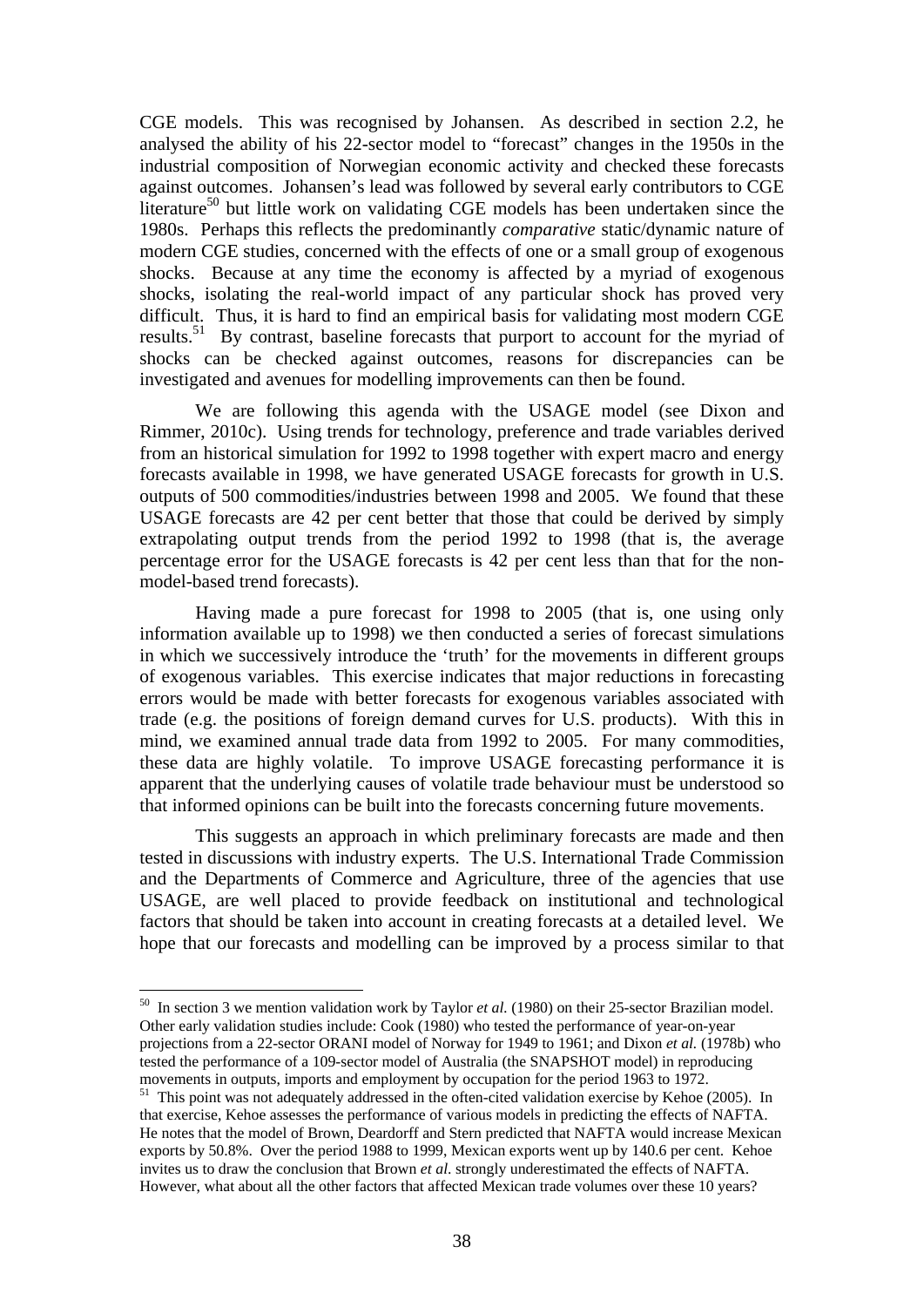CGE models. This was recognised by Johansen. As described in section 2.2, he analysed the ability of his 22-sector model to "forecast" changes in the 1950s in the industrial composition of Norwegian economic activity and checked these forecasts against outcomes. Johansen's lead was followed by several early contributors to CGE literature[50] but little work on validating CGE models has been undertaken since the 1980s. Perhaps this reflects the predominantly *comparative* static/dynamic nature of modern CGE studies, concerned with the effects of one or a small group of exogenous shocks. Because at any time the economy is affected by a myriad of exogenous shocks, isolating the real-world impact of any particular shock has proved very difficult. Thus, it is hard to find an empirical basis for validating most modern CGE results.[51] By contrast, baseline forecasts that purport to account for the myriad of shocks can be checked against outcomes, reasons for discrepancies can be investigated and avenues for modelling improvements can then be found.

We are following this agenda with the USAGE model (see Dixon and Rimmer, 2010c). Using trends for technology, preference and trade variables derived from an historical simulation for 1992 to 1998 together with expert macro and energy forecasts available in 1998, we have generated USAGE forecasts for growth in U.S. outputs of 500 commodities/industries between 1998 and 2005. We found that these USAGE forecasts are 42 per cent better that those that could be derived by simply extrapolating output trends from the period 1992 to 1998 (that is, the average percentage error for the USAGE forecasts is 42 per cent less than that for the non-model-based trend forecasts).

Having made a pure forecast for 1998 to 2005 (that is, one using only information available up to 1998) we then conducted a series of forecast simulations in which we successively introduce the 'truth' for the movements in different groups of exogenous variables. This exercise indicates that major reductions in forecasting errors would be made with better forecasts for exogenous variables associated with trade (e.g. the positions of foreign demand curves for U.S. products). With this in mind, we examined annual trade data from 1992 to 2005. For many commodities, these data are highly volatile. To improve USAGE forecasting performance it is apparent that the underlying causes of volatile trade behaviour must be understood so that informed opinions can be built into the forecasts concerning future movements.

This suggests an approach in which preliminary forecasts are made and then tested in discussions with industry experts. The U.S. International Trade Commission and the Departments of Commerce and Agriculture, three of the agencies that use USAGE, are well placed to provide feedback on institutional and technological factors that should be taken into account in creating forecasts at a detailed level. We hope that our forecasts and modelling can be improved by a process similar to that

---

[50] In section 3 we mention validation work by Taylor *et al.* (1980) on their 25-sector Brazilian model. Other early validation studies include: Cook (1980) who tested the performance of year-on-year projections from a 22-sector ORANI model of Norway for 1949 to 1961; and Dixon *et al.* (1978b) who tested the performance of a 109-sector model of Australia (the SNAPSHOT model) in reproducing movements in outputs, imports and employment by occupation for the period 1963 to 1972.

[51] This point was not adequately addressed in the often-cited validation exercise by Kehoe (2005). In that exercise, Kehoe assesses the performance of various models in predicting the effects of NAFTA. He notes that the model of Brown, Deardorff and Stern predicted that NAFTA would increase Mexican exports by 50.8%. Over the period 1988 to 1999, Mexican exports went up by 140.6 per cent. Kehoe invites us to draw the conclusion that Brown *et al*. strongly underestimated the effects of NAFTA. However, what about all the other factors that affected Mexican trade volumes over these 10 years?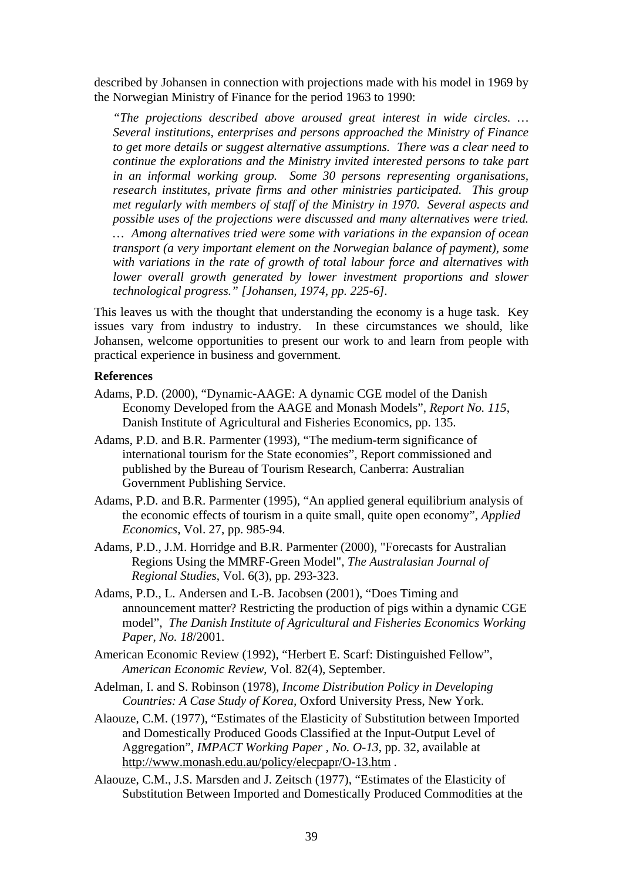described by Johansen in connection with projections made with his model in 1969 by the Norwegian Ministry of Finance for the period 1963 to 1990:

> *"The projections described above aroused great interest in wide circles. … Several institutions, enterprises and persons approached the Ministry of Finance to get more details or suggest alternative assumptions. There was a clear need to continue the explorations and the Ministry invited interested persons to take part in an informal working group. Some 30 persons representing organisations, research institutes, private firms and other ministries participated. This group met regularly with members of staff of the Ministry in 1970. Several aspects and possible uses of the projections were discussed and many alternatives were tried. … Among alternatives tried were some with variations in the expansion of ocean transport (a very important element on the Norwegian balance of payment), some with variations in the rate of growth of total labour force and alternatives with lower overall growth generated by lower investment proportions and slower technological progress." [Johansen, 1974, pp. 225-6].*

This leaves us with the thought that understanding the economy is a huge task. Key issues vary from industry to industry. In these circumstances we should, like Johansen, welcome opportunities to present our work to and learn from people with practical experience in business and government.

### References

Adams, P.D. (2000), "Dynamic-AAGE: A dynamic CGE model of the Danish Economy Developed from the AAGE and Monash Models", *Report No. 115*, Danish Institute of Agricultural and Fisheries Economics, pp. 135.

Adams, P.D. and B.R. Parmenter (1993), "The medium-term significance of international tourism for the State economies", Report commissioned and published by the Bureau of Tourism Research, Canberra: Australian Government Publishing Service.

Adams, P.D. and B.R. Parmenter (1995), "An applied general equilibrium analysis of the economic effects of tourism in a quite small, quite open economy", *Applied Economics*, Vol. 27, pp. 985-94.

Adams, P.D., J.M. Horridge and B.R. Parmenter (2000), "Forecasts for Australian Regions Using the MMRF-Green Model", *The Australasian Journal of Regional Studies*, Vol. 6(3), pp. 293-323.

Adams, P.D., L. Andersen and L-B. Jacobsen (2001), "Does Timing and announcement matter? Restricting the production of pigs within a dynamic CGE model", *The Danish Institute of Agricultural and Fisheries Economics Working Paper*, *No. 18*/2001.

American Economic Review (1992), "Herbert E. Scarf: Distinguished Fellow", *American Economic Review*, Vol. 82(4), September.

Adelman, I. and S. Robinson (1978), *Income Distribution Policy in Developing Countries: A Case Study of Korea*, Oxford University Press, New York.

Alaouze, C.M. (1977), "Estimates of the Elasticity of Substitution between Imported and Domestically Produced Goods Classified at the Input-Output Level of Aggregation", *IMPACT Working Paper , No. O-13*, pp. 32, available at http://www.monash.edu.au/policy/elecpapr/O-13.htm .

Alaouze, C.M., J.S. Marsden and J. Zeitsch (1977), "Estimates of the Elasticity of Substitution Between Imported and Domestically Produced Commodities at the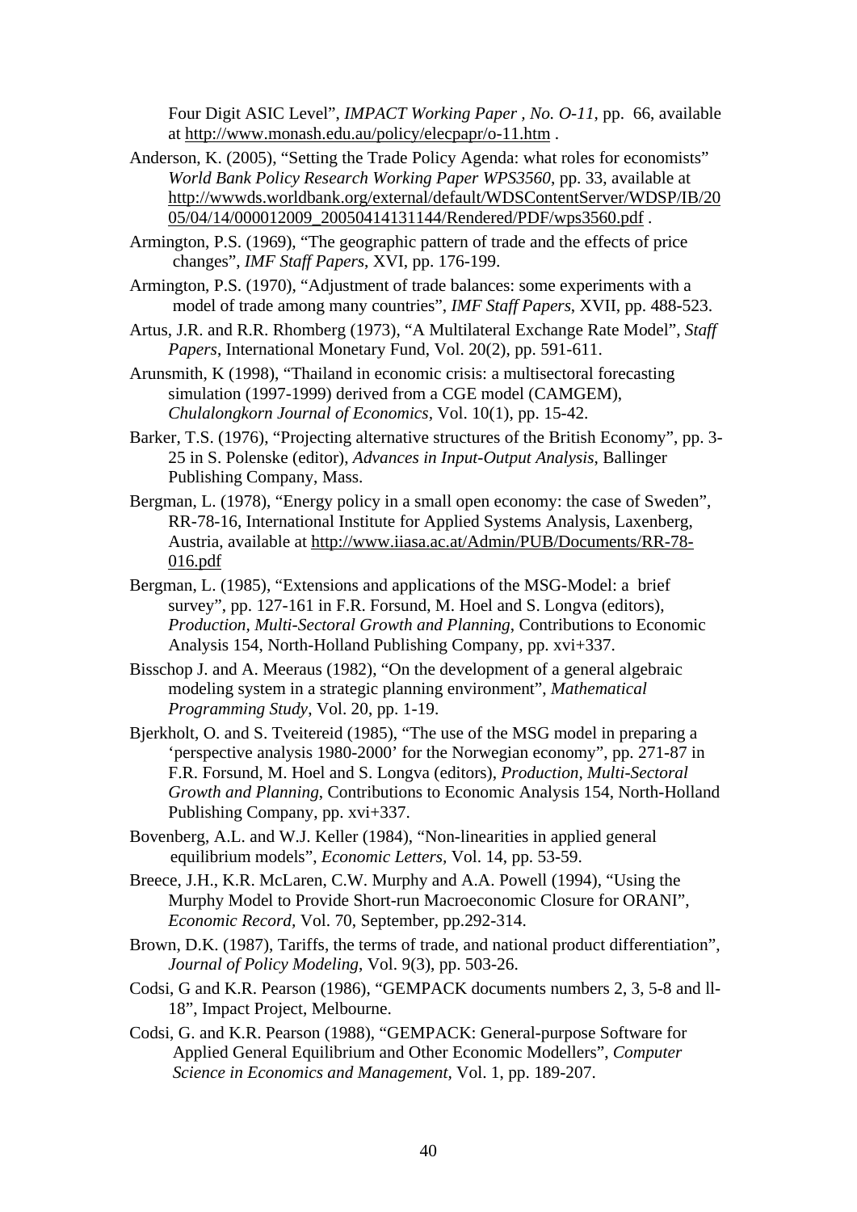Four Digit ASIC Level", *IMPACT Working Paper , No. O-11*, pp. 66, available at http://www.monash.edu.au/policy/elecpapr/o-11.htm .

Anderson, K. (2005), "Setting the Trade Policy Agenda: what roles for economists" *World Bank Policy Research Working Paper WPS3560*, pp. 33, available at http://wwwds.worldbank.org/external/default/WDSContentServer/WDSP/IB/2005/04/14/000012009_20050414131144/Rendered/PDF/wps3560.pdf .

Armington, P.S. (1969), "The geographic pattern of trade and the effects of price changes", *IMF Staff Papers*, XVI, pp. 176-199.

Armington, P.S. (1970), "Adjustment of trade balances: some experiments with a model of trade among many countries", *IMF Staff Papers*, XVII, pp. 488-523.

Artus, J.R. and R.R. Rhomberg (1973), "A Multilateral Exchange Rate Model", *Staff Papers*, International Monetary Fund, Vol. 20(2), pp. 591-611.

Arunsmith, K (1998), "Thailand in economic crisis: a multisectoral forecasting simulation (1997-1999) derived from a CGE model (CAMGEM), *Chulalongkorn Journal of Economics*, Vol. 10(1), pp. 15-42.

Barker, T.S. (1976), "Projecting alternative structures of the British Economy", pp. 3-25 in S. Polenske (editor), *Advances in Input-Output Analysis*, Ballinger Publishing Company, Mass.

Bergman, L. (1978), "Energy policy in a small open economy: the case of Sweden", RR-78-16, International Institute for Applied Systems Analysis, Laxenberg, Austria, available at http://www.iiasa.ac.at/Admin/PUB/Documents/RR-78-016.pdf

Bergman, L. (1985), "Extensions and applications of the MSG-Model: a brief survey", pp. 127-161 in F.R. Forsund, M. Hoel and S. Longva (editors), *Production, Multi-Sectoral Growth and Planning*, Contributions to Economic Analysis 154, North-Holland Publishing Company, pp. xvi+337.

Bisschop J. and A. Meeraus (1982), "On the development of a general algebraic modeling system in a strategic planning environment", *Mathematical Programming Study*, Vol. 20, pp. 1-19.

Bjerkholt, O. and S. Tveitereid (1985), "The use of the MSG model in preparing a 'perspective analysis 1980-2000' for the Norwegian economy", pp. 271-87 in F.R. Forsund, M. Hoel and S. Longva (editors), *Production, Multi-Sectoral Growth and Planning*, Contributions to Economic Analysis 154, North-Holland Publishing Company, pp. xvi+337.

Bovenberg, A.L. and W.J. Keller (1984), "Non-linearities in applied general equilibrium models", *Economic Letters*, Vol. 14, pp. 53-59.

Breece, J.H., K.R. McLaren, C.W. Murphy and A.A. Powell (1994), "Using the Murphy Model to Provide Short-run Macroeconomic Closure for ORANI", *Economic Record*, Vol. 70, September, pp.292-314.

Brown, D.K. (1987), Tariffs, the terms of trade, and national product differentiation", *Journal of Policy Modeling*, Vol. 9(3), pp. 503-26.

Codsi, G and K.R. Pearson (1986), "GEMPACK documents numbers 2, 3, 5-8 and ll-18", Impact Project, Melbourne.

Codsi, G. and K.R. Pearson (1988), "GEMPACK: General-purpose Software for Applied General Equilibrium and Other Economic Modellers", *Computer Science in Economics and Management*, Vol. 1, pp. 189-207.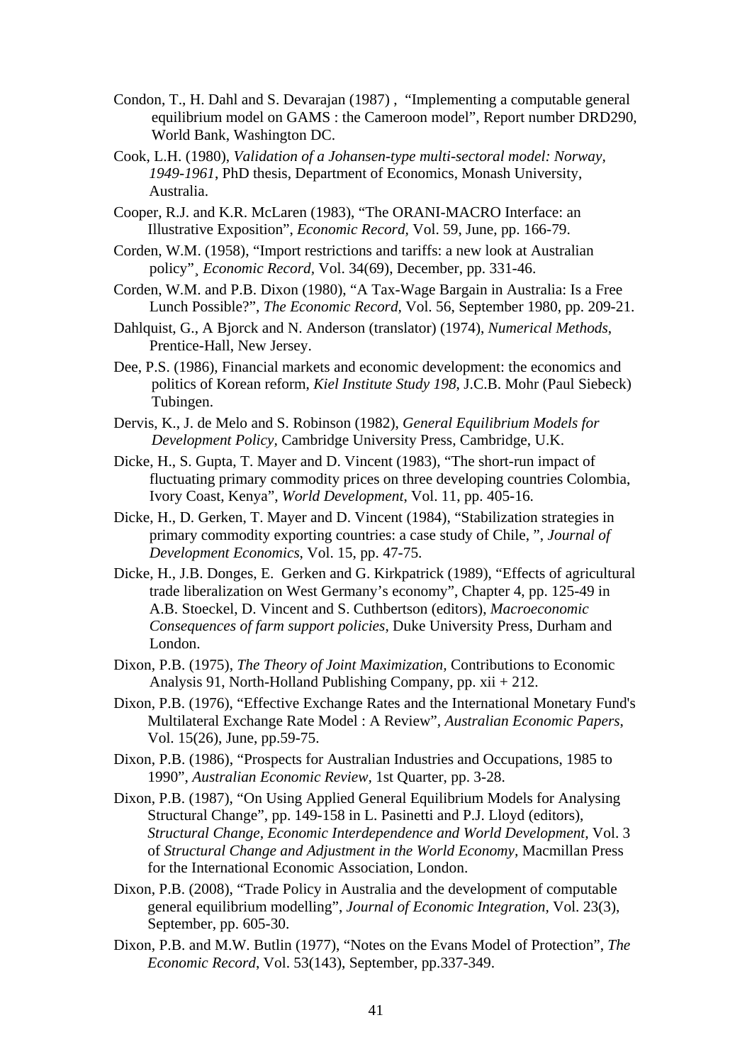Condon, T., H. Dahl and S. Devarajan (1987) , "Implementing a computable general equilibrium model on GAMS : the Cameroon model", Report number DRD290, World Bank, Washington DC.

Cook, L.H. (1980), *Validation of a Johansen-type multi-sectoral model: Norway, 1949-1961*, PhD thesis, Department of Economics, Monash University, Australia.

Cooper, R.J. and K.R. McLaren (1983), "The ORANI-MACRO Interface: an Illustrative Exposition", *Economic Record*, Vol. 59, June, pp. 166-79.

Corden, W.M. (1958), "Import restrictions and tariffs: a new look at Australian policy"¸ *Economic Record*, Vol. 34(69), December, pp. 331-46.

Corden, W.M. and P.B. Dixon (1980), "A Tax-Wage Bargain in Australia: Is a Free Lunch Possible?", *The Economic Record*, Vol. 56, September 1980, pp. 209-21.

Dahlquist, G., A Bjorck and N. Anderson (translator) (1974), *Numerical Methods*, Prentice-Hall, New Jersey.

Dee, P.S. (1986), Financial markets and economic development: the economics and politics of Korean reform, *Kiel Institute Study 198*, J.C.B. Mohr (Paul Siebeck) Tubingen.

Dervis, K., J. de Melo and S. Robinson (1982), *General Equilibrium Models for Development Policy*, Cambridge University Press, Cambridge, U.K.

Dicke, H., S. Gupta, T. Mayer and D. Vincent (1983), "The short-run impact of fluctuating primary commodity prices on three developing countries Colombia, Ivory Coast, Kenya", *World Development*, Vol. 11, pp. 405-16.

Dicke, H., D. Gerken, T. Mayer and D. Vincent (1984), "Stabilization strategies in primary commodity exporting countries: a case study of Chile, ", *Journal of Development Economics*, Vol. 15, pp. 47-75.

Dicke, H., J.B. Donges, E. Gerken and G. Kirkpatrick (1989), "Effects of agricultural trade liberalization on West Germany's economy", Chapter 4, pp. 125-49 in A.B. Stoeckel, D. Vincent and S. Cuthbertson (editors), *Macroeconomic Consequences of farm support policies*, Duke University Press, Durham and London.

Dixon, P.B. (1975), *The Theory of Joint Maximization,* Contributions to Economic Analysis 91, North-Holland Publishing Company, pp. xii + 212.

Dixon, P.B. (1976), "Effective Exchange Rates and the International Monetary Fund's Multilateral Exchange Rate Model : A Review", *Australian Economic Papers*, Vol. 15(26), June, pp.59-75.

Dixon, P.B. (1986), "Prospects for Australian Industries and Occupations, 1985 to 1990", *Australian Economic Review*, 1st Quarter, pp. 3-28.

Dixon, P.B. (1987), "On Using Applied General Equilibrium Models for Analysing Structural Change", pp. 149-158 in L. Pasinetti and P.J. Lloyd (editors), *Structural Change, Economic Interdependence and World Development*, Vol. 3 of *Structural Change and Adjustment in the World Economy*, Macmillan Press for the International Economic Association, London.

Dixon, P.B. (2008), "Trade Policy in Australia and the development of computable general equilibrium modelling", *Journal of Economic Integration*, Vol. 23(3), September, pp. 605-30.

Dixon, P.B. and M.W. Butlin (1977), "Notes on the Evans Model of Protection", *The Economic Record*, Vol. 53(143), September, pp.337-349.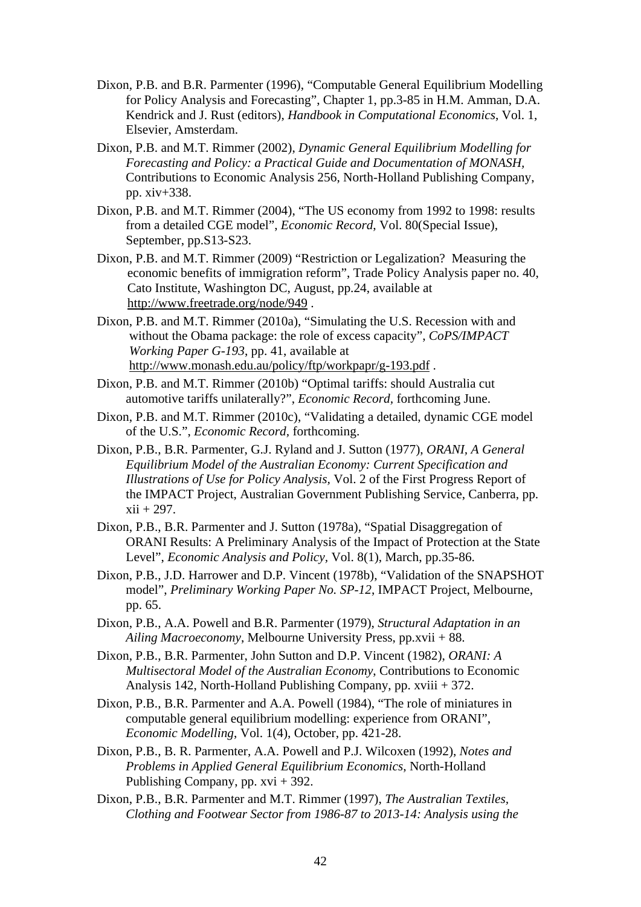Dixon, P.B. and B.R. Parmenter (1996), "Computable General Equilibrium Modelling for Policy Analysis and Forecasting", Chapter 1, pp.3-85 in H.M. Amman, D.A. Kendrick and J. Rust (editors), *Handbook in Computational Economics*, Vol. 1, Elsevier, Amsterdam.

Dixon, P.B. and M.T. Rimmer (2002), *Dynamic General Equilibrium Modelling for Forecasting and Policy: a Practical Guide and Documentation of MONASH*, Contributions to Economic Analysis 256, North-Holland Publishing Company, pp. xiv+338.

Dixon, P.B. and M.T. Rimmer (2004), "The US economy from 1992 to 1998: results from a detailed CGE model", *Economic Record*, Vol. 80(Special Issue), September, pp.S13-S23.

Dixon, P.B. and M.T. Rimmer (2009) "Restriction or Legalization? Measuring the economic benefits of immigration reform", Trade Policy Analysis paper no. 40, Cato Institute, Washington DC, August, pp.24, available at http://www.freetrade.org/node/949 .

Dixon, P.B. and M.T. Rimmer (2010a), "Simulating the U.S. Recession with and without the Obama package: the role of excess capacity", *CoPS/IMPACT Working Paper G-193*, pp. 41, available at http://www.monash.edu.au/policy/ftp/workpapr/g-193.pdf .

Dixon, P.B. and M.T. Rimmer (2010b) "Optimal tariffs: should Australia cut automotive tariffs unilaterally?", *Economic Record*, forthcoming June.

Dixon, P.B. and M.T. Rimmer (2010c), "Validating a detailed, dynamic CGE model of the U.S.", *Economic Record*, forthcoming.

Dixon, P.B., B.R. Parmenter, G.J. Ryland and J. Sutton (1977), *ORANI, A General Equilibrium Model of the Australian Economy: Current Specification and Illustrations of Use for Policy Analysis*, Vol. 2 of the First Progress Report of the IMPACT Project, Australian Government Publishing Service, Canberra, pp. xii + 297.

Dixon, P.B., B.R. Parmenter and J. Sutton (1978a), "Spatial Disaggregation of ORANI Results: A Preliminary Analysis of the Impact of Protection at the State Level", *Economic Analysis and Policy*, Vol. 8(1), March, pp.35-86.

Dixon, P.B., J.D. Harrower and D.P. Vincent (1978b), "Validation of the SNAPSHOT model", *Preliminary Working Paper No. SP-12*, IMPACT Project, Melbourne, pp. 65.

Dixon, P.B., A.A. Powell and B.R. Parmenter (1979), *Structural Adaptation in an Ailing Macroeconomy*, Melbourne University Press, pp.xvii + 88.

Dixon, P.B., B.R. Parmenter, John Sutton and D.P. Vincent (1982), *ORANI: A Multisectoral Model of the Australian Economy*, Contributions to Economic Analysis 142, North-Holland Publishing Company, pp. xviii + 372.

Dixon, P.B., B.R. Parmenter and A.A. Powell (1984), "The role of miniatures in computable general equilibrium modelling: experience from ORANI", *Economic Modelling*, Vol. 1(4), October, pp. 421-28.

Dixon, P.B., B. R. Parmenter, A.A. Powell and P.J. Wilcoxen (1992), *Notes and Problems in Applied General Equilibrium Economics*, North-Holland Publishing Company, pp. xvi + 392.

Dixon, P.B., B.R. Parmenter and M.T. Rimmer (1997), *The Australian Textiles, Clothing and Footwear Sector from 1986-87 to 2013-14: Analysis using the*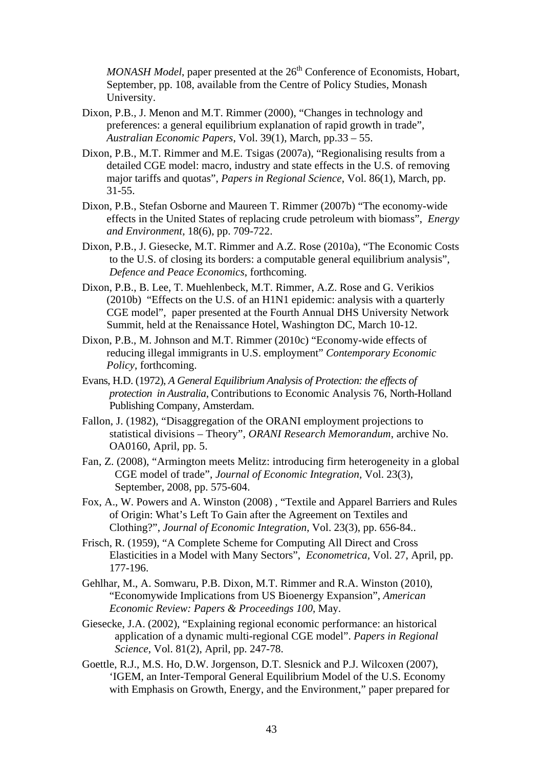*MONASH Model*, paper presented at the 26th Conference of Economists, Hobart, September, pp. 108, available from the Centre of Policy Studies, Monash University.

Dixon, P.B., J. Menon and M.T. Rimmer (2000), "Changes in technology and preferences: a general equilibrium explanation of rapid growth in trade", *Australian Economic Papers*, Vol. 39(1), March, pp.33 – 55.

Dixon, P.B., M.T. Rimmer and M.E. Tsigas (2007a), "Regionalising results from a detailed CGE model: macro, industry and state effects in the U.S. of removing major tariffs and quotas", *Papers in Regional Science*, Vol. 86(1), March, pp. 31-55.

Dixon, P.B., Stefan Osborne and Maureen T. Rimmer (2007b) "The economy-wide effects in the United States of replacing crude petroleum with biomass", *Energy and Environment*, 18(6), pp. 709-722.

Dixon, P.B., J. Giesecke, M.T. Rimmer and A.Z. Rose (2010a), "The Economic Costs to the U.S. of closing its borders: a computable general equilibrium analysis", *Defence and Peace Economics*, forthcoming.

Dixon, P.B., B. Lee, T. Muehlenbeck, M.T. Rimmer, A.Z. Rose and G. Verikios (2010b) "Effects on the U.S. of an H1N1 epidemic: analysis with a quarterly CGE model", paper presented at the Fourth Annual DHS University Network Summit, held at the Renaissance Hotel, Washington DC, March 10-12.

Dixon, P.B., M. Johnson and M.T. Rimmer (2010c) "Economy-wide effects of reducing illegal immigrants in U.S. employment" *Contemporary Economic Policy*, forthcoming.

Evans, H.D. (1972), *A General Equilibrium Analysis of Protection: the effects of protection in Australia*, Contributions to Economic Analysis 76, North-Holland Publishing Company, Amsterdam.

Fallon, J. (1982), "Disaggregation of the ORANI employment projections to statistical divisions – Theory", *ORANI Research Memorandum*, archive No. OA0160, April, pp. 5.

Fan, Z. (2008), "Armington meets Melitz: introducing firm heterogeneity in a global CGE model of trade", *Journal of Economic Integration*, Vol. 23(3), September, 2008, pp. 575-604.

Fox, A., W. Powers and A. Winston (2008) , "Textile and Apparel Barriers and Rules of Origin: What's Left To Gain after the Agreement on Textiles and Clothing?", *Journal of Economic Integration*, Vol. 23(3), pp. 656-84..

Frisch, R. (1959), "A Complete Scheme for Computing All Direct and Cross Elasticities in a Model with Many Sectors", *Econometrica*, Vol. 27, April, pp. 177-196.

Gehlhar, M., A. Somwaru, P.B. Dixon, M.T. Rimmer and R.A. Winston (2010), "Economywide Implications from US Bioenergy Expansion", *American Economic Review: Papers & Proceedings 100*, May.

Giesecke, J.A. (2002), "Explaining regional economic performance: an historical application of a dynamic multi-regional CGE model". *Papers in Regional Science*, Vol. 81(2), April, pp. 247-78.

Goettle, R.J., M.S. Ho, D.W. Jorgenson, D.T. Slesnick and P.J. Wilcoxen (2007), 'IGEM, an Inter-Temporal General Equilibrium Model of the U.S. Economy with Emphasis on Growth, Energy, and the Environment," paper prepared for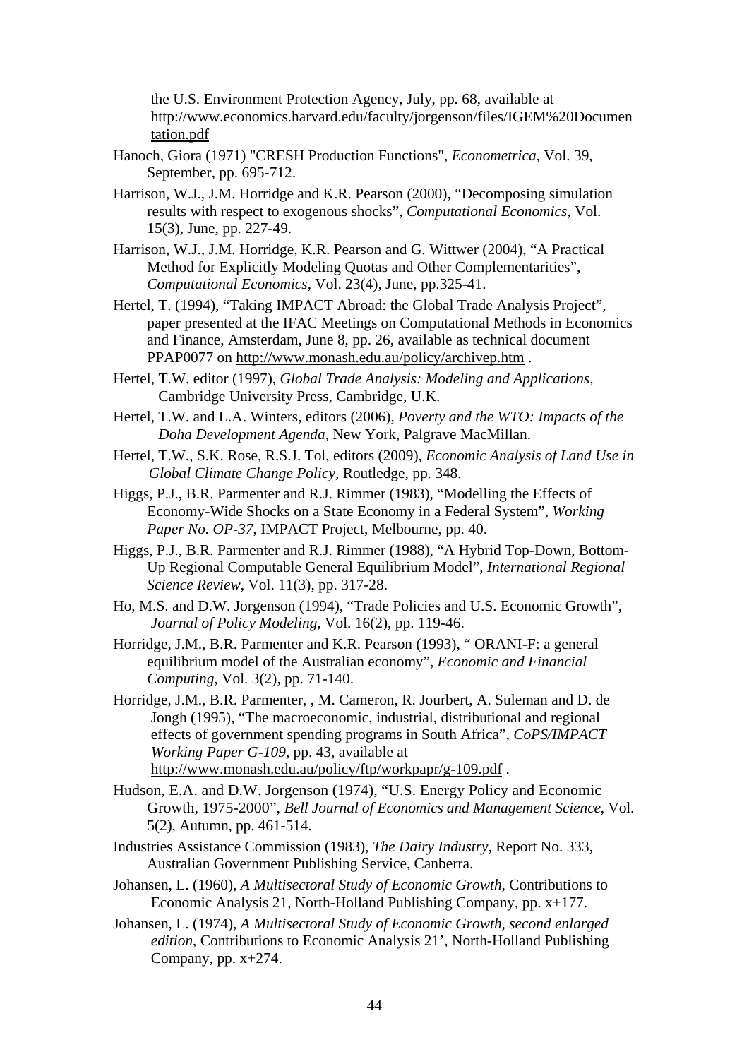the U.S. Environment Protection Agency, July, pp. 68, available at http://www.economics.harvard.edu/faculty/jorgenson/files/IGEM%20Documentation.pdf

Hanoch, Giora (1971) "CRESH Production Functions", *Econometrica*, Vol. 39, September, pp. 695-712.

Harrison, W.J., J.M. Horridge and K.R. Pearson (2000), "Decomposing simulation results with respect to exogenous shocks", *Computational Economics*, Vol. 15(3), June, pp. 227-49.

Harrison, W.J., J.M. Horridge, K.R. Pearson and G. Wittwer (2004), "A Practical Method for Explicitly Modeling Quotas and Other Complementarities", *Computational Economics*, Vol. 23(4), June, pp.325-41.

Hertel, T. (1994), "Taking IMPACT Abroad: the Global Trade Analysis Project", paper presented at the IFAC Meetings on Computational Methods in Economics and Finance, Amsterdam, June 8, pp. 26, available as technical document PPAP0077 on http://www.monash.edu.au/policy/archivep.htm .

Hertel, T.W. editor (1997), *Global Trade Analysis: Modeling and Applications,* Cambridge University Press, Cambridge, U.K.

Hertel, T.W. and L.A. Winters, editors (2006), *Poverty and the WTO: Impacts of the Doha Development Agenda*, New York, Palgrave MacMillan.

Hertel, T.W., S.K. Rose, R.S.J. Tol, editors (2009), *Economic Analysis of Land Use in Global Climate Change Policy,* Routledge, pp. 348.

Higgs, P.J., B.R. Parmenter and R.J. Rimmer (1983), "Modelling the Effects of Economy-Wide Shocks on a State Economy in a Federal System", *Working Paper No. OP-37*, IMPACT Project, Melbourne, pp. 40.

Higgs, P.J., B.R. Parmenter and R.J. Rimmer (1988), "A Hybrid Top-Down, Bottom-Up Regional Computable General Equilibrium Model", *International Regional Science Review*, Vol. 11(3), pp. 317-28.

Ho, M.S. and D.W. Jorgenson (1994), "Trade Policies and U.S. Economic Growth", *Journal of Policy Modeling*, Vol. 16(2), pp. 119-46.

Horridge, J.M., B.R. Parmenter and K.R. Pearson (1993), " ORANI-F: a general equilibrium model of the Australian economy", *Economic and Financial Computing*, Vol. 3(2), pp. 71-140.

Horridge, J.M., B.R. Parmenter, , M. Cameron, R. Jourbert, A. Suleman and D. de Jongh (1995), "The macroeconomic, industrial, distributional and regional effects of government spending programs in South Africa", *CoPS/IMPACT Working Paper G-109*, pp. 43, available at http://www.monash.edu.au/policy/ftp/workpapr/g-109.pdf .

Hudson, E.A. and D.W. Jorgenson (1974), "U.S. Energy Policy and Economic Growth, 1975-2000", *Bell Journal of Economics and Management Science*, Vol. 5(2), Autumn, pp. 461-514.

Industries Assistance Commission (1983), *The Dairy Industry*, Report No. 333, Australian Government Publishing Service, Canberra.

Johansen, L. (1960), *A Multisectoral Study of Economic Growth*, Contributions to Economic Analysis 21, North-Holland Publishing Company, pp. x+177.

Johansen, L. (1974), *A Multisectoral Study of Economic Growth, second enlarged edition*, Contributions to Economic Analysis 21', North-Holland Publishing Company, pp. x+274.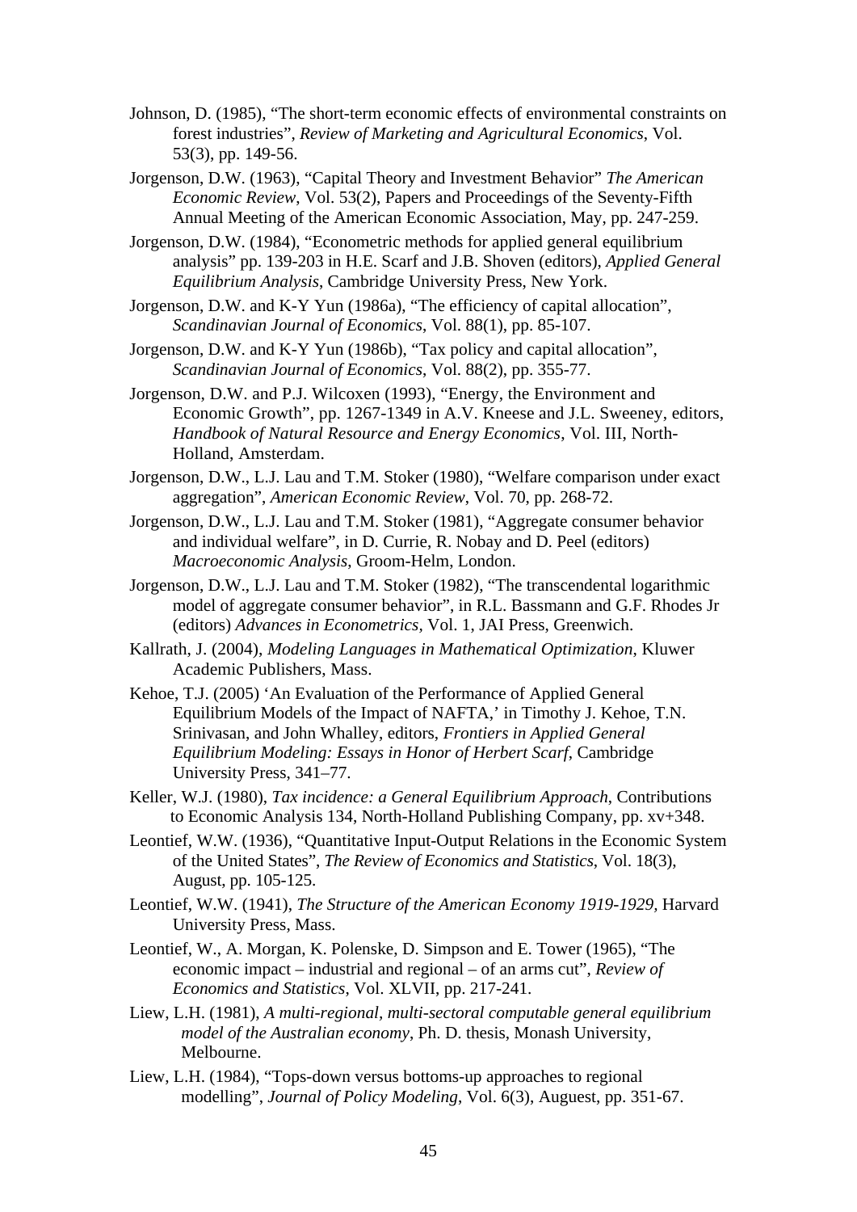Johnson, D. (1985), "The short-term economic effects of environmental constraints on forest industries", *Review of Marketing and Agricultural Economics*, Vol. 53(3), pp. 149-56.

Jorgenson, D.W. (1963), "Capital Theory and Investment Behavior" *The American Economic Review*, Vol. 53(2), Papers and Proceedings of the Seventy-Fifth Annual Meeting of the American Economic Association, May, pp. 247-259.

Jorgenson, D.W. (1984), "Econometric methods for applied general equilibrium analysis" pp. 139-203 in H.E. Scarf and J.B. Shoven (editors), *Applied General Equilibrium Analysis*, Cambridge University Press, New York.

Jorgenson, D.W. and K-Y Yun (1986a), "The efficiency of capital allocation", *Scandinavian Journal of Economics*, Vol. 88(1), pp. 85-107.

Jorgenson, D.W. and K-Y Yun (1986b), "Tax policy and capital allocation", *Scandinavian Journal of Economics*, Vol. 88(2), pp. 355-77.

Jorgenson, D.W. and P.J. Wilcoxen (1993), "Energy, the Environment and Economic Growth", pp. 1267-1349 in A.V. Kneese and J.L. Sweeney, editors, *Handbook of Natural Resource and Energy Economics*, Vol. III, North-Holland, Amsterdam.

Jorgenson, D.W., L.J. Lau and T.M. Stoker (1980), "Welfare comparison under exact aggregation", *American Economic Review*, Vol. 70, pp. 268-72.

Jorgenson, D.W., L.J. Lau and T.M. Stoker (1981), "Aggregate consumer behavior and individual welfare", in D. Currie, R. Nobay and D. Peel (editors) *Macroeconomic Analysis*, Groom-Helm, London.

Jorgenson, D.W., L.J. Lau and T.M. Stoker (1982), "The transcendental logarithmic model of aggregate consumer behavior", in R.L. Bassmann and G.F. Rhodes Jr (editors) *Advances in Econometrics*, Vol. 1, JAI Press, Greenwich.

Kallrath, J. (2004), *Modeling Languages in Mathematical Optimization*, Kluwer Academic Publishers, Mass.

Kehoe, T.J. (2005) 'An Evaluation of the Performance of Applied General Equilibrium Models of the Impact of NAFTA,' in Timothy J. Kehoe, T.N. Srinivasan, and John Whalley, editors, *Frontiers in Applied General Equilibrium Modeling: Essays in Honor of Herbert Scarf*, Cambridge University Press, 341–77.

Keller, W.J. (1980), *Tax incidence: a General Equilibrium Approach*, Contributions to Economic Analysis 134, North-Holland Publishing Company, pp. xv+348.

Leontief, W.W. (1936), "Quantitative Input-Output Relations in the Economic System of the United States", *The Review of Economics and Statistics*, Vol. 18(3), August, pp. 105-125.

Leontief, W.W. (1941), *The Structure of the American Economy 1919-1929*, Harvard University Press, Mass.

Leontief, W., A. Morgan, K. Polenske, D. Simpson and E. Tower (1965), "The economic impact – industrial and regional – of an arms cut", *Review of Economics and Statistics*, Vol. XLVII, pp. 217-241.

Liew, L.H. (1981), *A multi-regional, multi-sectoral computable general equilibrium model of the Australian economy*, Ph. D. thesis, Monash University, Melbourne.

Liew, L.H. (1984), "Tops-down versus bottoms-up approaches to regional modelling", *Journal of Policy Modeling*, Vol. 6(3), Auguest, pp. 351-67.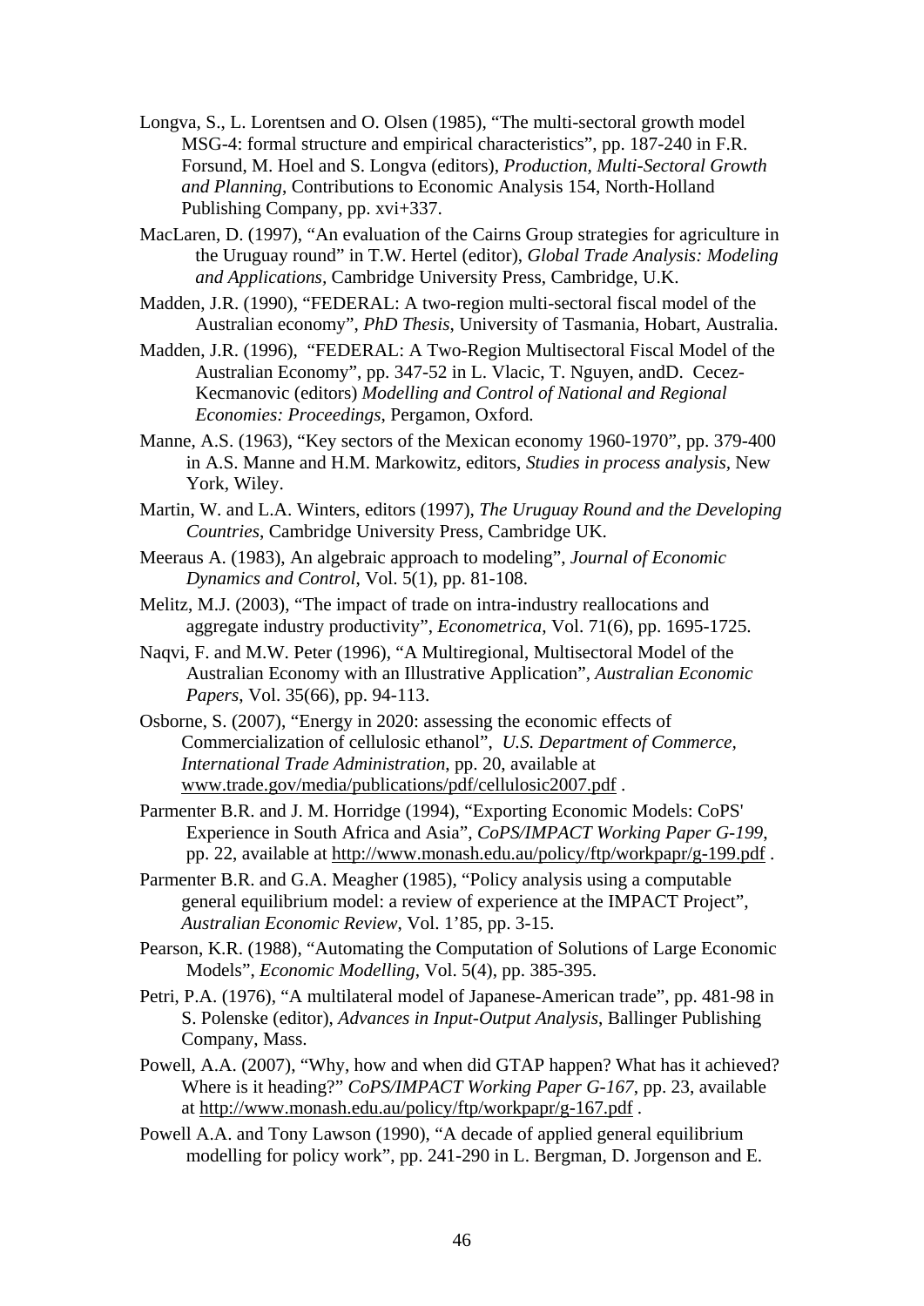Longva, S., L. Lorentsen and O. Olsen (1985), "The multi-sectoral growth model MSG-4: formal structure and empirical characteristics", pp. 187-240 in F.R. Forsund, M. Hoel and S. Longva (editors), *Production, Multi-Sectoral Growth and Planning*, Contributions to Economic Analysis 154, North-Holland Publishing Company, pp. xvi+337.

MacLaren, D. (1997), "An evaluation of the Cairns Group strategies for agriculture in the Uruguay round" in T.W. Hertel (editor), *Global Trade Analysis: Modeling and Applications*, Cambridge University Press, Cambridge, U.K.

Madden, J.R. (1990), "FEDERAL: A two-region multi-sectoral fiscal model of the Australian economy", *PhD Thesis*, University of Tasmania, Hobart, Australia.

Madden, J.R. (1996), "FEDERAL: A Two-Region Multisectoral Fiscal Model of the Australian Economy", pp. 347-52 in L. Vlacic, T. Nguyen, andD. Cecez-Kecmanovic (editors) *Modelling and Control of National and Regional Economies: Proceedings*, Pergamon, Oxford.

Manne, A.S. (1963), "Key sectors of the Mexican economy 1960-1970", pp. 379-400 in A.S. Manne and H.M. Markowitz, editors, *Studies in process analysis*, New York, Wiley.

Martin, W. and L.A. Winters, editors (1997), *The Uruguay Round and the Developing Countries*, Cambridge University Press, Cambridge UK.

Meeraus A. (1983), An algebraic approach to modeling", *Journal of Economic Dynamics and Control*, Vol. 5(1), pp. 81-108.

Melitz, M.J. (2003), "The impact of trade on intra-industry reallocations and aggregate industry productivity", *Econometrica*, Vol. 71(6), pp. 1695-1725.

Naqvi, F. and M.W. Peter (1996), "A Multiregional, Multisectoral Model of the Australian Economy with an Illustrative Application", *Australian Economic Papers*, Vol. 35(66), pp. 94-113.

Osborne, S. (2007), "Energy in 2020: assessing the economic effects of Commercialization of cellulosic ethanol", *U.S. Department of Commerce, International Trade Administration*, pp. 20, available at www.trade.gov/media/publications/pdf/cellulosic2007.pdf .

Parmenter B.R. and J. M. Horridge (1994), "Exporting Economic Models: CoPS' Experience in South Africa and Asia", *CoPS/IMPACT Working Paper G-199*, pp. 22, available at http://www.monash.edu.au/policy/ftp/workpapr/g-199.pdf .

Parmenter B.R. and G.A. Meagher (1985), "Policy analysis using a computable general equilibrium model: a review of experience at the IMPACT Project", *Australian Economic Review*, Vol. 1'85, pp. 3-15.

Pearson, K.R. (1988), "Automating the Computation of Solutions of Large Economic Models", *Economic Modelling*, Vol. 5(4), pp. 385-395.

Petri, P.A. (1976), "A multilateral model of Japanese-American trade", pp. 481-98 in S. Polenske (editor), *Advances in Input-Output Analysis*, Ballinger Publishing Company, Mass.

Powell, A.A. (2007), "Why, how and when did GTAP happen? What has it achieved? Where is it heading?" *CoPS/IMPACT Working Paper G-167*, pp. 23, available at http://www.monash.edu.au/policy/ftp/workpapr/g-167.pdf .

Powell A.A. and Tony Lawson (1990), "A decade of applied general equilibrium modelling for policy work", pp. 241-290 in L. Bergman, D. Jorgenson and E.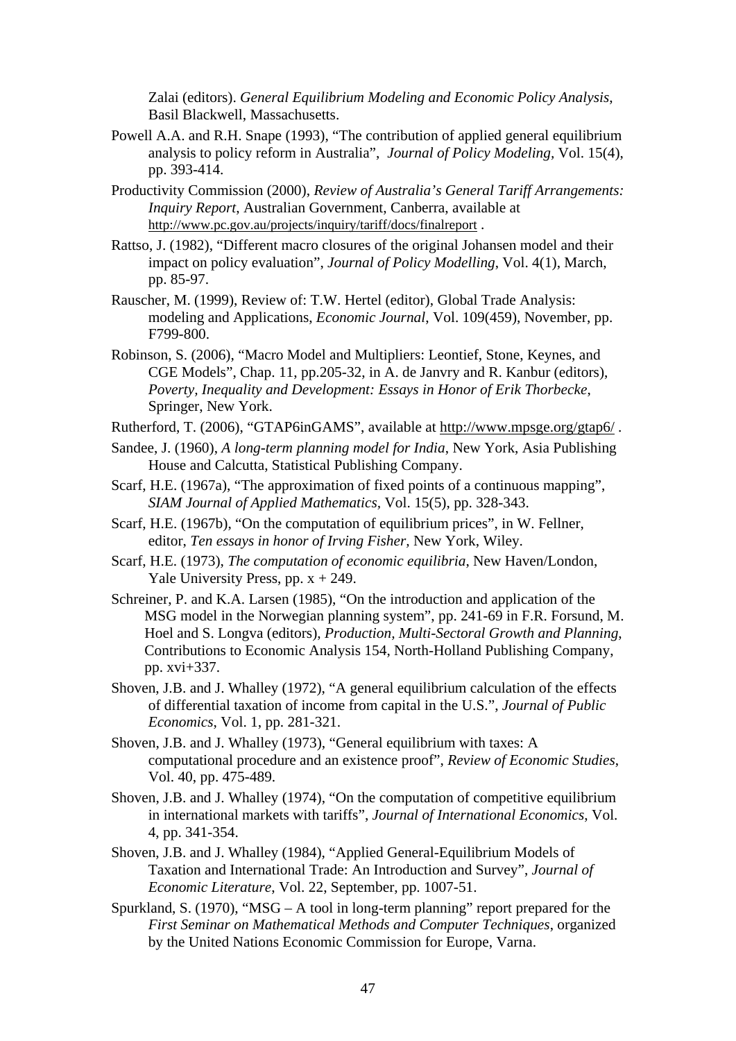Zalai (editors). *General Equilibrium Modeling and Economic Policy Analysis*, Basil Blackwell, Massachusetts.

Powell A.A. and R.H. Snape (1993), "The contribution of applied general equilibrium analysis to policy reform in Australia", *Journal of Policy Modeling*, Vol. 15(4), pp. 393-414.

Productivity Commission (2000), *Review of Australia's General Tariff Arrangements: Inquiry Report*, Australian Government, Canberra, available at http://www.pc.gov.au/projects/inquiry/tariff/docs/finalreport .

Rattso, J. (1982), "Different macro closures of the original Johansen model and their impact on policy evaluation", *Journal of Policy Modelling*, Vol. 4(1), March, pp. 85-97.

Rauscher, M. (1999), Review of: T.W. Hertel (editor), Global Trade Analysis: modeling and Applications, *Economic Journal*, Vol. 109(459), November, pp. F799-800.

Robinson, S. (2006), "Macro Model and Multipliers: Leontief, Stone, Keynes, and CGE Models", Chap. 11, pp.205-32, in A. de Janvry and R. Kanbur (editors), *Poverty, Inequality and Development: Essays in Honor of Erik Thorbecke*, Springer, New York.

Rutherford, T. (2006), "GTAP6inGAMS", available at http://www.mpsge.org/gtap6/ .

Sandee, J. (1960), *A long-term planning model for India*, New York, Asia Publishing House and Calcutta, Statistical Publishing Company.

Scarf, H.E. (1967a), "The approximation of fixed points of a continuous mapping", *SIAM Journal of Applied Mathematics*, Vol. 15(5), pp. 328-343.

Scarf, H.E. (1967b), "On the computation of equilibrium prices", in W. Fellner, editor, *Ten essays in honor of Irving Fisher*, New York, Wiley.

Scarf, H.E. (1973), *The computation of economic equilibria*, New Haven/London, Yale University Press, pp. x + 249.

Schreiner, P. and K.A. Larsen (1985), "On the introduction and application of the MSG model in the Norwegian planning system", pp. 241-69 in F.R. Forsund, M. Hoel and S. Longva (editors), *Production, Multi-Sectoral Growth and Planning*, Contributions to Economic Analysis 154, North-Holland Publishing Company, pp. xvi+337.

Shoven, J.B. and J. Whalley (1972), "A general equilibrium calculation of the effects of differential taxation of income from capital in the U.S.", *Journal of Public Economics*, Vol. 1, pp. 281-321.

Shoven, J.B. and J. Whalley (1973), "General equilibrium with taxes: A computational procedure and an existence proof", *Review of Economic Studies*, Vol. 40, pp. 475-489.

Shoven, J.B. and J. Whalley (1974), "On the computation of competitive equilibrium in international markets with tariffs", *Journal of International Economics*, Vol. 4, pp. 341-354.

Shoven, J.B. and J. Whalley (1984), "Applied General-Equilibrium Models of Taxation and International Trade: An Introduction and Survey", *Journal of Economic Literature*, Vol. 22, September, pp. 1007-51.

Spurkland, S. (1970), "MSG – A tool in long-term planning" report prepared for the *First Seminar on Mathematical Methods and Computer Techniques*, organized by the United Nations Economic Commission for Europe, Varna.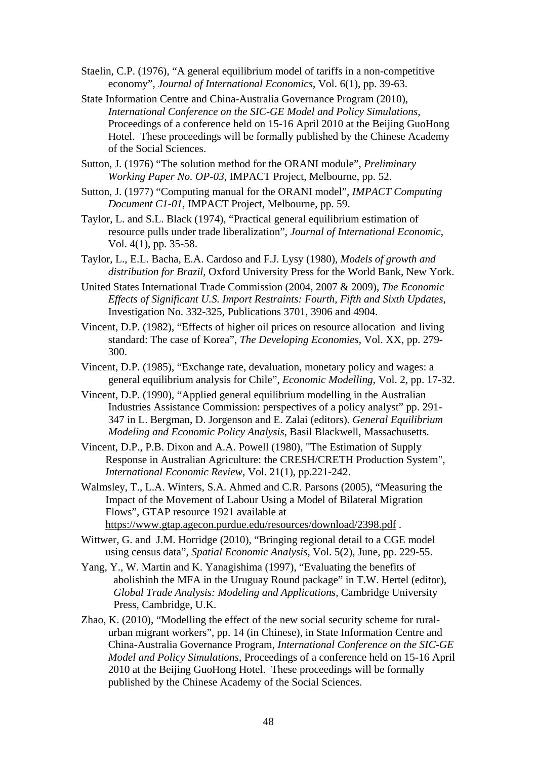Staelin, C.P. (1976), "A general equilibrium model of tariffs in a non-competitive economy", *Journal of International Economics*, Vol. 6(1), pp. 39-63.

State Information Centre and China-Australia Governance Program (2010), *International Conference on the SIC-GE Model and Policy Simulations*, Proceedings of a conference held on 15-16 April 2010 at the Beijing GuoHong Hotel. These proceedings will be formally published by the Chinese Academy of the Social Sciences.

Sutton, J. (1976) "The solution method for the ORANI module", *Preliminary Working Paper No. OP-03*, IMPACT Project, Melbourne, pp. 52.

Sutton, J. (1977) "Computing manual for the ORANI model", *IMPACT Computing Document C1-01*, IMPACT Project, Melbourne, pp. 59.

Taylor, L. and S.L. Black (1974), "Practical general equilibrium estimation of resource pulls under trade liberalization", *Journal of International Economic*, Vol. 4(1), pp. 35-58.

Taylor, L., E.L. Bacha, E.A. Cardoso and F.J. Lysy (1980), *Models of growth and distribution for Brazil*, Oxford University Press for the World Bank, New York.

United States International Trade Commission (2004, 2007 & 2009), *The Economic Effects of Significant U.S. Import Restraints: Fourth, Fifth and Sixth Updates*, Investigation No. 332-325, Publications 3701, 3906 and 4904.

Vincent, D.P. (1982), "Effects of higher oil prices on resource allocation and living standard: The case of Korea", *The Developing Economies*, Vol. XX, pp. 279-300.

Vincent, D.P. (1985), "Exchange rate, devaluation, monetary policy and wages: a general equilibrium analysis for Chile", *Economic Modelling*, Vol. 2, pp. 17-32.

Vincent, D.P. (1990), "Applied general equilibrium modelling in the Australian Industries Assistance Commission: perspectives of a policy analyst" pp. 291-347 in L. Bergman, D. Jorgenson and E. Zalai (editors). *General Equilibrium Modeling and Economic Policy Analysis*, Basil Blackwell, Massachusetts.

Vincent, D.P., P.B. Dixon and A.A. Powell (1980), "The Estimation of Supply Response in Australian Agriculture: the CRESH/CRETH Production System", *International Economic Review*, Vol. 21(1), pp.221-242.

Walmsley, T., L.A. Winters, S.A. Ahmed and C.R. Parsons (2005), "Measuring the Impact of the Movement of Labour Using a Model of Bilateral Migration Flows", GTAP resource 1921 available at https://www.gtap.agecon.purdue.edu/resources/download/2398.pdf .

Wittwer, G. and J.M. Horridge (2010), "Bringing regional detail to a CGE model using census data", *Spatial Economic Analysis*, Vol. 5(2), June, pp. 229-55.

Yang, Y., W. Martin and K. Yanagishima (1997), "Evaluating the benefits of abolishinh the MFA in the Uruguay Round package" in T.W. Hertel (editor), *Global Trade Analysis: Modeling and Applications*, Cambridge University Press, Cambridge, U.K.

Zhao, K. (2010), "Modelling the effect of the new social security scheme for rural-urban migrant workers", pp. 14 (in Chinese), in State Information Centre and China-Australia Governance Program, *International Conference on the SIC-GE Model and Policy Simulations*, Proceedings of a conference held on 15-16 April 2010 at the Beijing GuoHong Hotel. These proceedings will be formally published by the Chinese Academy of the Social Sciences.